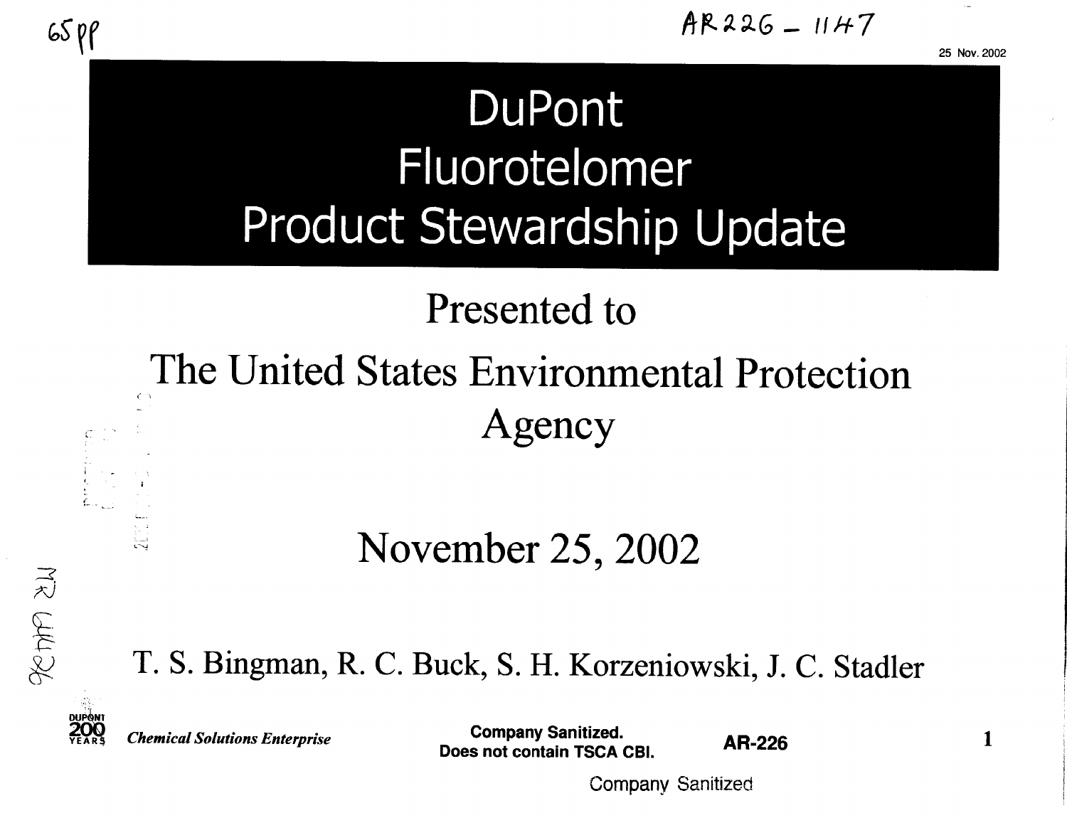65pp

AR226 - 1147

25 Nov. 2002

# DuPont Fluorotelomer Product Stewardship Update

## Presented to

## The United States Environmental Protection Agency

## November 25, 2002

T. S. Bingman, R. C. Buck, S. H. Korzeniowski, J. C. Stadler

MR 64426

*Chemical Solutions Enterprise*

**Company Sanitized. Does not contain TSCA CBI.**

**AR-226**

Company Sanitized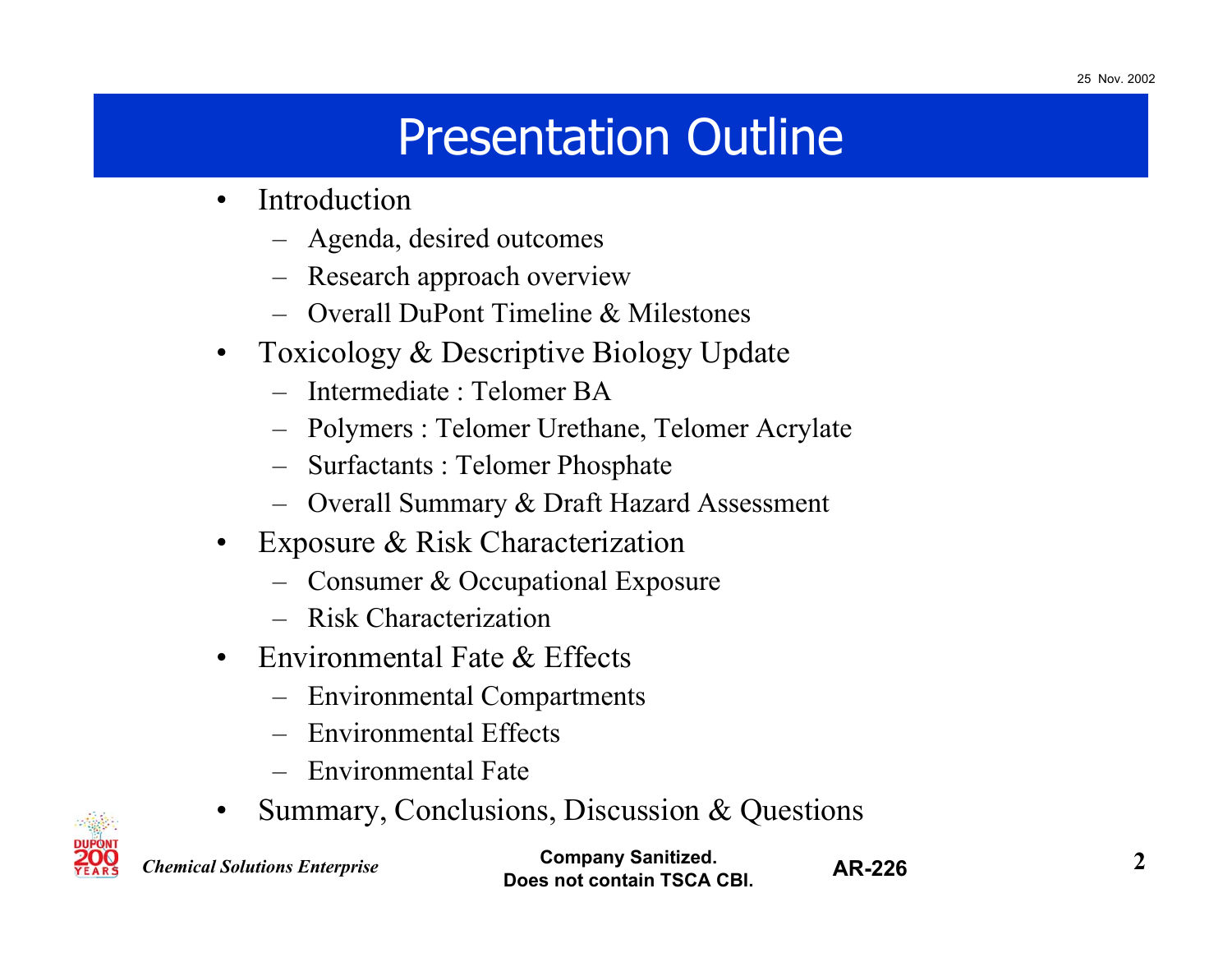# Presentation Outline

- Introduction
  - Agenda, desired outcomes
  - Research approach overview
  - Overall DuPont Timeline & Milestones
- Toxicology & Descriptive Biology Update
  - Intermediate : Telomer BA
  - Polymers : Telomer Urethane, Telomer Acrylate
  - Surfactants : Telomer Phosphate
  - Overall Summary & Draft Hazard Assessment
- Exposure & Risk Characterization
  - Consumer & Occupational Exposure
  - Risk Characterization
- Environmental Fate & Effects
  - Environmental Compartments
  - Environmental Effects
  - Environmental Fate
- Summary, Conclusions, Discussion & Questions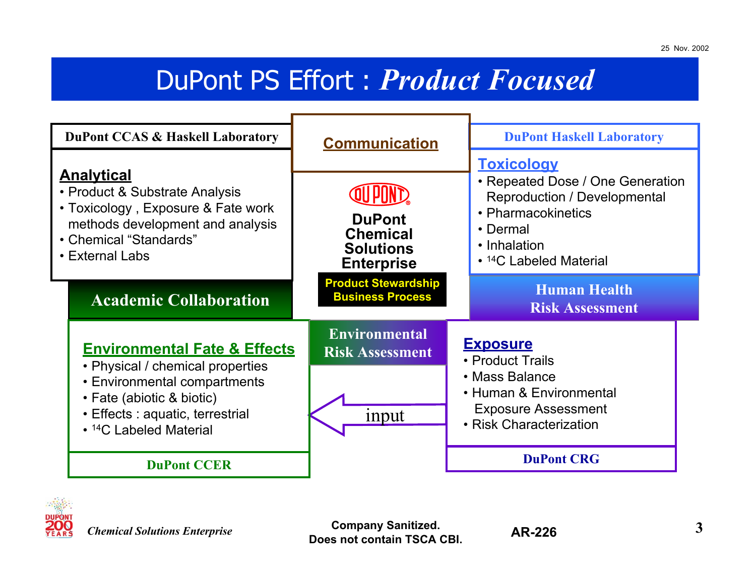# DuPont PS Effort : *Product Focused*

**DuPont CCAS & Haskell Laboratory**

## Analytical

- Product & Substrate Analysis
- Toxicology , Exposure & Fate work methods development and analysis
- Chemical "Standards"
- External Labs

**Academic Collaboration**

## Communication

**DuPont Chemical Solutions Enterprise**

**Product Stewardship Business Process**

**DuPont Haskell Laboratory**

## Toxicology

- Repeated Dose / One Generation Reproduction / Developmental
- Pharmacokinetics
- Dermal
- Inhalation
- $^{14}C$ Labeled Material

**Human Health Risk Assessment**

**Environmental Risk Assessment**

## Environmental Fate & Effects

- Physical / chemical properties
- Environmental compartments
- Fate (abiotic & biotic)
- Effects : aquatic, terrestrial
- $^{14}C$ Labeled Material

**DuPont CCER**

input

## Exposure

- Product Trails
- Mass Balance
- Human & Environmental Exposure Assessment
- Risk Characterization

**DuPont CRG**

*Chemical Solutions Enterprise*

**Company Sanitized. Does not contain TSCA CBI.**

**AR-226**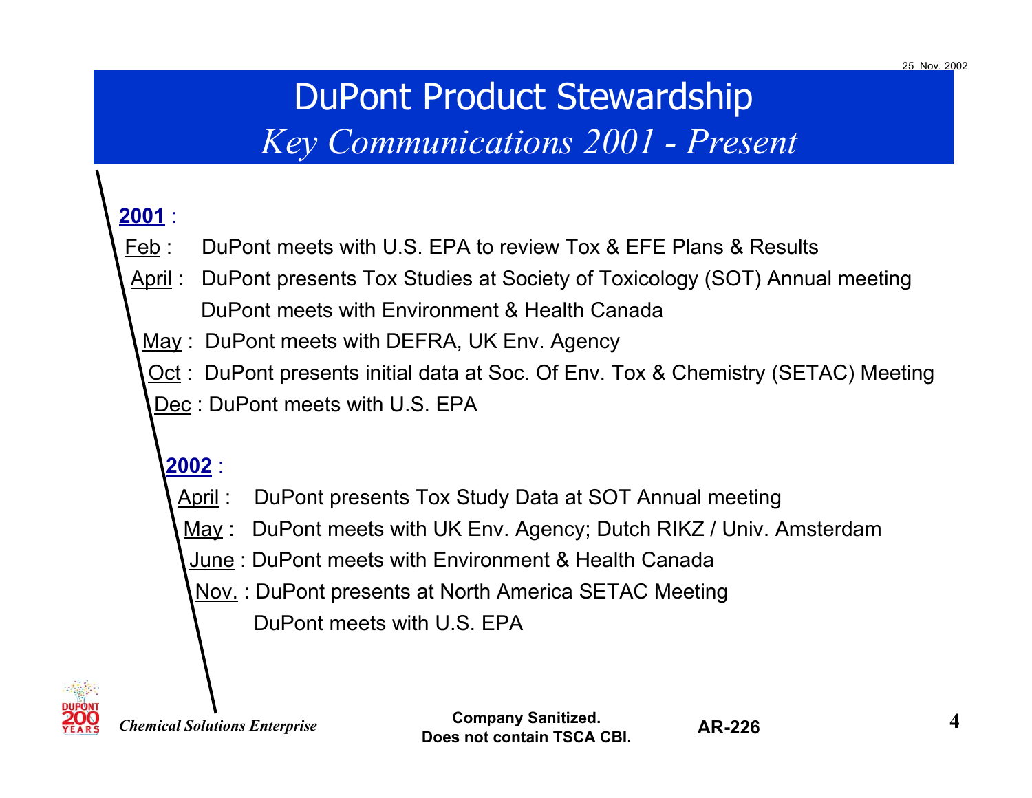# DuPont Product Stewardship

## *Key Communications 2001 - Present*

**2001** :

- Feb : DuPont meets with U.S. EPA to review Tox & EFE Plans & Results
- April : DuPont presents Tox Studies at Society of Toxicology (SOT) Annual meeting
  DuPont meets with Environment & Health Canada
- May : DuPont meets with DEFRA, UK Env. Agency
- Oct : DuPont presents initial data at Soc. Of Env. Tox & Chemistry (SETAC) Meeting
- Dec : DuPont meets with U.S. EPA

**2002** :

- April : DuPont presents Tox Study Data at SOT Annual meeting
- May : DuPont meets with UK Env. Agency; Dutch RIKZ / Univ. Amsterdam
- June : DuPont meets with Environment & Health Canada
- Nov. : DuPont presents at North America SETAC Meeting
  DuPont meets with U.S. EPA

*Chemical Solutions Enterprise*

**Company Sanitized. Does not contain TSCA CBI.**

**AR-226**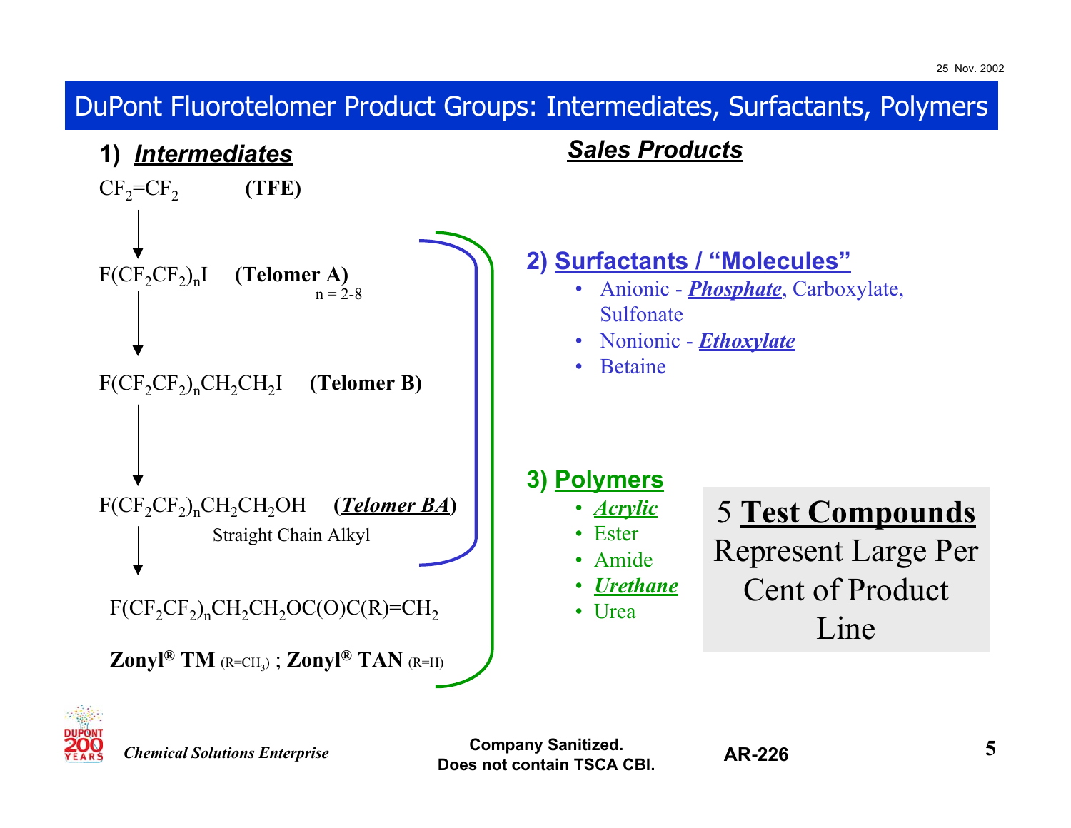## DuPont Fluorotelomer Product Groups: Intermediates, Surfactants, Polymers

### 1) *Intermediates*

$CF_2{=}CF_2$ **(TFE)**

↓

$F(CF_2CF_2)_nI$ **(Telomer A)** n = 2-8

↓

$F(CF_2CF_2)_nCH_2CH_2I$ **(Telomer B)**

↓

$F(CF_2CF_2)_nCH_2CH_2OH$ **(*Telomer BA*)**

Straight Chain Alkyl

↓

$F(CF_2CF_2)_nCH_2CH_2OC(O)C(R){=}CH_2$

**Zonyl® TM** ($R{=}CH_3$) ; **Zonyl® TAN** (R=H)

### *Sales Products*

### 2) Surfactants / "Molecules"

- Anionic - ***Phosphate***, Carboxylate, Sulfonate
- Nonionic - ***Ethoxylate***
- Betaine

### 3) Polymers

- ***Acrylic***
- Ester
- Amide
- ***Urethane***
- Urea

5 **Test Compounds** Represent Large Per Cent of Product Line

*Chemical Solutions Enterprise*

Company Sanitized. Does not contain TSCA CBI.

AR-226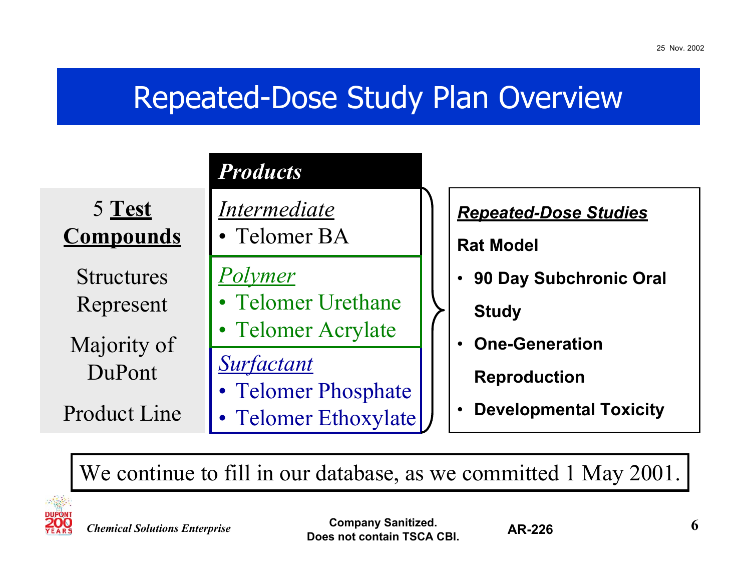25 Nov. 2002

# Repeated-Dose Study Plan Overview

5 **Test Compounds**

Structures Represent Majority of DuPont Product Line

***Products***

*Intermediate*
- Telomer BA

*Polymer*
- Telomer Urethane
- Telomer Acrylate

*Surfactant*
- Telomer Phosphate
- Telomer Ethoxylate

***Repeated-Dose Studies***

**Rat Model**

- **90 Day Subchronic Oral Study**
- **One-Generation Reproduction**
- **Developmental Toxicity**

We continue to fill in our database, as we committed 1 May 2001.

*Chemical Solutions Enterprise*

**Company Sanitized. Does not contain TSCA CBI.**

**AR-226**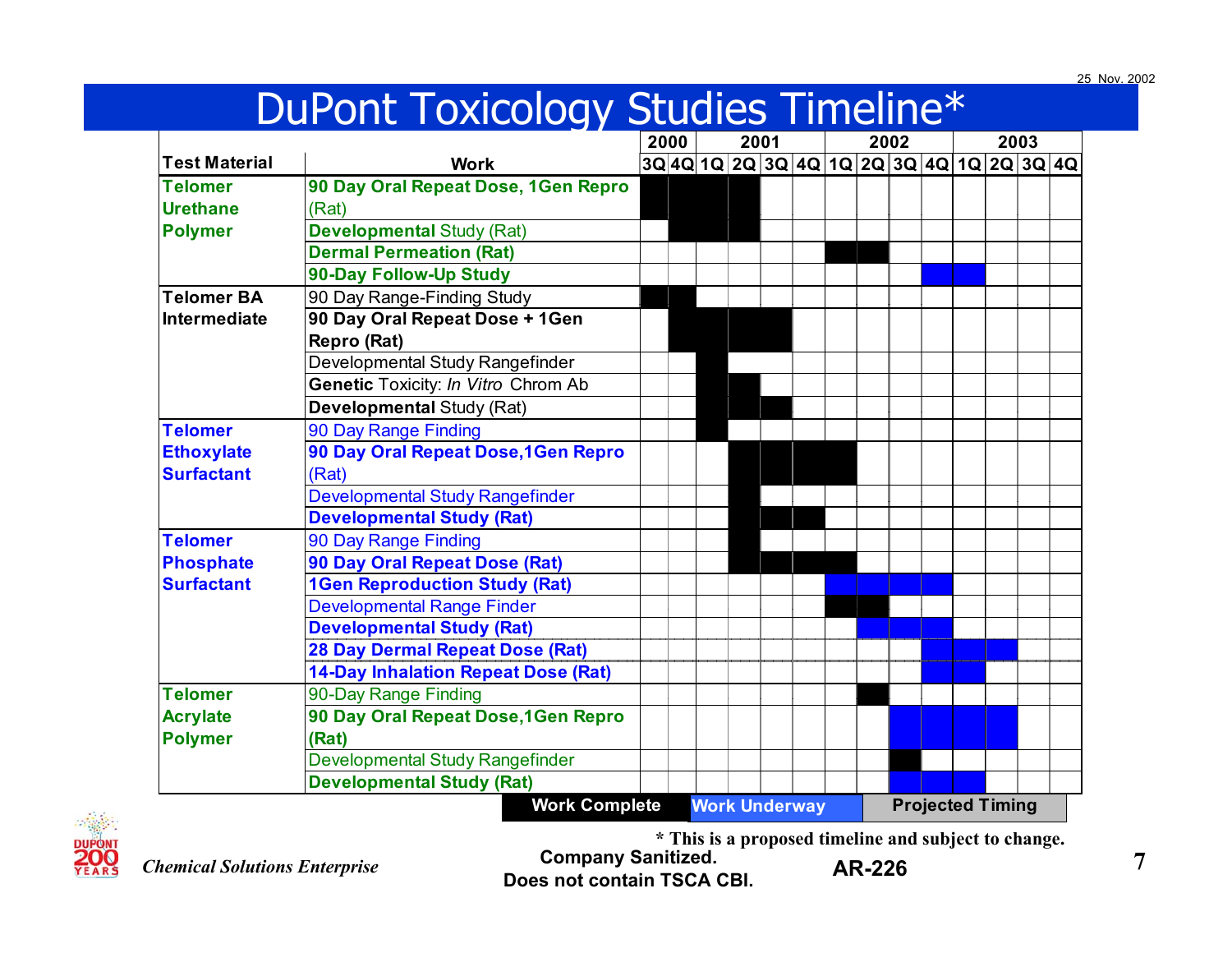25 Nov. 2002

# DuPont Toxicology Studies Timeline*

| Test Material | Work | 2000 3Q | 2000 4Q | 2001 1Q | 2001 2Q | 2001 3Q | 2001 4Q | 2002 1Q | 2002 2Q | 2002 3Q | 2002 4Q | 2003 1Q | 2003 2Q | 2003 3Q | 2003 4Q |
|---|---|---|---|---|---|---|---|---|---|---|---|---|---|---|---|
| Telomer Urethane Polymer | 90 Day Oral Repeat Dose, 1Gen Repro (Rat) | Complete | Complete | Complete | Complete | | | | | | | | | | |
| | Developmental Study (Rat) | | Complete | Complete | Complete | | | | | | | | | | |
| | Dermal Permeation (Rat) | | | | | | | Complete | Complete | | | | | | |
| | 90-Day Follow-Up Study | | | | | | | | | | Underway | Underway | | | |
| Telomer BA Intermediate | 90 Day Range-Finding Study | Complete | Complete | | | | | | | | | | | | |
| | 90 Day Oral Repeat Dose + 1Gen Repro (Rat) | | Complete | Complete | Complete | Complete | | | | | | | | | |
| | Developmental Study Rangefinder | | | Complete | | | | | | | | | | | |
| | Genetic Toxicity: *In Vitro* Chrom Ab | | | Complete | Complete | | | | | | | | | | |
| | Developmental Study (Rat) | | | Complete | Complete | Complete | | | | | | | | | |
| Telomer Ethoxylate Surfactant | 90 Day Range Finding | | | Complete | | | | | | | | | | | |
| | 90 Day Oral Repeat Dose,1Gen Repro (Rat) | | | | Complete | Complete | Complete | Complete | | | | | | | |
| | Developmental Study Rangefinder | | | | Complete | | | | | | | | | | |
| | Developmental Study (Rat) | | | | Complete | Complete | Complete | | | | | | | | |
| Telomer Phosphate Surfactant | 90 Day Range Finding | | | | Complete | | | | | | | | | | |
| | 90 Day Oral Repeat Dose (Rat) | | | | Complete | Complete | Complete | Complete | | | | | | | |
| | 1Gen Reproduction Study (Rat) | | | | | | | Underway | Underway | Underway | Underway | | | | |
| | Developmental Range Finder | | | | | | | Complete | Complete | | | | | | |
| | Developmental Study (Rat) | | | | | | | | Underway | Underway | Underway | | | | |
| | 28 Day Dermal Repeat Dose (Rat) | | | | | | | | | | Underway | Underway | Underway | | |
| | 14-Day Inhalation Repeat Dose (Rat) | | | | | | | | | | Underway | Underway | | | |
| Telomer Acrylate Polymer | 90-Day Range Finding | | | | | | | | Complete | | | | | | |
| | 90 Day Oral Repeat Dose,1Gen Repro (Rat) | | | | | | | | | Underway | Underway | Underway | Underway | | |
| | Developmental Study Rangefinder | | | | | | | | | Complete | | | | | |
| | Developmental Study (Rat) | | | | | | | | | Underway | Underway | Underway | | | |

Legend: Work Complete | Work Underway | Projected Timing

\* This is a proposed timeline and subject to change.

*Chemical Solutions Enterprise*

Company Sanitized.
Does not contain TSCA CBI.

AR-226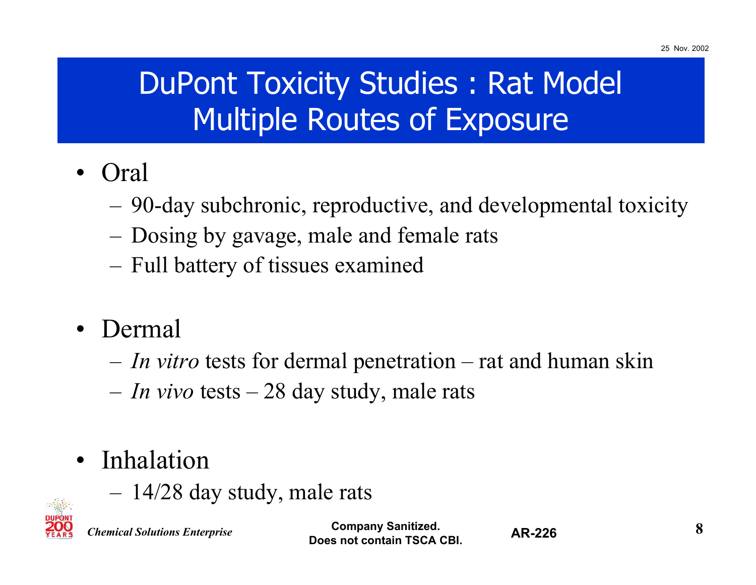# DuPont Toxicity Studies : Rat Model Multiple Routes of Exposure

- Oral
  - 90-day subchronic, reproductive, and developmental toxicity
  - Dosing by gavage, male and female rats
  - Full battery of tissues examined
- Dermal
  - *In vitro* tests for dermal penetration – rat and human skin
  - *In vivo* tests – 28 day study, male rats
- Inhalation
  - 14/28 day study, male rats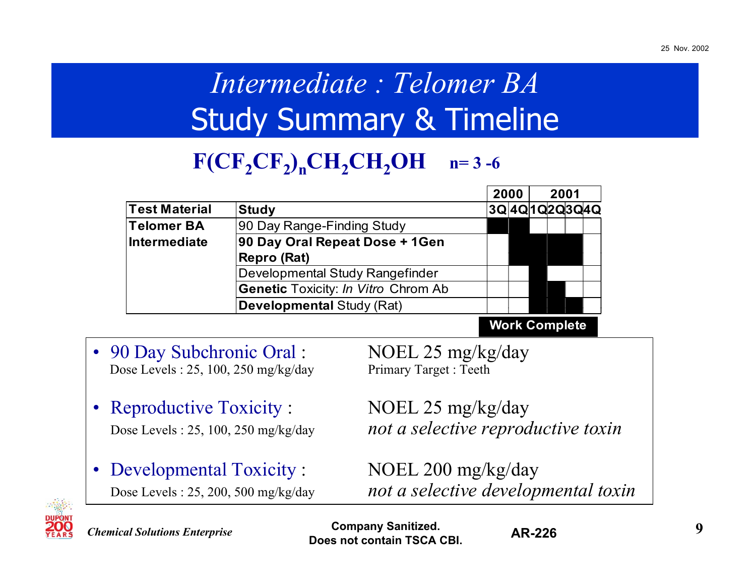# *Intermediate : Telomer BA*
# Study Summary & Timeline

$$F(CF_2CF_2)_nCH_2CH_2OH \quad n = 3\text{-}6$$

| Test Material | Study | 2000 3Q | 2000 4Q | 2001 1Q | 2001 2Q | 2001 3Q | 2001 4Q |
|---|---|---|---|---|---|---|---|
| **Telomer BA Intermediate** | 90 Day Range-Finding Study | ■ | ■ | | | | |
| | **90 Day Oral Repeat Dose + 1Gen Repro (Rat)** | | ■ | ■ | ■ | ■ | |
| | Developmental Study Rangefinder | | | ■ | | | |
| | **Genetic** Toxicity: *In Vitro* Chrom Ab | | | ■ | ■ | | |
| | **Developmental** Study (Rat) | | | ■ | ■ | ■ | |

**Work Complete**

- 90 Day Subchronic Oral : NOEL 25 mg/kg/day
  Dose Levels : 25, 100, 250 mg/kg/day — Primary Target : Teeth
- Reproductive Toxicity : NOEL 25 mg/kg/day
  Dose Levels : 25, 100, 250 mg/kg/day — *not a selective reproductive toxin*
- Developmental Toxicity : NOEL 200 mg/kg/day
  Dose Levels : 25, 200, 500 mg/kg/day — *not a selective developmental toxin*

*Chemical Solutions Enterprise*

**Company Sanitized. Does not contain TSCA CBI.**

**AR-226**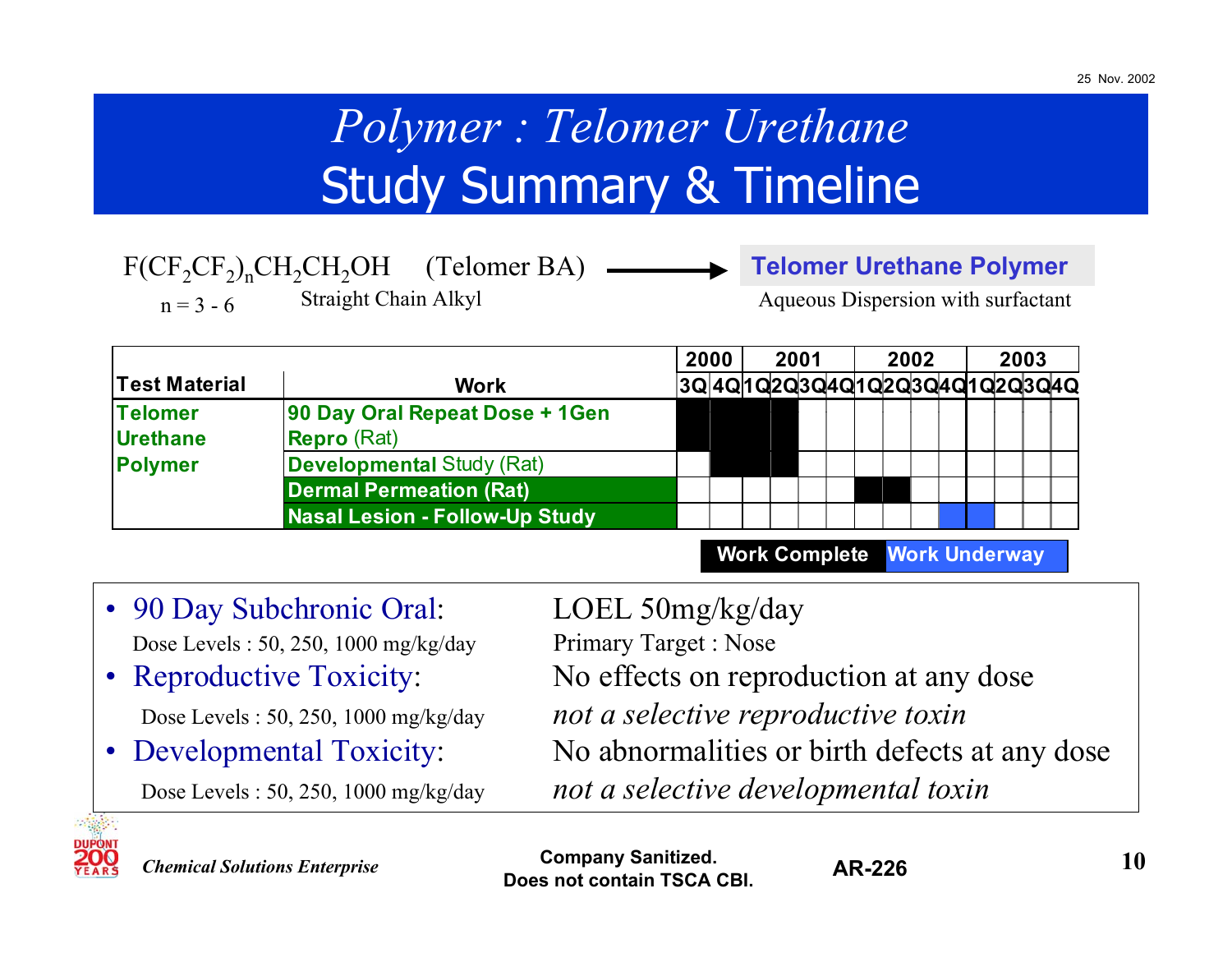# *Polymer : Telomer Urethane*
# Study Summary & Timeline

$F(CF_2CF_2)_nCH_2CH_2OH$ (Telomer BA) → **Telomer Urethane Polymer**

n = 3 - 6 Straight Chain Alkyl — Aqueous Dispersion with surfactant

| Test Material | Work | 2000 3Q | 2000 4Q | 2001 1Q | 2001 2Q | 2001 3Q | 2001 4Q | 2002 1Q | 2002 2Q | 2002 3Q | 2002 4Q | 2003 1Q | 2003 2Q | 2003 3Q | 2003 4Q |
|---|---|---|---|---|---|---|---|---|---|---|---|---|---|---|---|
| **Telomer Urethane Polymer** | **90 Day Oral Repeat Dose + 1Gen Repro** (Rat) | Work Complete | Work Complete | Work Complete | Work Complete | | | | | | | | | | |
| | **Developmental** Study (Rat) | | Work Complete | Work Complete | Work Complete | | | | | | | | | | |
| | **Dermal Permeation (Rat)** | | | | | | | Work Complete | Work Complete | | | | | | |
| | **Nasal Lesion - Follow-Up Study** | | | | | | | | | | Work Underway | Work Underway | | | |

Legend: **Work Complete** | **Work Underway**

- 90 Day Subchronic Oral: LOEL 50mg/kg/day
  Dose Levels : 50, 250, 1000 mg/kg/day — Primary Target : Nose
- Reproductive Toxicity: No effects on reproduction at any dose
  Dose Levels : 50, 250, 1000 mg/kg/day — *not a selective reproductive toxin*
- Developmental Toxicity: No abnormalities or birth defects at any dose
  Dose Levels : 50, 250, 1000 mg/kg/day — *not a selective developmental toxin*

*Chemical Solutions Enterprise*

**Company Sanitized. Does not contain TSCA CBI.**

**AR-226**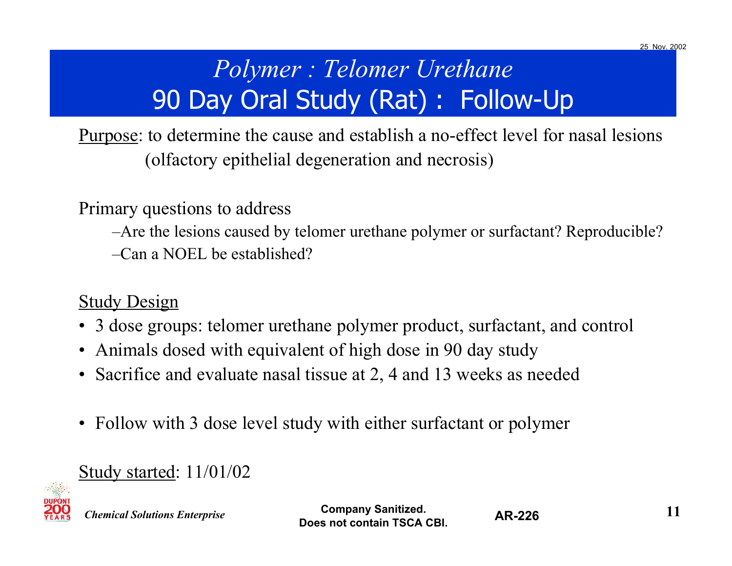# *Polymer : Telomer Urethane*
## 90 Day Oral Study (Rat) : Follow-Up

Purpose: to determine the cause and establish a no-effect level for nasal lesions (olfactory epithelial degeneration and necrosis)

Primary questions to address

- –Are the lesions caused by telomer urethane polymer or surfactant? Reproducible?
- –Can a NOEL be established?

Study Design

- 3 dose groups: telomer urethane polymer product, surfactant, and control
- Animals dosed with equivalent of high dose in 90 day study
- Sacrifice and evaluate nasal tissue at 2, 4 and 13 weeks as needed

- Follow with 3 dose level study with either surfactant or polymer

Study started: 11/01/02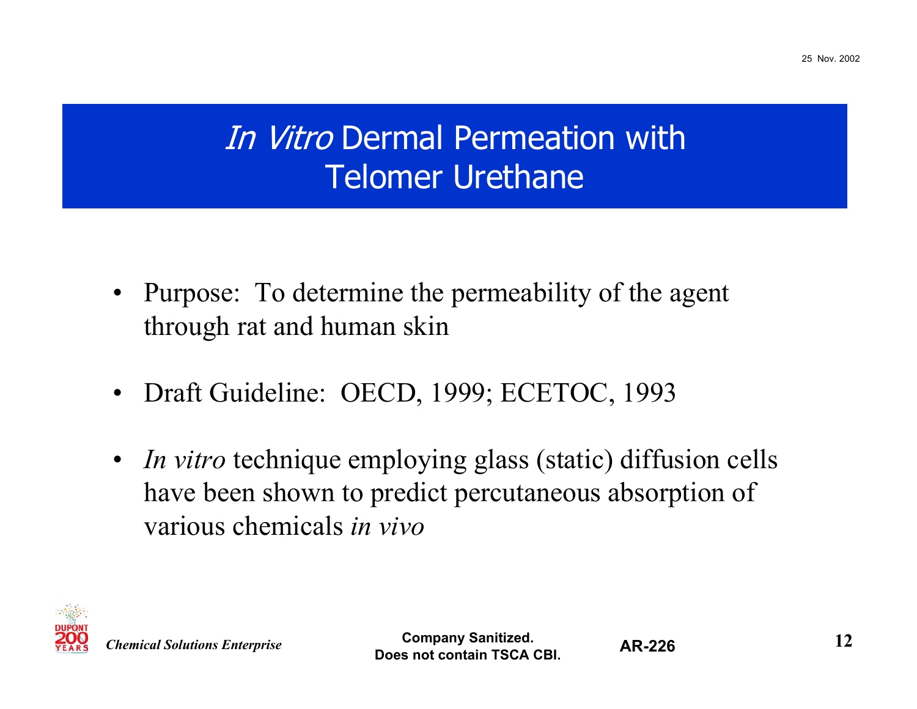# *In Vitro* Dermal Permeation with Telomer Urethane

- Purpose: To determine the permeability of the agent through rat and human skin
- Draft Guideline: OECD, 1999; ECETOC, 1993
- *In vitro* technique employing glass (static) diffusion cells have been shown to predict percutaneous absorption of various chemicals *in vivo*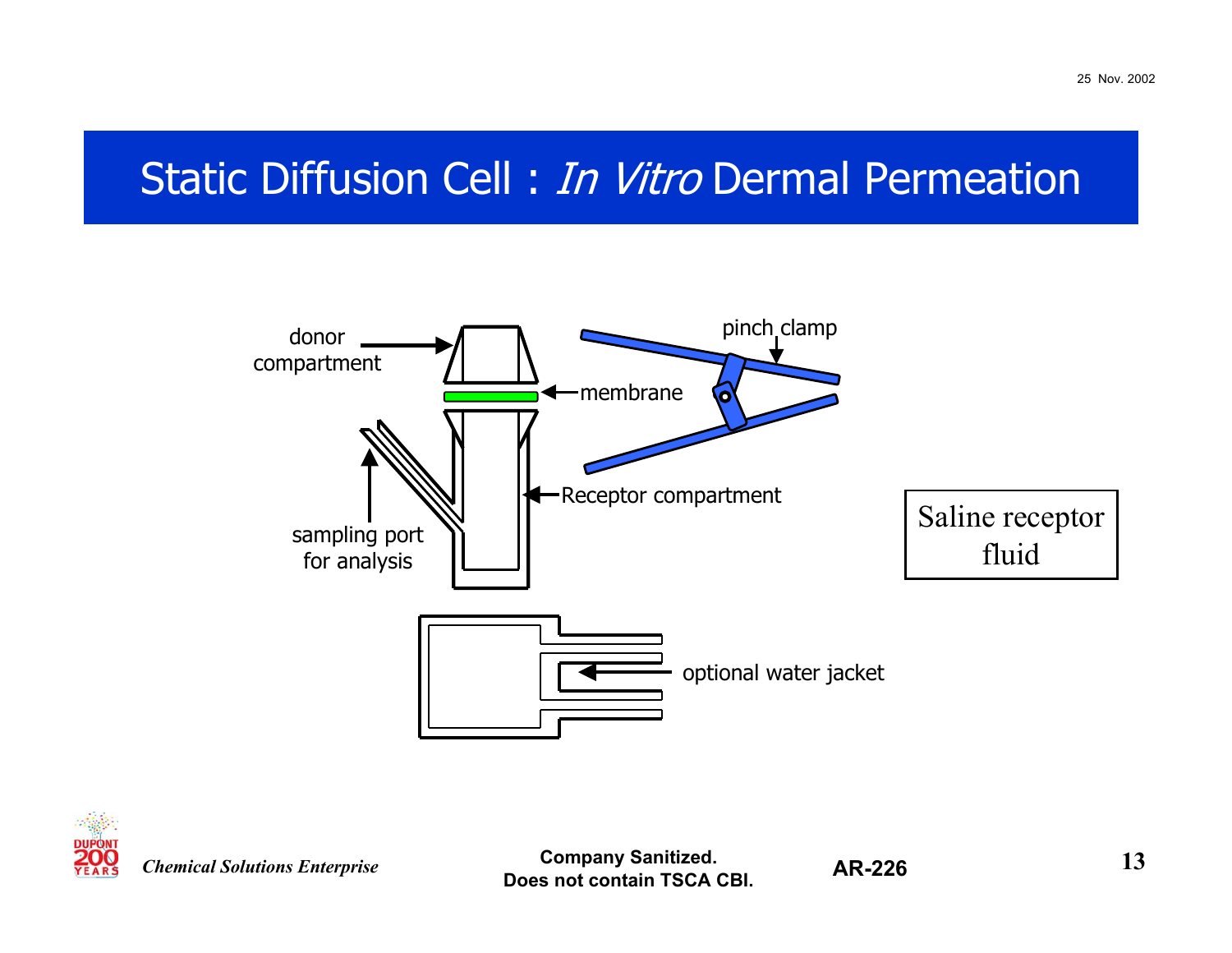# Static Diffusion Cell : *In Vitro* Dermal Permeation

donor compartment

membrane

pinch clamp

sampling port for analysis

Receptor compartment

Saline receptor fluid

optional water jacket

*Chemical Solutions Enterprise*

**Company Sanitized. Does not contain TSCA CBI.**

**AR-226**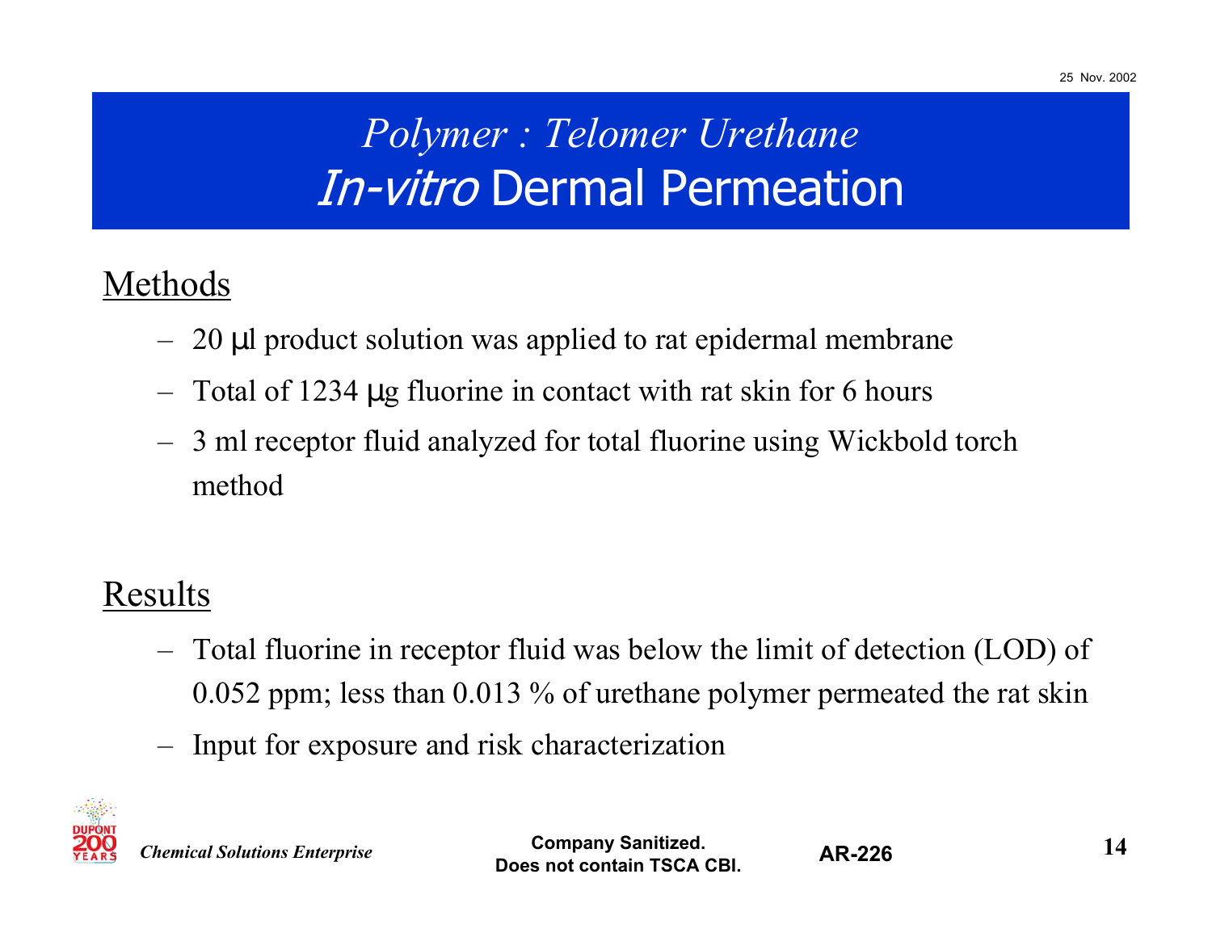# *Polymer : Telomer Urethane*
# *In-vitro* Dermal Permeation

## Methods

- 20 µl product solution was applied to rat epidermal membrane
- Total of 1234 µg fluorine in contact with rat skin for 6 hours
- 3 ml receptor fluid analyzed for total fluorine using Wickbold torch method

## Results

- Total fluorine in receptor fluid was below the limit of detection (LOD) of 0.052 ppm; less than 0.013 % of urethane polymer permeated the rat skin
- Input for exposure and risk characterization

*Chemical Solutions Enterprise*

**Company Sanitized. Does not contain TSCA CBI.**

**AR-226**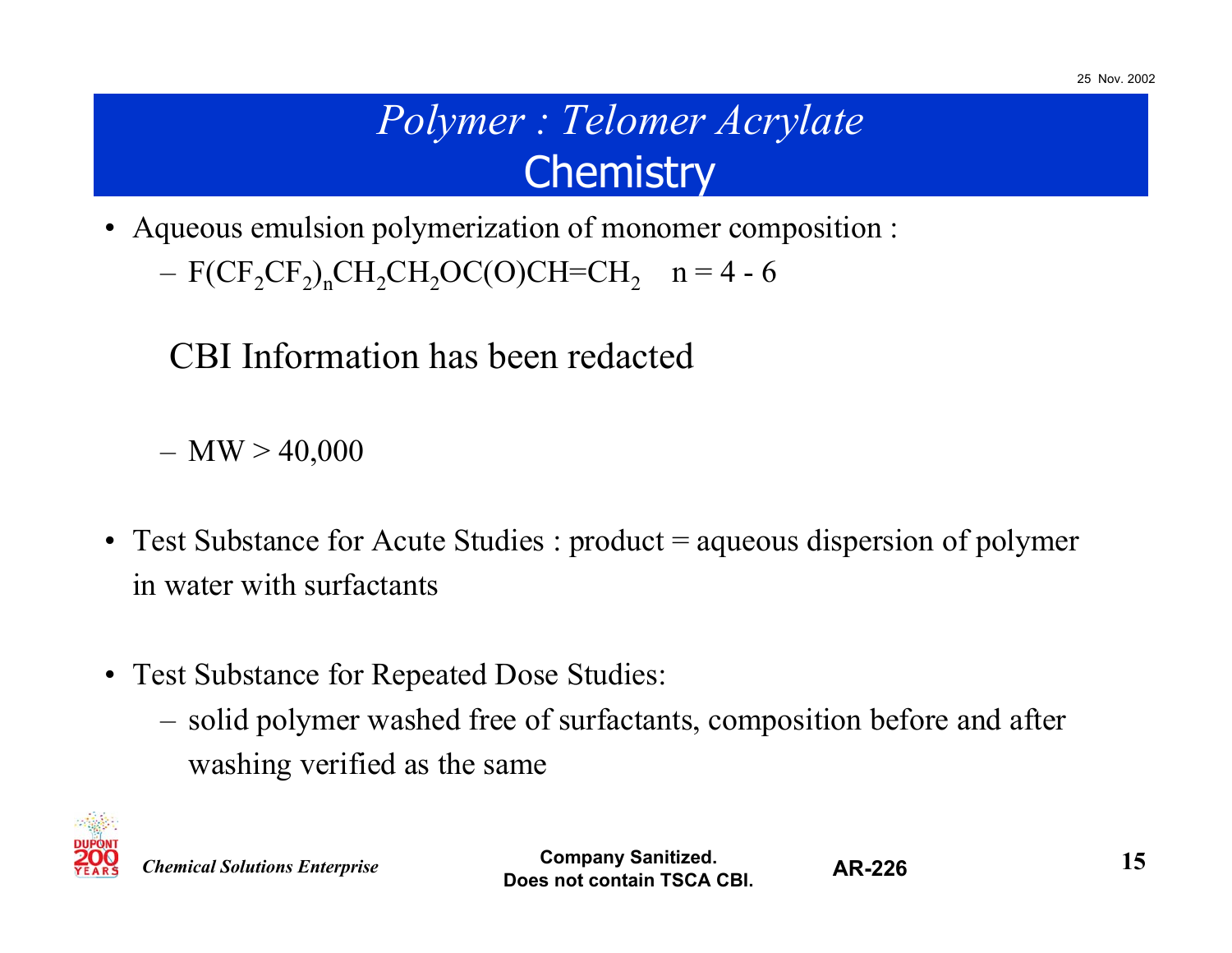# *Polymer : Telomer Acrylate*
## Chemistry

- Aqueous emulsion polymerization of monomer composition :
  - $F(CF_2CF_2)_nCH_2CH_2OC(O)CH=CH_2$ $n = 4 - 6$

CBI Information has been redacted

  - MW > 40,000

- Test Substance for Acute Studies : product = aqueous dispersion of polymer in water with surfactants

- Test Substance for Repeated Dose Studies:
  - solid polymer washed free of surfactants, composition before and after washing verified as the same

*Chemical Solutions Enterprise*

**Company Sanitized. Does not contain TSCA CBI.**

**AR-226**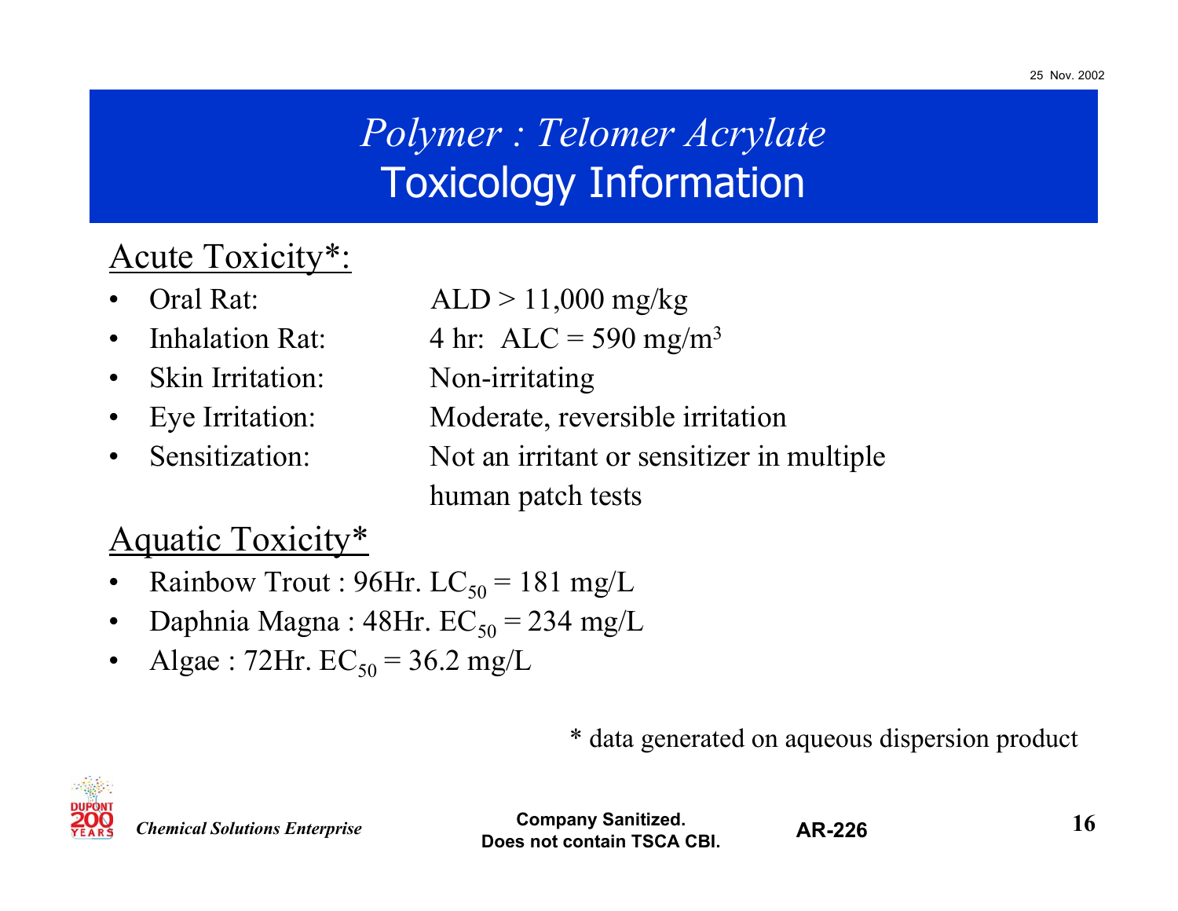# *Polymer : Telomer Acrylate* Toxicology Information

## Acute Toxicity*:

- Oral Rat: ALD > 11,000 mg/kg
- Inhalation Rat: 4 hr: ALC = 590 mg/$m^3$
- Skin Irritation: Non-irritating
- Eye Irritation: Moderate, reversible irritation
- Sensitization: Not an irritant or sensitizer in multiple human patch tests

## Aquatic Toxicity*

- Rainbow Trout : 96Hr. $LC_{50}$ = 181 mg/L
- Daphnia Magna : 48Hr. $EC_{50}$ = 234 mg/L
- Algae : 72Hr. $EC_{50}$ = 36.2 mg/L

* data generated on aqueous dispersion product

*Chemical Solutions Enterprise*

**Company Sanitized. Does not contain TSCA CBI.**

**AR-226**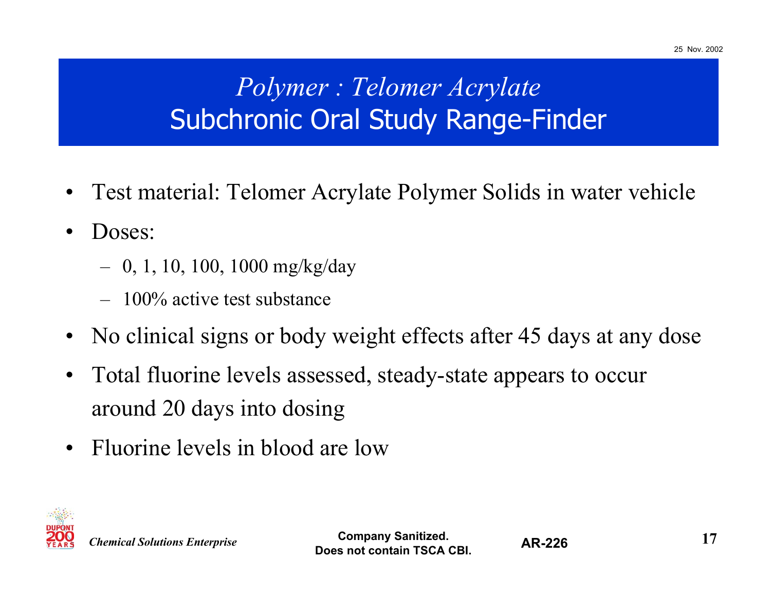# *Polymer : Telomer Acrylate*
# Subchronic Oral Study Range-Finder

- Test material: Telomer Acrylate Polymer Solids in water vehicle
- Doses:
  - 0, 1, 10, 100, 1000 mg/kg/day
  - 100% active test substance
- No clinical signs or body weight effects after 45 days at any dose
- Total fluorine levels assessed, steady-state appears to occur around 20 days into dosing
- Fluorine levels in blood are low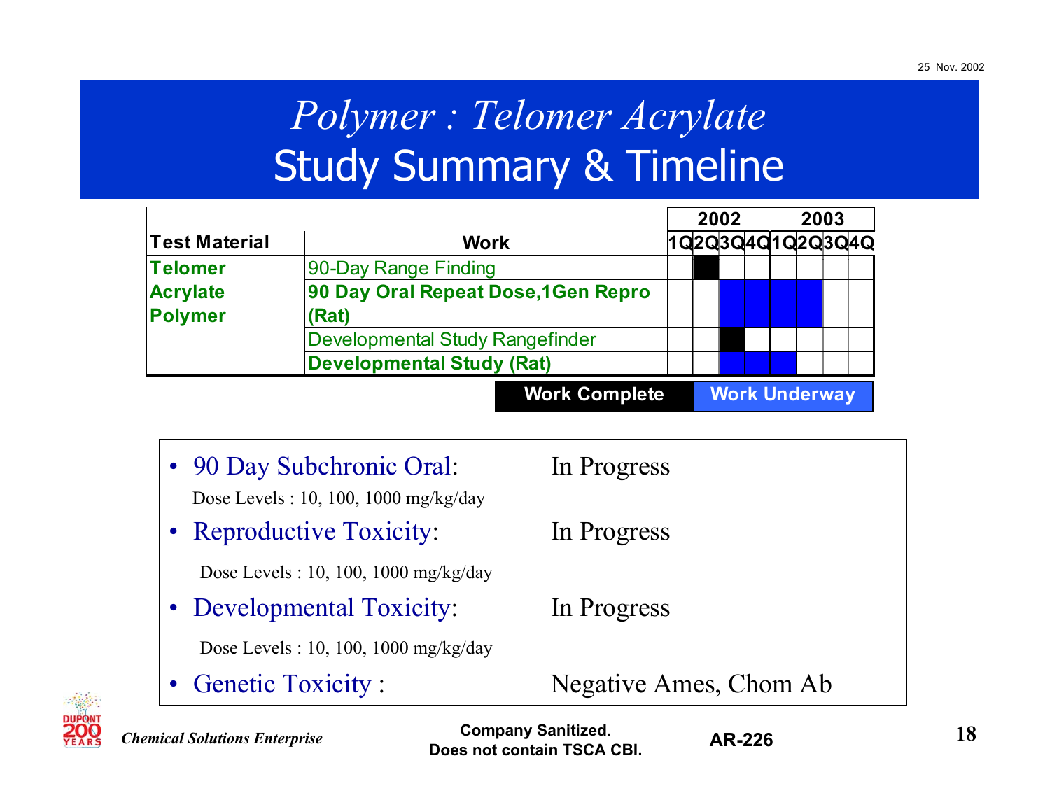# *Polymer : Telomer Acrylate*
# Study Summary & Timeline

| Test Material | Work | 2002 1Q | 2002 2Q | 2002 3Q | 2002 4Q | 2003 1Q | 2003 2Q | 2003 3Q | 2003 4Q |
|---|---|---|---|---|---|---|---|---|---|
| **Telomer Acrylate Polymer** | 90-Day Range Finding | | Work Complete | | | | | | |
| | **90 Day Oral Repeat Dose,1Gen Repro (Rat)** | | | Work Underway | Work Underway | Work Underway | Work Underway | | |
| | Developmental Study Rangefinder | | | Work Complete | | | | | |
| | **Developmental Study (Rat)** | | | Work Underway | Work Underway | Work Underway | | | |

Legend: **Work Complete** | **Work Underway**

- 90 Day Subchronic Oral: In Progress
  Dose Levels : 10, 100, 1000 mg/kg/day
- Reproductive Toxicity: In Progress
  Dose Levels : 10, 100, 1000 mg/kg/day
- Developmental Toxicity: In Progress
  Dose Levels : 10, 100, 1000 mg/kg/day
- Genetic Toxicity : Negative Ames, Chom Ab

*Chemical Solutions Enterprise*

**Company Sanitized. Does not contain TSCA CBI.**

**AR-226**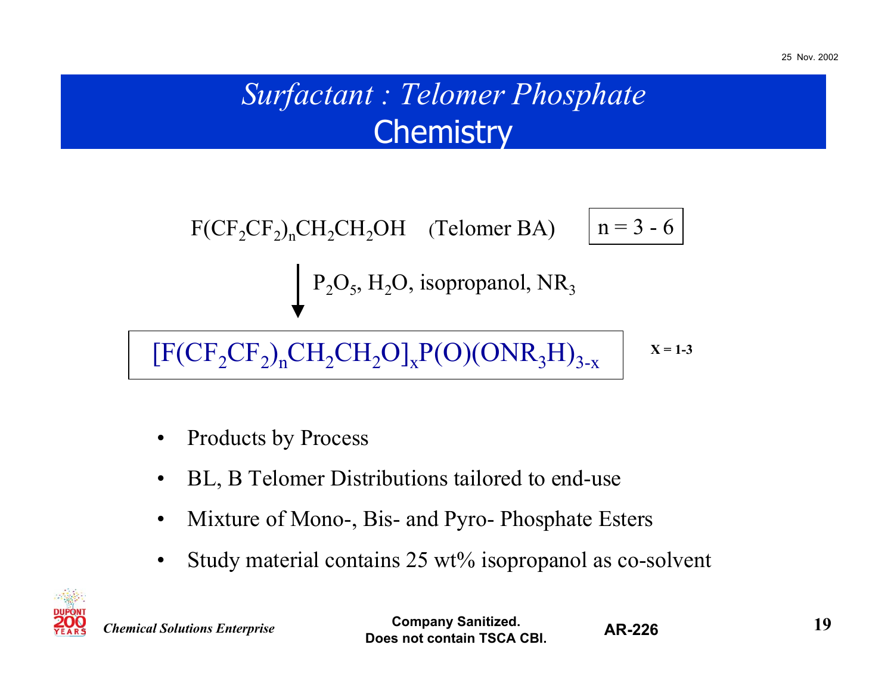# *Surfactant : Telomer Phosphate* Chemistry

$F(CF_2CF_2)_nCH_2CH_2OH$ (Telomer BA) $n = 3 - 6$

$\downarrow$ $P_2O_5$, $H_2O$, isopropanol, $NR_3$

$[F(CF_2CF_2)_nCH_2CH_2O]_xP(O)(ONR_3H)_{3-x}$ **X = 1-3**

- Products by Process
- BL, B Telomer Distributions tailored to end-use
- Mixture of Mono-, Bis- and Pyro- Phosphate Esters
- Study material contains 25 wt% isopropanol as co-solvent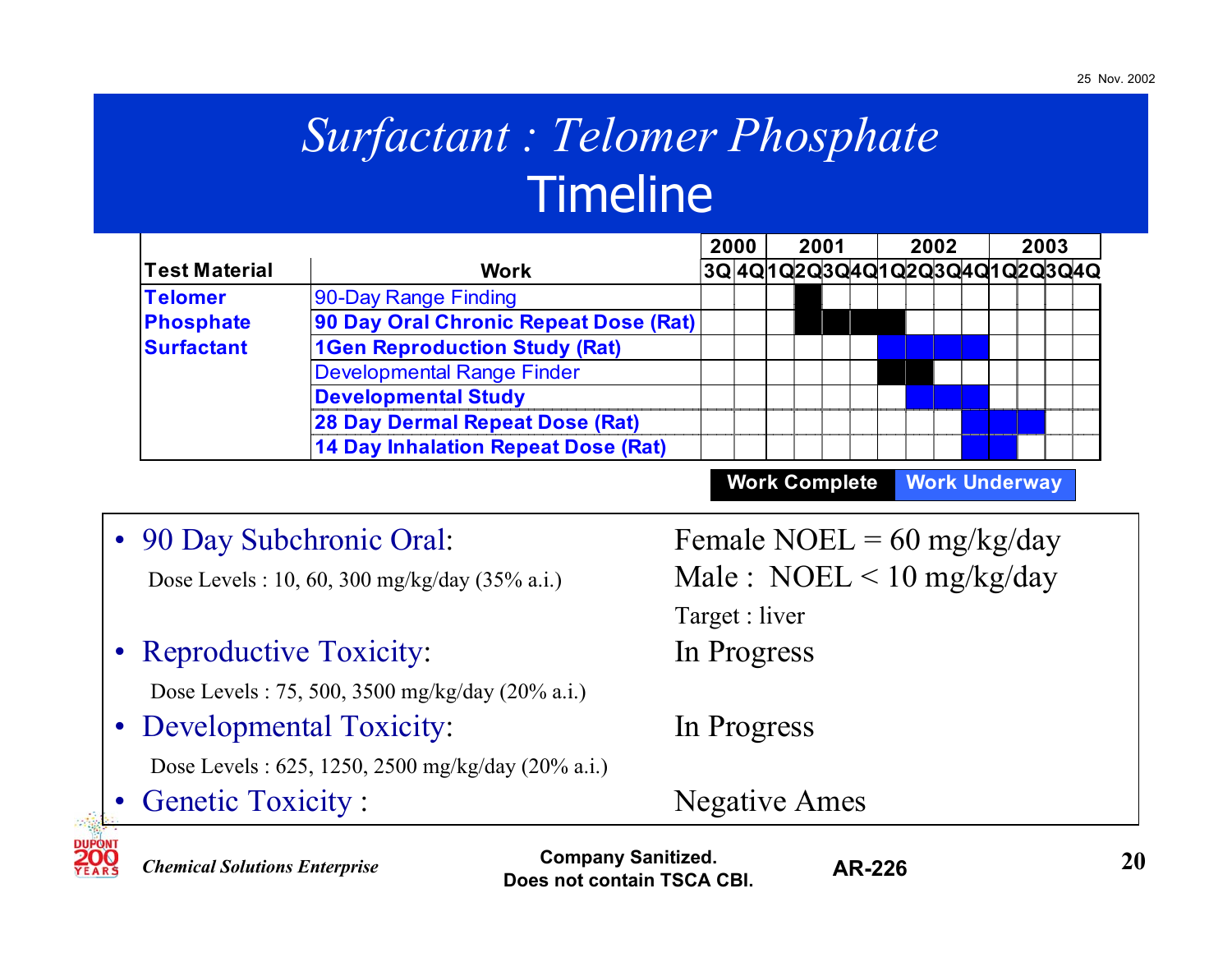# *Surfactant : Telomer Phosphate*
## Timeline

| Test Material | Work | 2000 3Q | 2000 4Q | 2001 1Q | 2001 2Q | 2001 3Q | 2001 4Q | 2002 1Q | 2002 2Q | 2002 3Q | 2002 4Q | 2003 1Q | 2003 2Q | 2003 3Q | 2003 4Q |
|---|---|---|---|---|---|---|---|---|---|---|---|---|---|---|---|
| **Telomer Phosphate Surfactant** | 90-Day Range Finding | | | | Work Complete | | | | | | | | | | |
| | **90 Day Oral Chronic Repeat Dose (Rat)** | | | | Work Complete | Work Complete | Work Complete | Work Complete | | | | | | | |
| | **1Gen Reproduction Study (Rat)** | | | | | | | Work Underway | Work Underway | Work Underway | Work Underway | | | | |
| | Developmental Range Finder | | | | | | | Work Complete | Work Complete | | | | | | |
| | **Developmental Study** | | | | | | | | Work Underway | Work Underway | Work Underway | | | | |
| | **28 Day Dermal Repeat Dose (Rat)** | | | | | | | | | | Work Underway | Work Underway | Work Underway | | |
| | **14 Day Inhalation Repeat Dose (Rat)** | | | | | | | | | | Work Underway | Work Underway | | | |

**Work Complete** | **Work Underway**

- 90 Day Subchronic Oral: Female NOEL = 60 mg/kg/day; Male : NOEL < 10 mg/kg/day
  - Dose Levels : 10, 60, 300 mg/kg/day (35% a.i.)
  - Target : liver
- Reproductive Toxicity: In Progress
  - Dose Levels : 75, 500, 3500 mg/kg/day (20% a.i.)
- Developmental Toxicity: In Progress
  - Dose Levels : 625, 1250, 2500 mg/kg/day (20% a.i.)
- Genetic Toxicity : Negative Ames

*Chemical Solutions Enterprise*

**Company Sanitized. Does not contain TSCA CBI.**

**AR-226**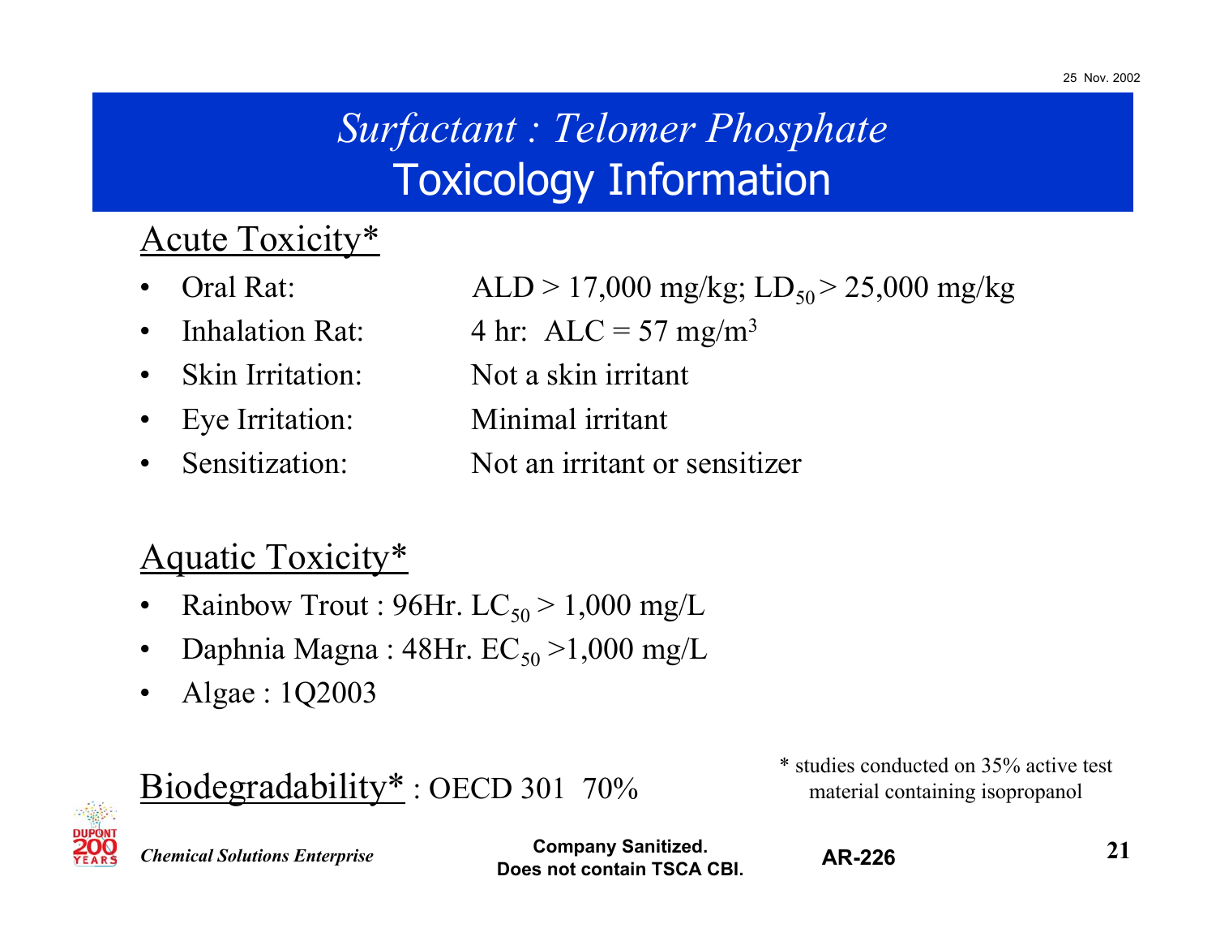# *Surfactant : Telomer Phosphate*
## Toxicology Information

### Acute Toxicity*

- Oral Rat: ALD > 17,000 mg/kg; $LD_{50}$ > 25,000 mg/kg
- Inhalation Rat: 4 hr: ALC = 57 $mg/m^3$
- Skin Irritation: Not a skin irritant
- Eye Irritation: Minimal irritant
- Sensitization: Not an irritant or sensitizer

### Aquatic Toxicity*

- Rainbow Trout : 96Hr. $LC_{50}$ > 1,000 mg/L
- Daphnia Magna : 48Hr. $EC_{50}$ >1,000 mg/L
- Algae : 1Q2003

### Biodegradability* : OECD 301 70%

\* studies conducted on 35% active test material containing isopropanol

*Chemical Solutions Enterprise*

**Company Sanitized. Does not contain TSCA CBI.**

**AR-226**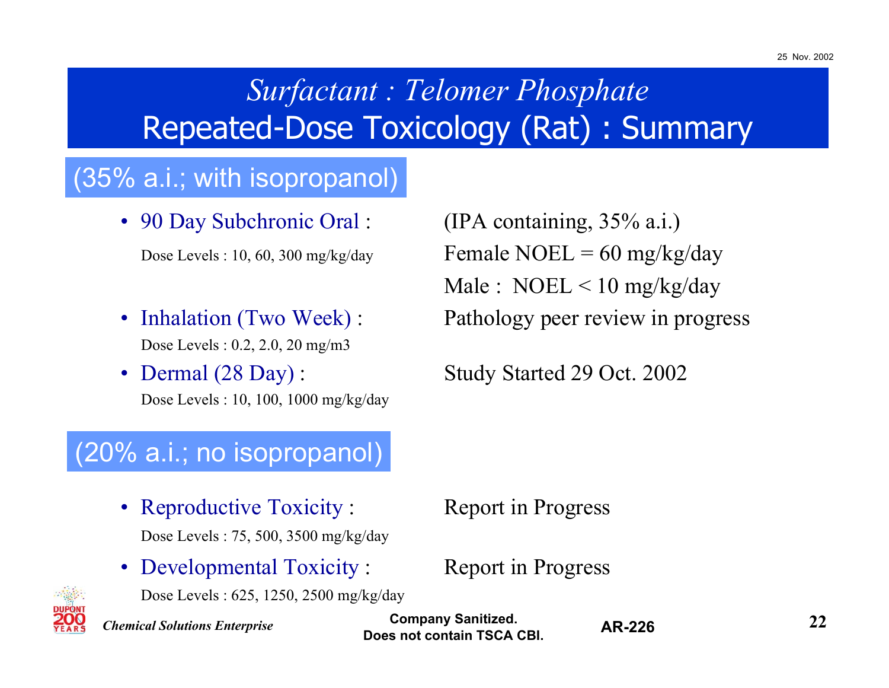# *Surfactant : Telomer Phosphate*

## Repeated-Dose Toxicology (Rat) : Summary

### (35% a.i.; with isopropanol)

- 90 Day Subchronic Oral : (IPA containing, 35% a.i.)
  Dose Levels : 10, 60, 300 mg/kg/day
  Female NOEL = 60 mg/kg/day
  Male : NOEL < 10 mg/kg/day
- Inhalation (Two Week) : Pathology peer review in progress
  Dose Levels : 0.2, 2.0, 20 mg/m3
- Dermal (28 Day) : Study Started 29 Oct. 2002
  Dose Levels : 10, 100, 1000 mg/kg/day

### (20% a.i.; no isopropanol)

- Reproductive Toxicity : Report in Progress
  Dose Levels : 75, 500, 3500 mg/kg/day
- Developmental Toxicity : Report in Progress
  Dose Levels : 625, 1250, 2500 mg/kg/day

*Chemical Solutions Enterprise*

**Company Sanitized. Does not contain TSCA CBI.**

**AR-226**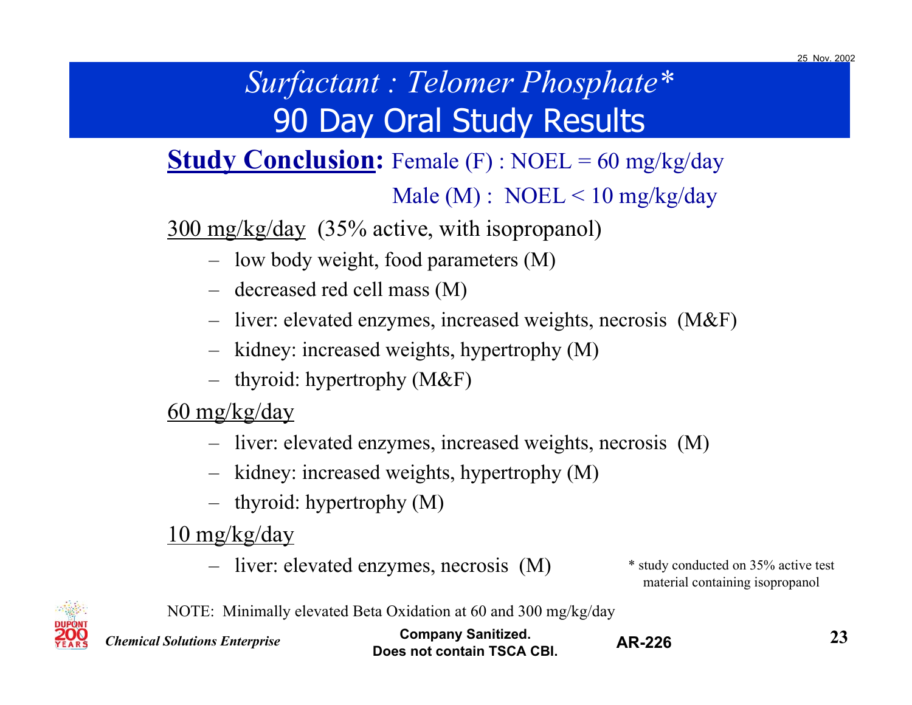# *Surfactant : Telomer Phosphate**
## 90 Day Oral Study Results

**<u>Study Conclusion</u>:** Female (F) : NOEL = 60 mg/kg/day

Male (M) : NOEL < 10 mg/kg/day

<u>300 mg/kg/day</u> (35% active, with isopropanol)

- low body weight, food parameters (M)
- decreased red cell mass (M)
- liver: elevated enzymes, increased weights, necrosis (M&F)
- kidney: increased weights, hypertrophy (M)
- thyroid: hypertrophy (M&F)

<u>60 mg/kg/day</u>

- liver: elevated enzymes, increased weights, necrosis (M)
- kidney: increased weights, hypertrophy (M)
- thyroid: hypertrophy (M)

<u>10 mg/kg/day</u>

- liver: elevated enzymes, necrosis (M)

\* study conducted on 35% active test material containing isopropanol

NOTE: Minimally elevated Beta Oxidation at 60 and 300 mg/kg/day

Company Sanitized. Does not contain TSCA CBI.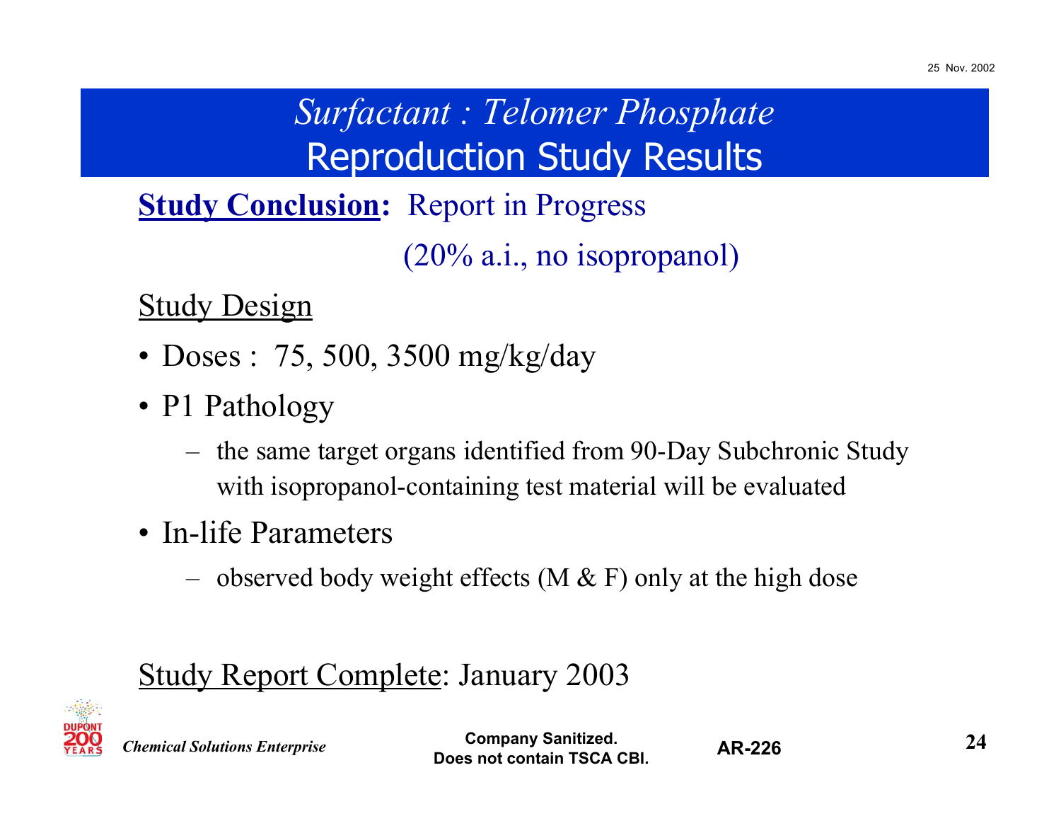# *Surfactant : Telomer Phosphate*
## Reproduction Study Results

**Study Conclusion:** Report in Progress

(20% a.i., no isopropanol)

Study Design

- Doses : 75, 500, 3500 mg/kg/day
- P1 Pathology
  - the same target organs identified from 90-Day Subchronic Study with isopropanol-containing test material will be evaluated
- In-life Parameters
  - observed body weight effects (M & F) only at the high dose

Study Report Complete: January 2003

Company Sanitized.
Does not contain TSCA CBI.

AR-226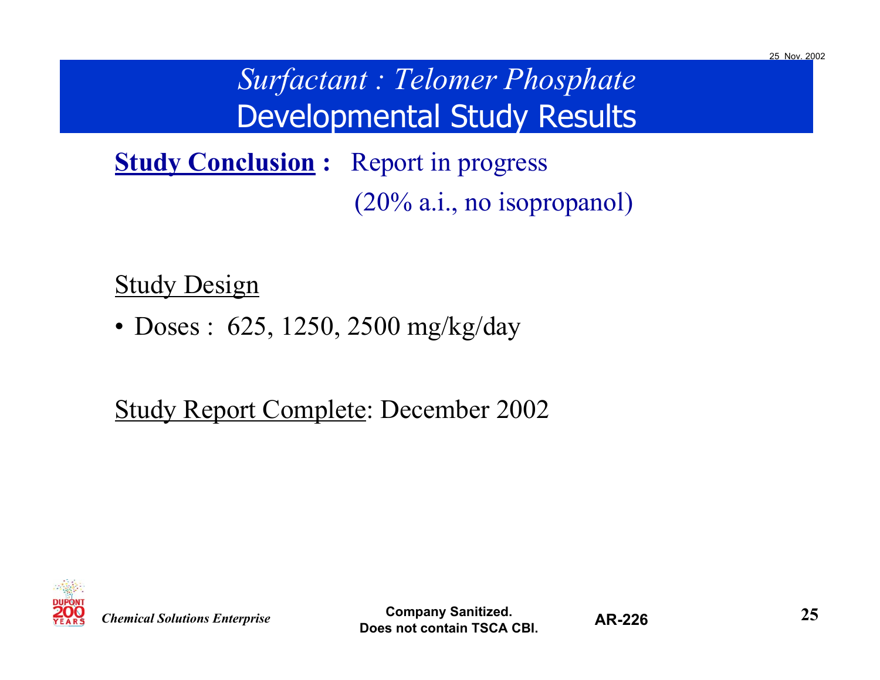# *Surfactant : Telomer Phosphate*
# Developmental Study Results

**Study Conclusion :** Report in progress
(20% a.i., no isopropanol)

Study Design

- Doses : 625, 1250, 2500 mg/kg/day

Study Report Complete: December 2002

*Chemical Solutions Enterprise*

**Company Sanitized. Does not contain TSCA CBI.**

**AR-226**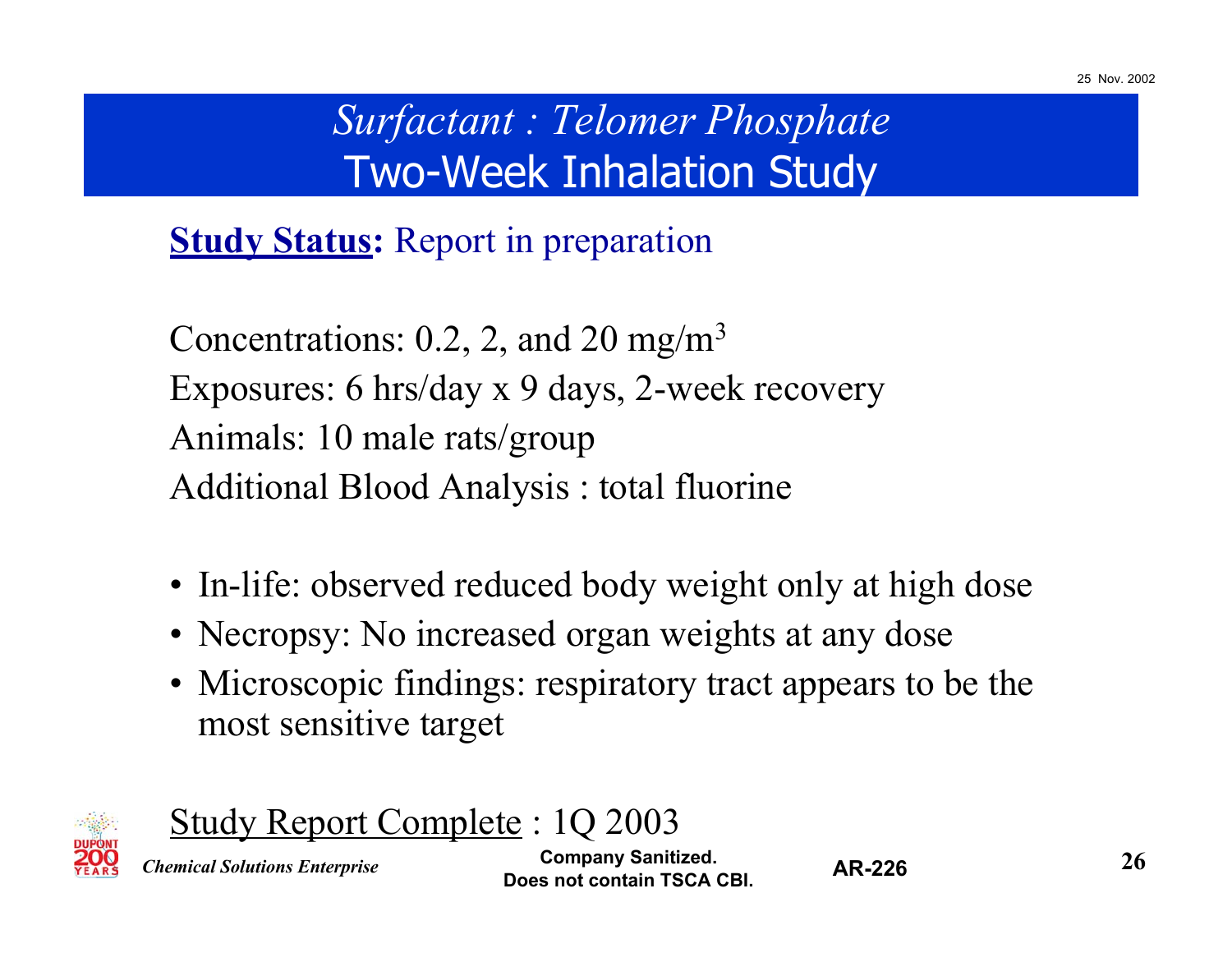# *Surfactant : Telomer Phosphate*
# Two-Week Inhalation Study

**Study Status:** Report in preparation

Concentrations: 0.2, 2, and 20 $mg/m^3$

Exposures: 6 hrs/day x 9 days, 2-week recovery

Animals: 10 male rats/group

Additional Blood Analysis : total fluorine

- In-life: observed reduced body weight only at high dose
- Necropsy: No increased organ weights at any dose
- Microscopic findings: respiratory tract appears to be the most sensitive target

Study Report Complete : 1Q 2003

Company Sanitized.
Does not contain TSCA CBI.

AR-226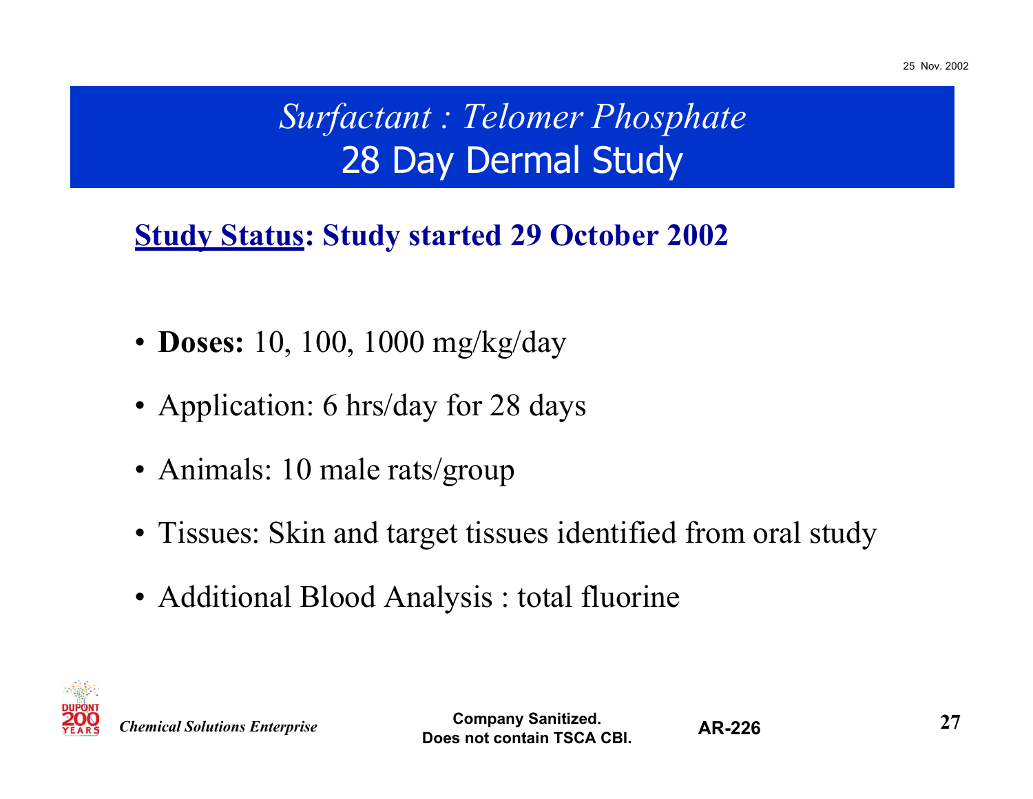# *Surfactant : Telomer Phosphate*
# 28 Day Dermal Study

**Study Status: Study started 29 October 2002**

- **Doses:** 10, 100, 1000 mg/kg/day
- Application: 6 hrs/day for 28 days
- Animals: 10 male rats/group
- Tissues: Skin and target tissues identified from oral study
- Additional Blood Analysis : total fluorine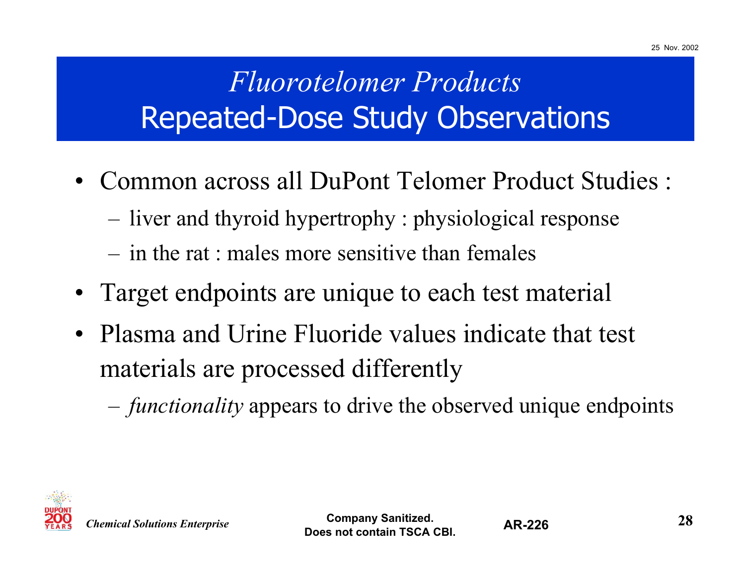# *Fluorotelomer Products*
## Repeated-Dose Study Observations

- Common across all DuPont Telomer Product Studies :
  - liver and thyroid hypertrophy : physiological response
  - in the rat : males more sensitive than females
- Target endpoints are unique to each test material
- Plasma and Urine Fluoride values indicate that test materials are processed differently
  - *functionality* appears to drive the observed unique endpoints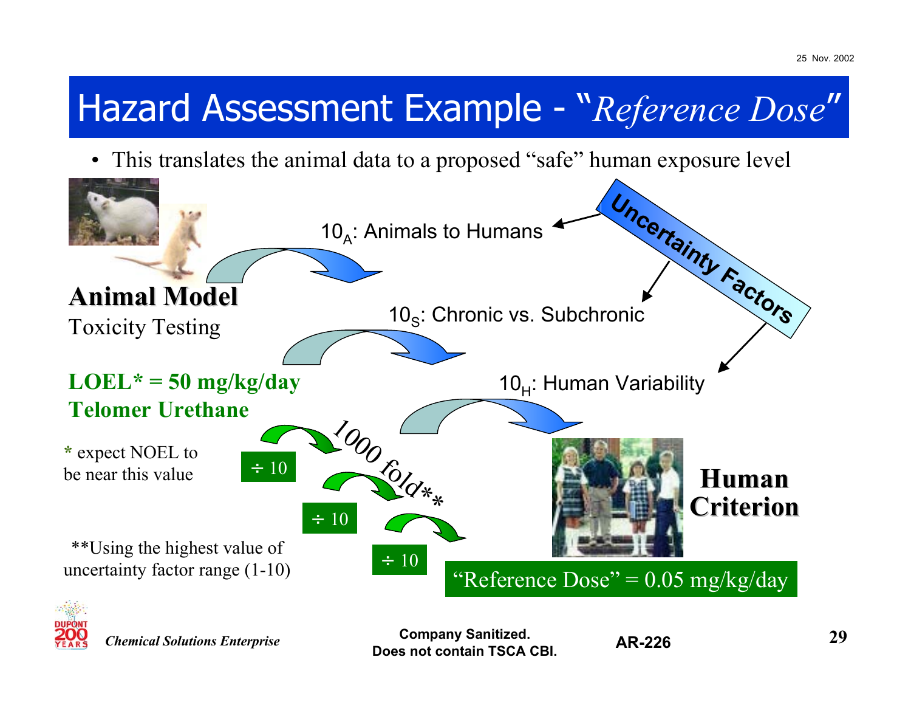# Hazard Assessment Example - "*Reference Dose*"

- This translates the animal data to a proposed "safe" human exposure level

**Uncertainty Factors**

$10_A$: Animals to Humans

$10_S$: Chronic vs. Subchronic

$10_H$: Human Variability

**Animal Model**
Toxicity Testing

**LOEL* = 50 mg/kg/day**
**Telomer Urethane**

* expect NOEL to be near this value

÷ 10

÷ 10

÷ 10

1000 fold**

**Using the highest value of uncertainty factor range (1-10)

**Human Criterion**

"Reference Dose" = 0.05 mg/kg/day

*Chemical Solutions Enterprise*

**Company Sanitized. Does not contain TSCA CBI.**

**AR-226**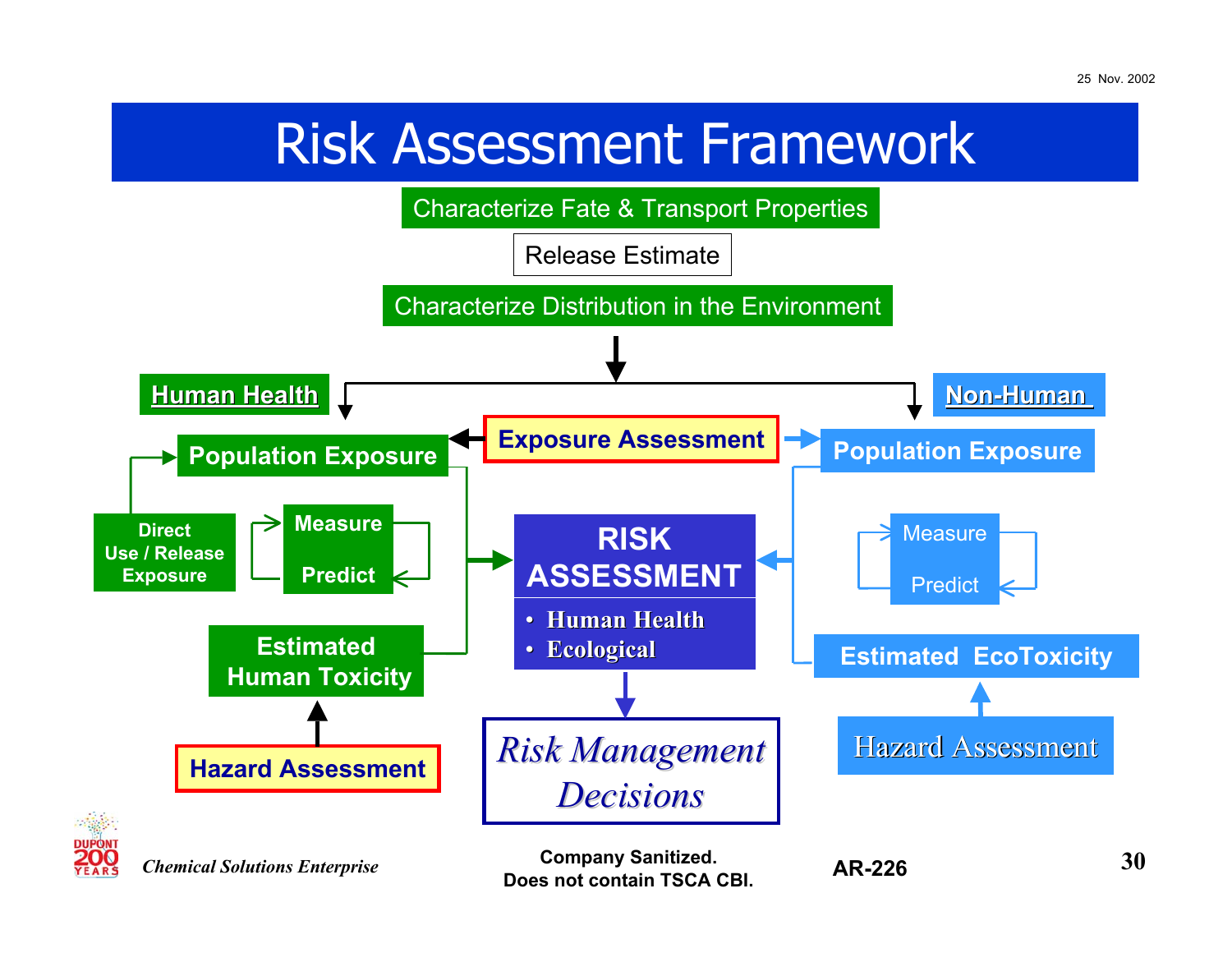# Risk Assessment Framework

Characterize Fate & Transport Properties

Release Estimate

Characterize Distribution in the Environment

**Human Health**

**Non-Human**

**Exposure Assessment**

**Population Exposure**

Direct Use / Release Exposure

Measure

Predict

Estimated Human Toxicity

**Hazard Assessment**

**RISK ASSESSMENT**

- Human Health
- Ecological

*Risk Management Decisions*

**Population Exposure**

Measure

Predict

Estimated EcoToxicity

Hazard Assessment

*Chemical Solutions Enterprise*

Company Sanitized.
Does not contain TSCA CBI.

AR-226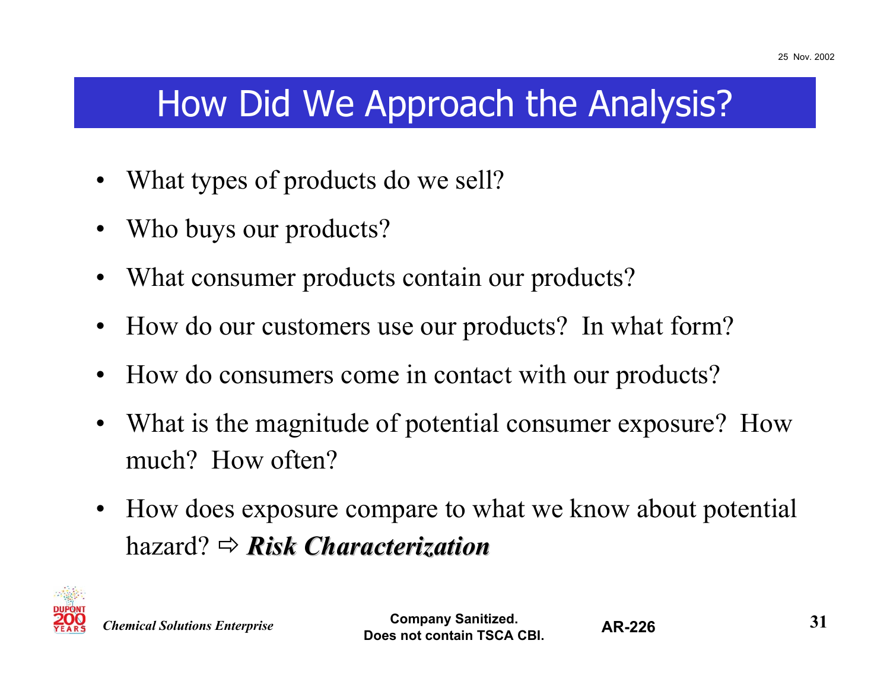# How Did We Approach the Analysis?

- What types of products do we sell?
- Who buys our products?
- What consumer products contain our products?
- How do our customers use our products? In what form?
- How do consumers come in contact with our products?
- What is the magnitude of potential consumer exposure? How much? How often?
- How does exposure compare to what we know about potential hazard? ⇨ ***Risk Characterization***

Company Sanitized.
Does not contain TSCA CBI.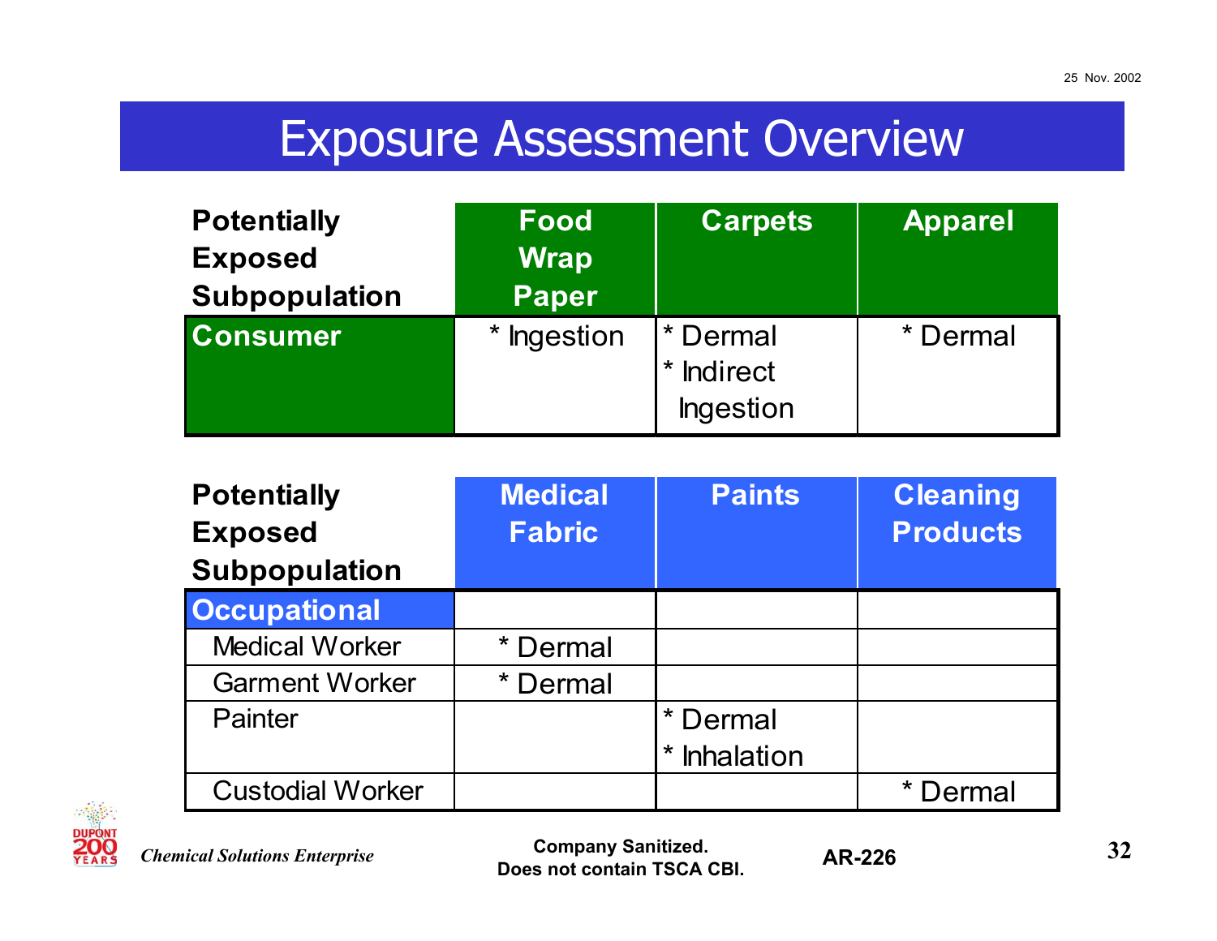# Exposure Assessment Overview

| Potentially Exposed Subpopulation | Food Wrap Paper | Carpets | Apparel |
|---|---|---|---|
| **Consumer** | * Ingestion | * Dermal<br>* Indirect Ingestion | * Dermal |

| Potentially Exposed Subpopulation | Medical Fabric | Paints | Cleaning Products |
|---|---|---|---|
| **Occupational** | | | |
| Medical Worker | * Dermal | | |
| Garment Worker | * Dermal | | |
| Painter | | * Dermal<br>* Inhalation | |
| Custodial Worker | | | * Dermal |

*Chemical Solutions Enterprise*

**Company Sanitized. Does not contain TSCA CBI.**

**AR-226**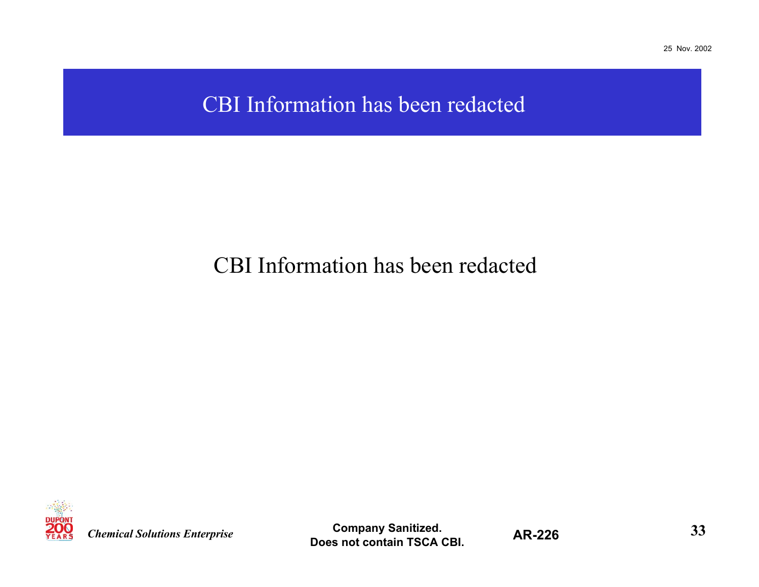# CBI Information has been redacted

CBI Information has been redacted

*Chemical Solutions Enterprise*

**Company Sanitized.**
**Does not contain TSCA CBI.**

**AR-226**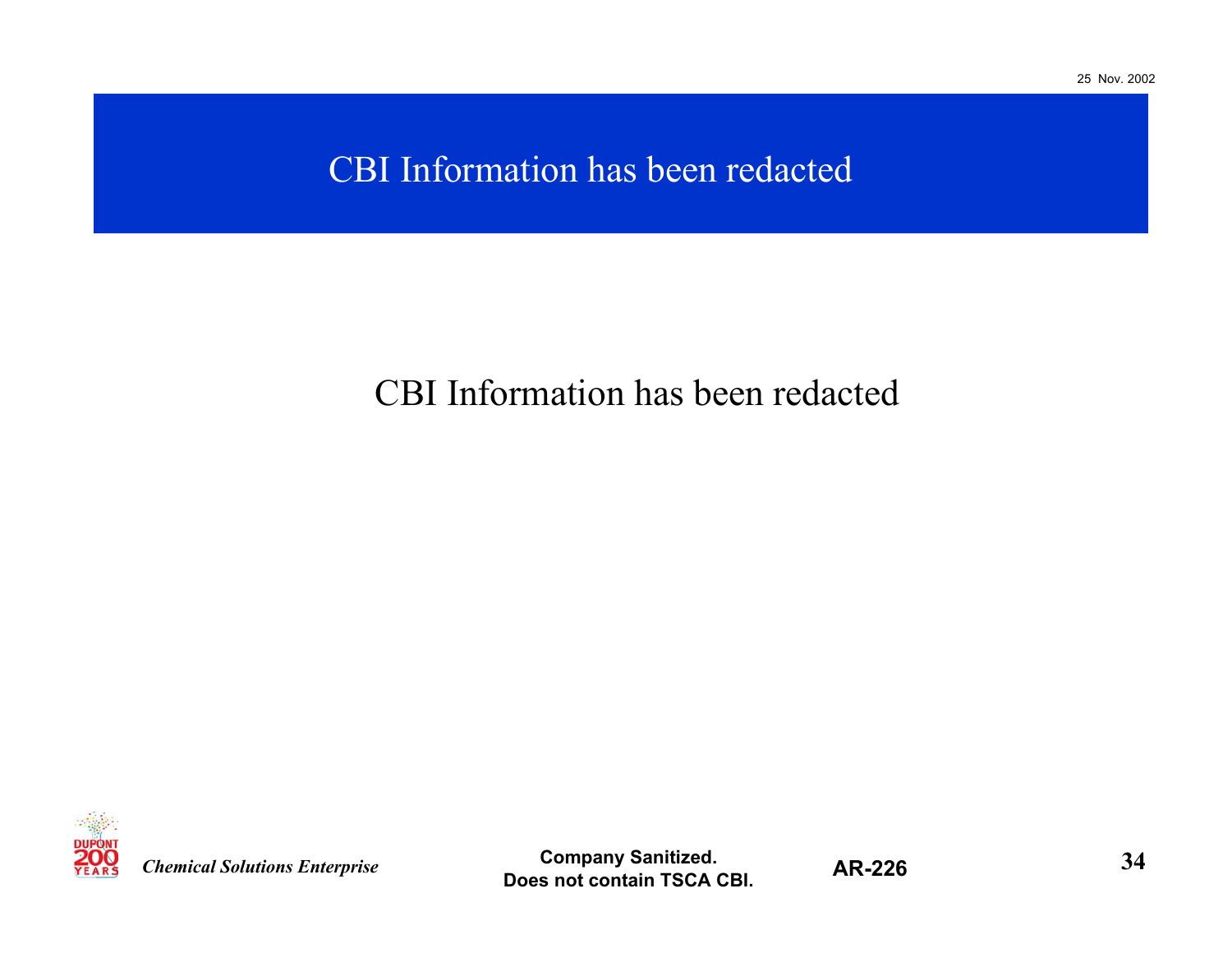# CBI Information has been redacted

CBI Information has been redacted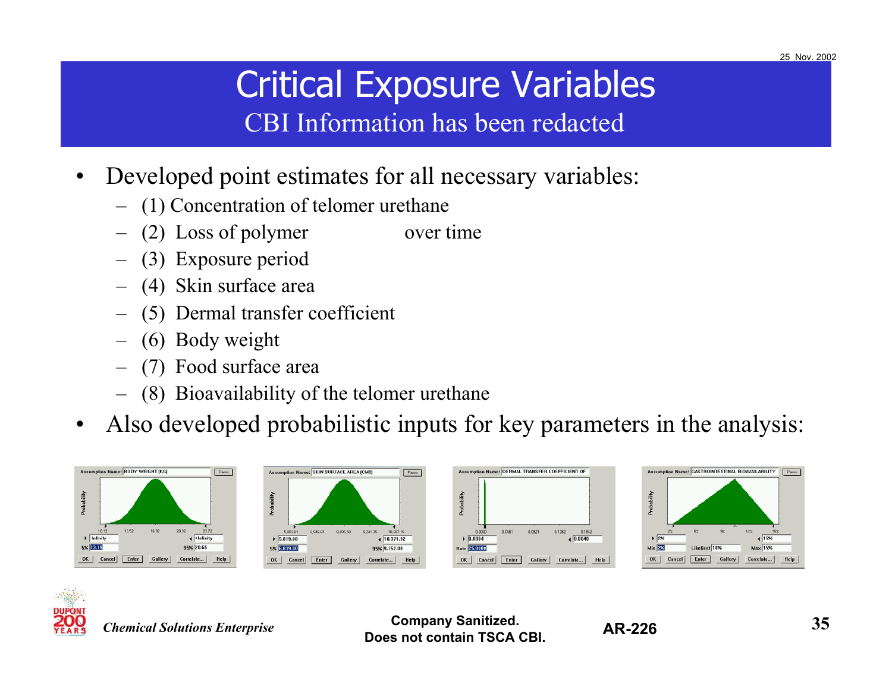# Critical Exposure Variables

## CBI Information has been redacted

- Developed point estimates for all necessary variables:
  - (1) Concentration of telomer urethane
  - (2) Loss of polymer over time
  - (3) Exposure period
  - (4) Skin surface area
  - (5) Dermal transfer coefficient
  - (6) Body weight
  - (7) Food surface area
  - (8) Bioavailability of the telomer urethane
- Also developed probabilistic inputs for key parameters in the analysis:

*Chemical Solutions Enterprise*

**Company Sanitized. Does not contain TSCA CBI.**

**AR-226**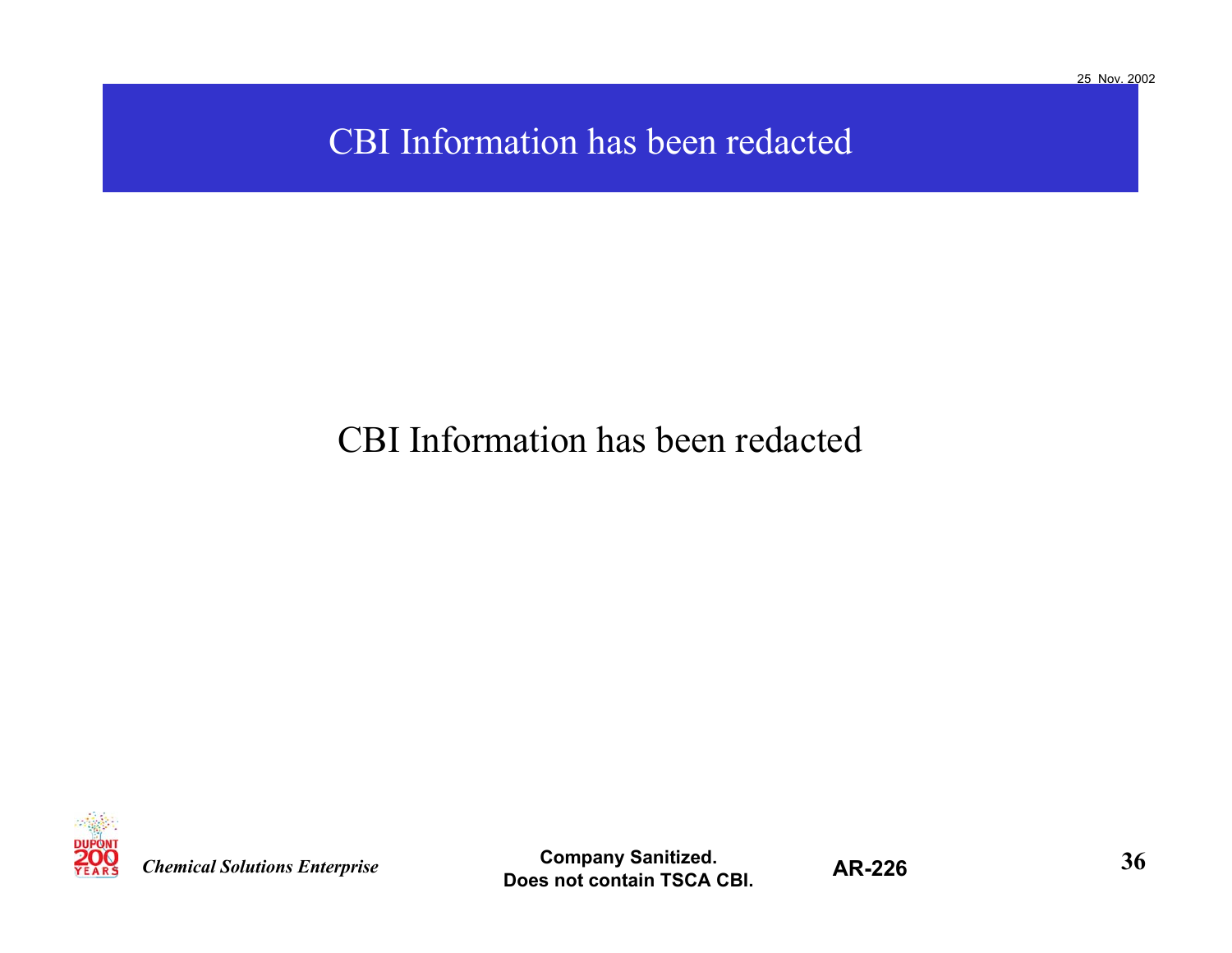# CBI Information has been redacted

CBI Information has been redacted

*Chemical Solutions Enterprise*

**Company Sanitized. Does not contain TSCA CBI.**

**AR-226**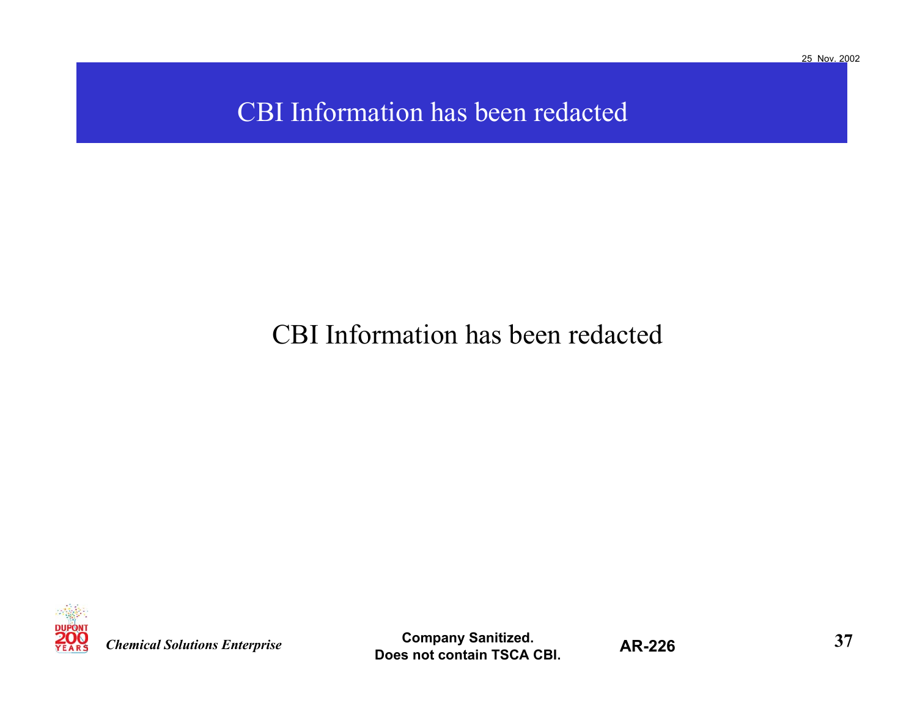# CBI Information has been redacted

CBI Information has been redacted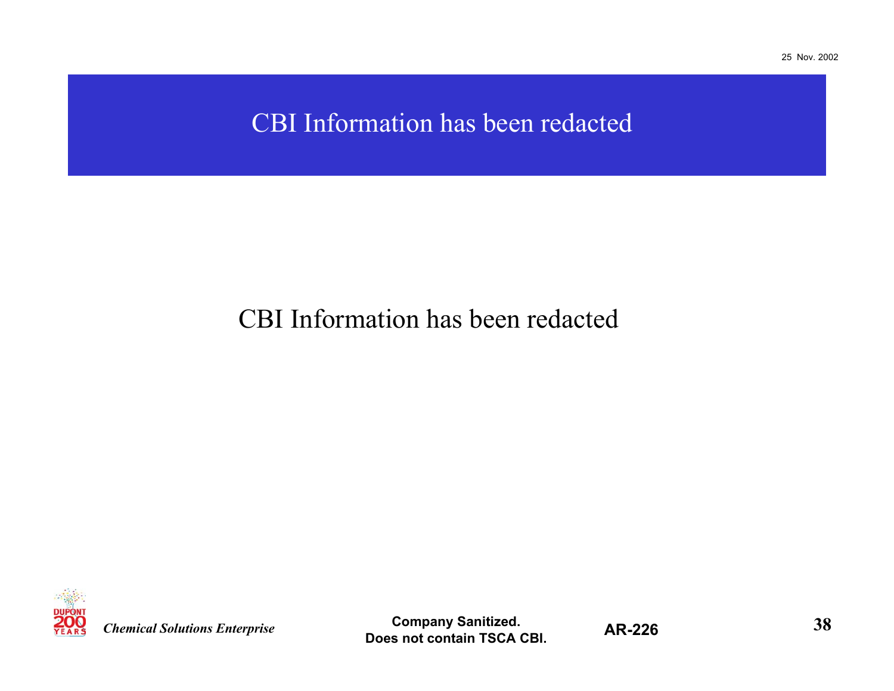# CBI Information has been redacted

CBI Information has been redacted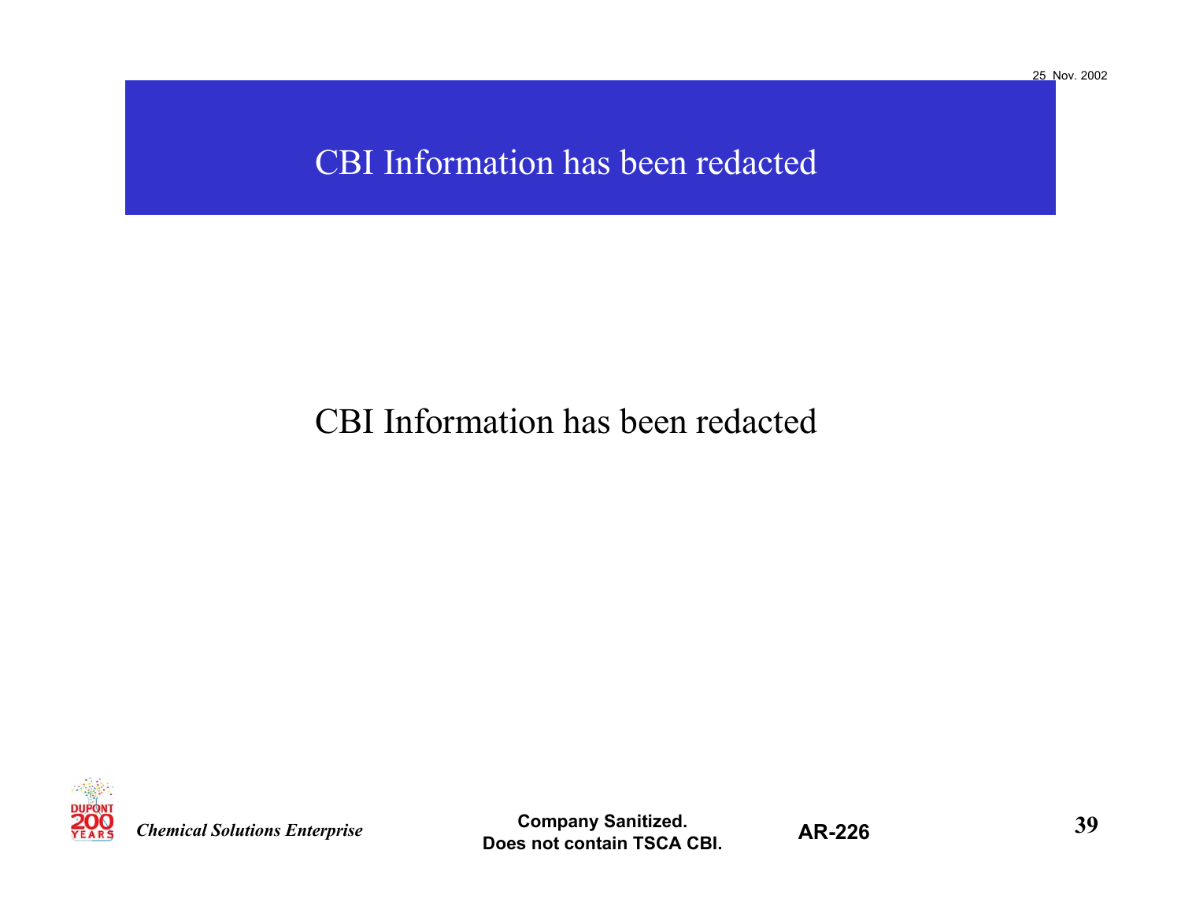# CBI Information has been redacted

CBI Information has been redacted

**Company Sanitized.**
**Does not contain TSCA CBI.**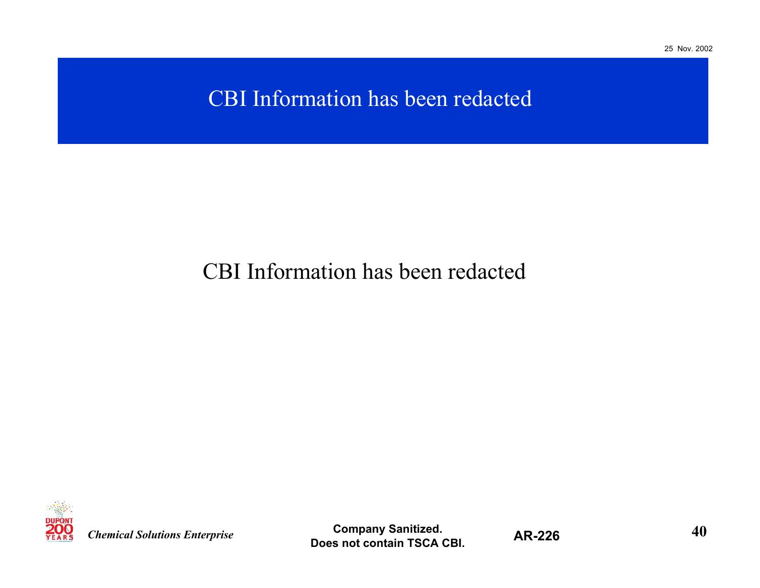# CBI Information has been redacted

CBI Information has been redacted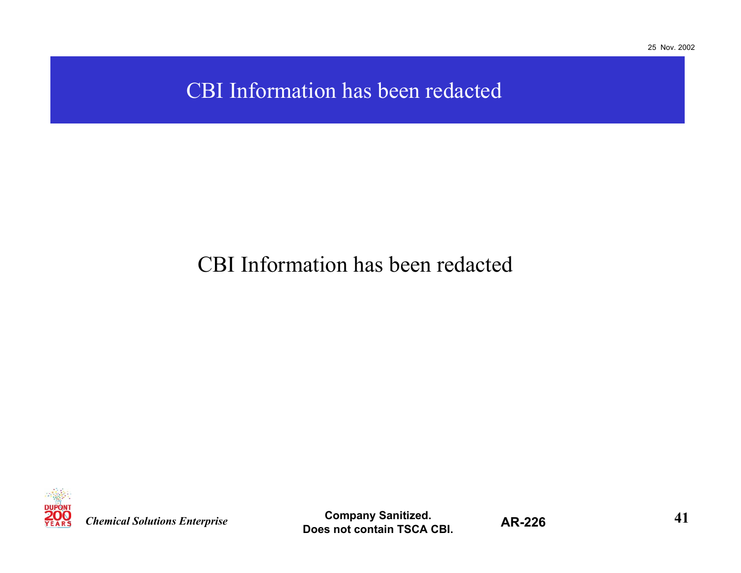# CBI Information has been redacted

CBI Information has been redacted

*Chemical Solutions Enterprise*

**Company Sanitized. Does not contain TSCA CBI.**

**AR-226**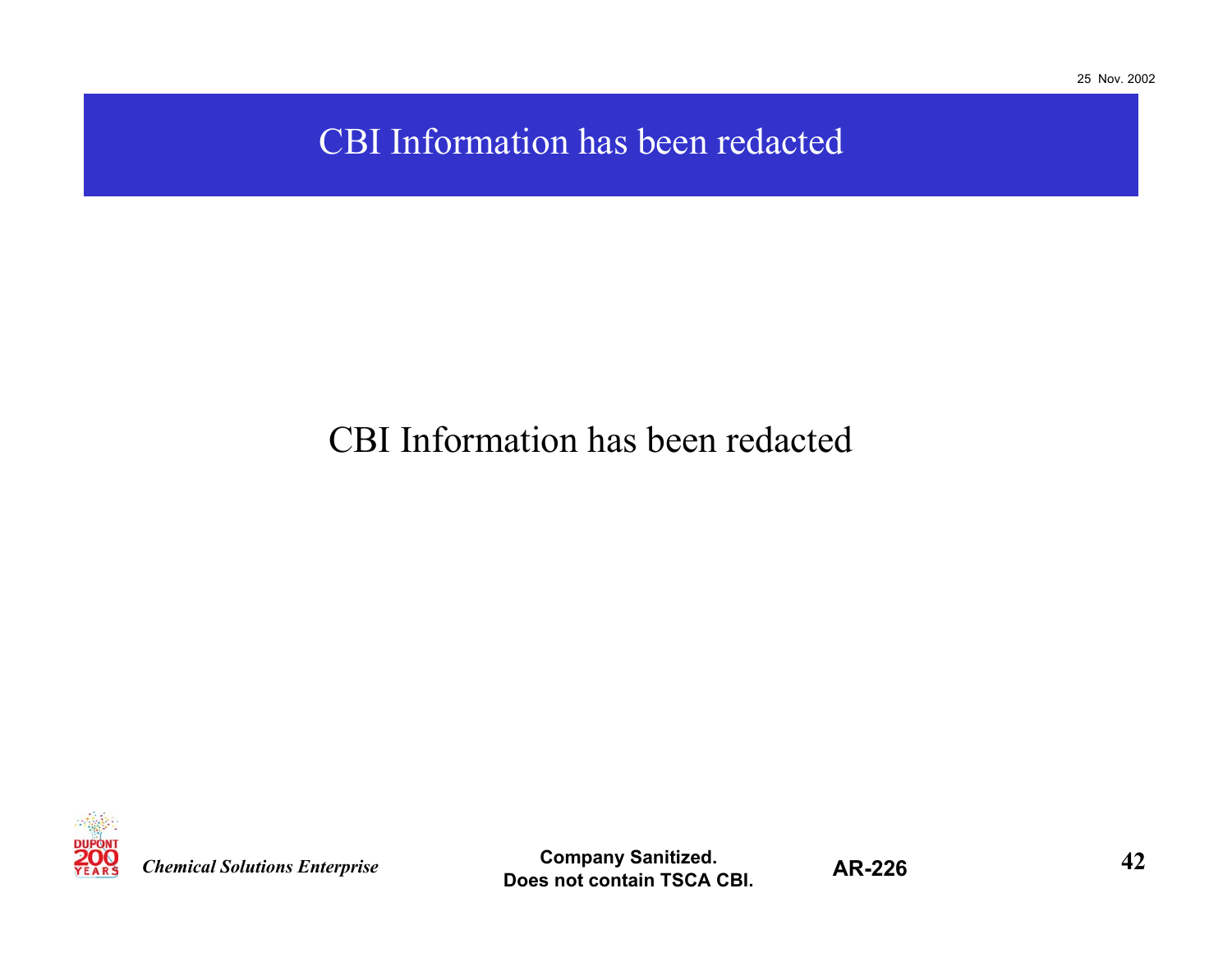# CBI Information has been redacted

CBI Information has been redacted

**Company Sanitized.**
**Does not contain TSCA CBI.**

**AR-226**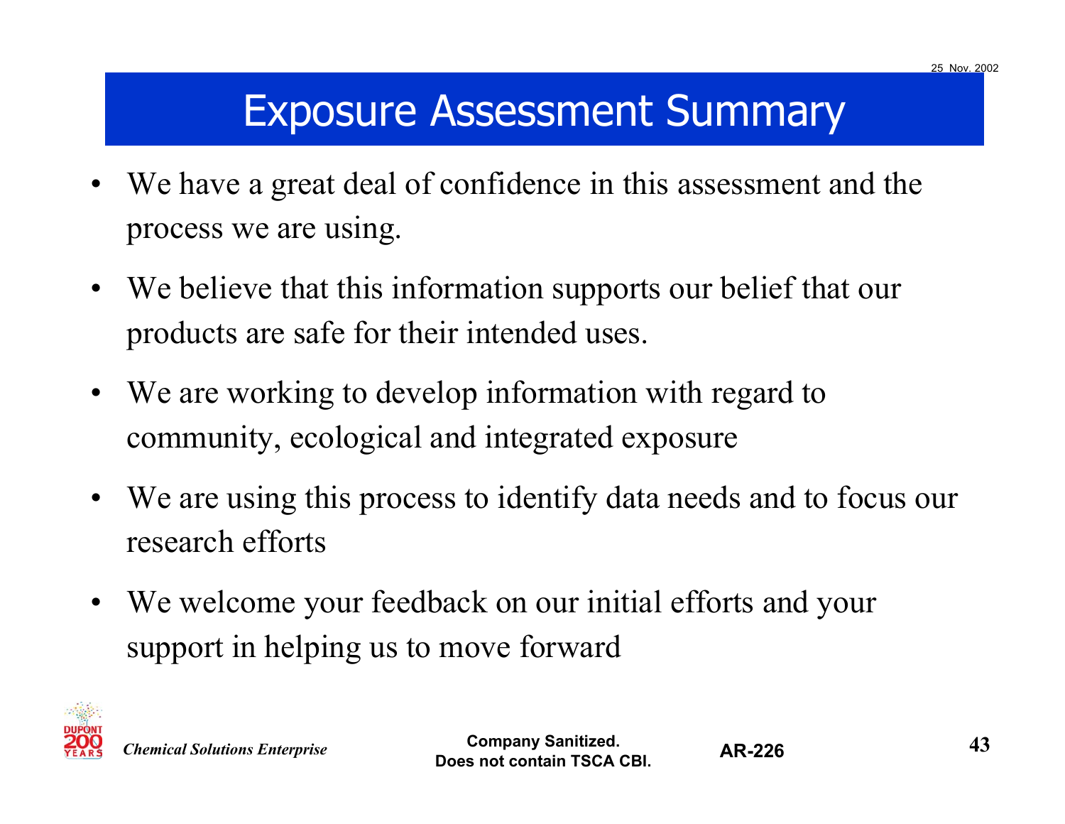# Exposure Assessment Summary

- We have a great deal of confidence in this assessment and the process we are using.
- We believe that this information supports our belief that our products are safe for their intended uses.
- We are working to develop information with regard to community, ecological and integrated exposure
- We are using this process to identify data needs and to focus our research efforts
- We welcome your feedback on our initial efforts and your support in helping us to move forward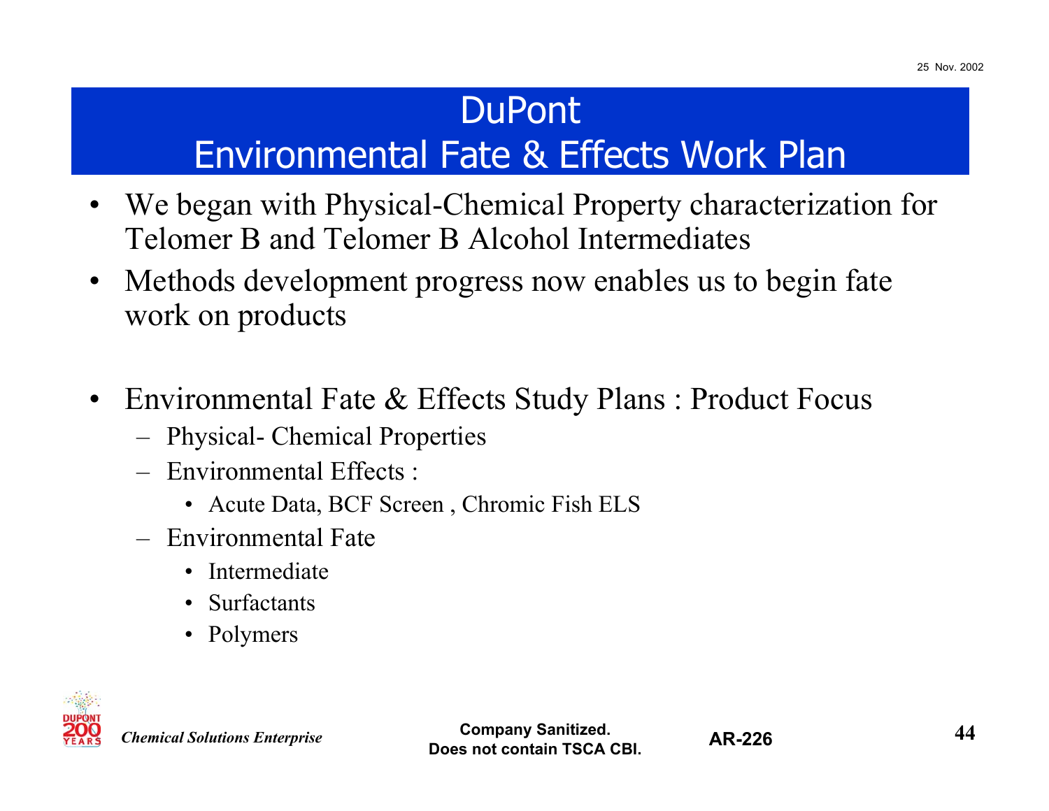# DuPont
# Environmental Fate & Effects Work Plan

- We began with Physical-Chemical Property characterization for Telomer B and Telomer B Alcohol Intermediates
- Methods development progress now enables us to begin fate work on products

- Environmental Fate & Effects Study Plans : Product Focus
  - Physical- Chemical Properties
  - Environmental Effects :
    - Acute Data, BCF Screen , Chromic Fish ELS
  - Environmental Fate
    - Intermediate
    - Surfactants
    - Polymers

*Chemical Solutions Enterprise*

**Company Sanitized. Does not contain TSCA CBI.**

**AR-226**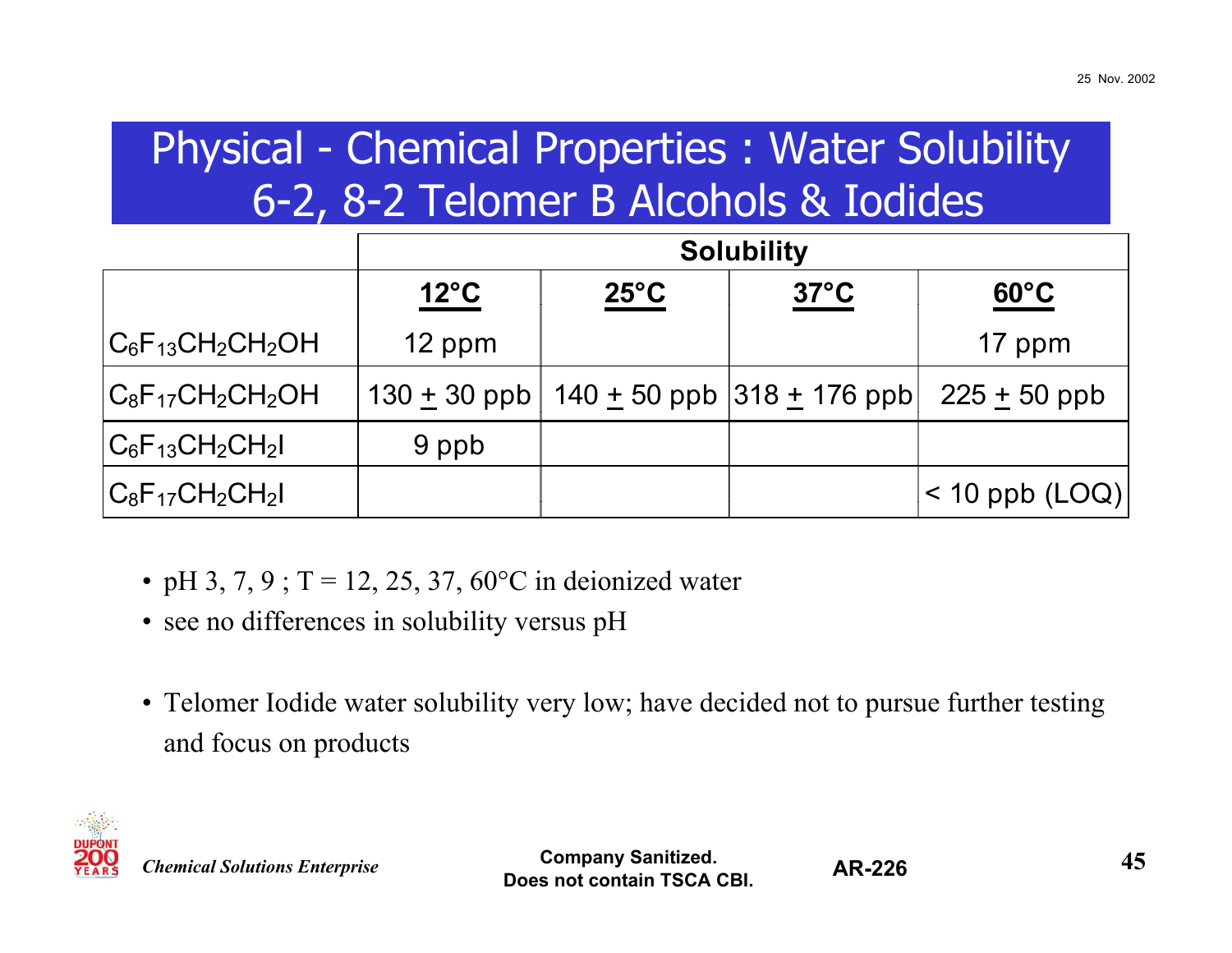# Physical - Chemical Properties : Water Solubility 6-2, 8-2 Telomer B Alcohols & Iodides

| | Solubility | | | |
|---|---|---|---|---|
| | **12°C** | **25°C** | **37°C** | **60°C** |
| $C_6F_{13}CH_2CH_2OH$ | 12 ppm | | | 17 ppm |
| $C_8F_{17}CH_2CH_2OH$ | 130 $\pm$ 30 ppb | 140 $\pm$ 50 ppb | 318 $\pm$ 176 ppb | 225 $\pm$ 50 ppb |
| $C_6F_{13}CH_2CH_2I$ | 9 ppb | | | |
| $C_8F_{17}CH_2CH_2I$ | | | | < 10 ppb (LOQ) |

- pH 3, 7, 9 ; T = 12, 25, 37, 60°C in deionized water
- see no differences in solubility versus pH

- Telomer Iodide water solubility very low; have decided not to pursue further testing and focus on products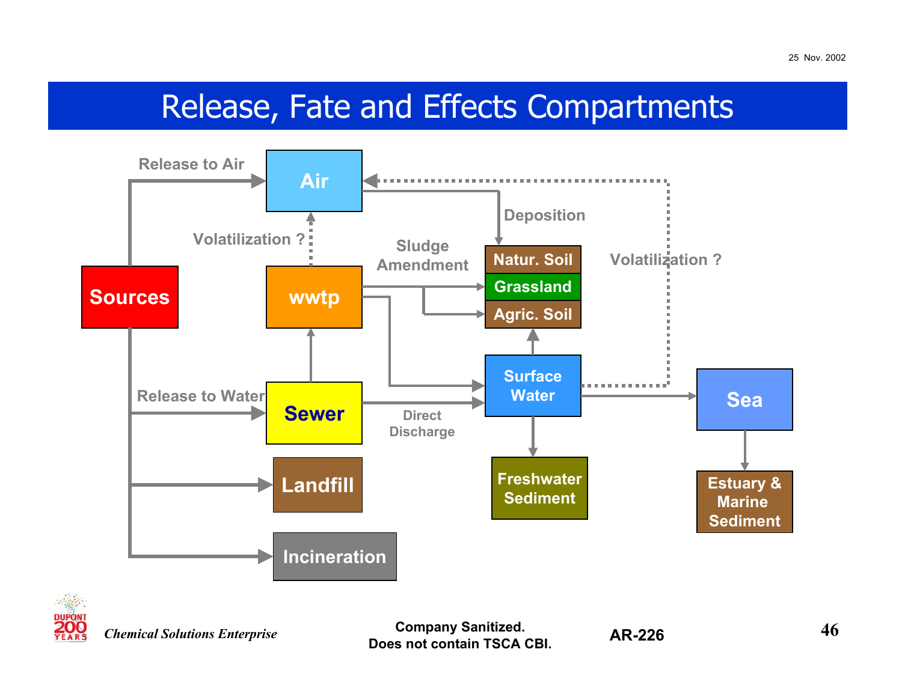# Release, Fate and Effects Compartments

- **Sources**
  - Release to Air → **Air**
  - Release to Water → **Sewer**
  - → **Landfill**
  - → **Incineration**
- **Sewer** → **wwtp**
- **Sewer** → Direct Discharge → **Surface Water**
- **wwtp** → Volatilization ? → **Air**
- **wwtp** → Sludge Amendment → **Grassland**, **Agric. Soil**
- **wwtp** → **Surface Water**
- **Air** → Deposition → **Natur. Soil**
- **Surface Water** → Volatilization ? → **Air**
- **Surface Water** → **Agric. Soil**
- **Surface Water** → **Freshwater Sediment**
- **Surface Water** → **Sea**
- **Sea** → **Estuary & Marine Sediment**

*Chemical Solutions Enterprise*

**Company Sanitized. Does not contain TSCA CBI.**

**AR-226**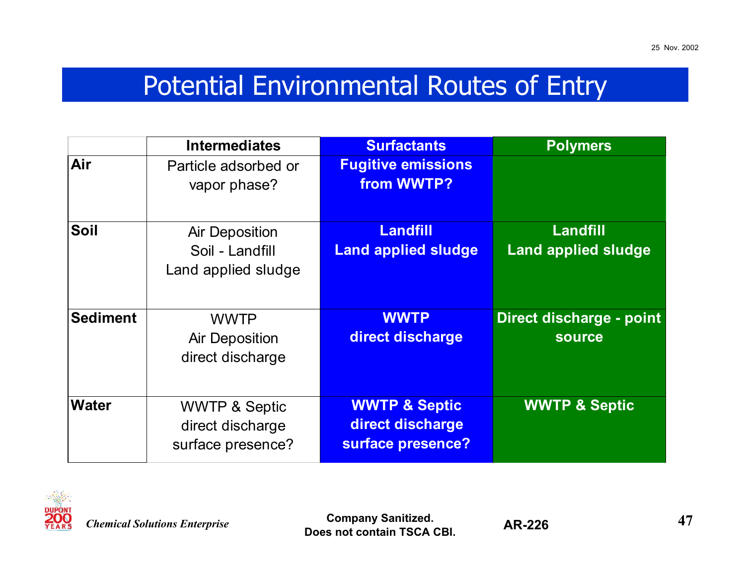# Potential Environmental Routes of Entry

| | Intermediates | Surfactants | Polymers |
|---|---|---|---|
| **Air** | Particle adsorbed or vapor phase? | **Fugitive emissions from WWTP?** | |
| **Soil** | Air Deposition<br>Soil - Landfill<br>Land applied sludge | **Landfill<br>Land applied sludge** | **Landfill<br>Land applied sludge** |
| **Sediment** | WWTP<br>Air Deposition<br>direct discharge | **WWTP<br>direct discharge** | **Direct discharge - point source** |
| **Water** | WWTP & Septic<br>direct discharge<br>surface presence? | **WWTP & Septic<br>direct discharge<br>surface presence?** | **WWTP & Septic** |

*Chemical Solutions Enterprise*

**Company Sanitized. Does not contain TSCA CBI.**

**AR-226**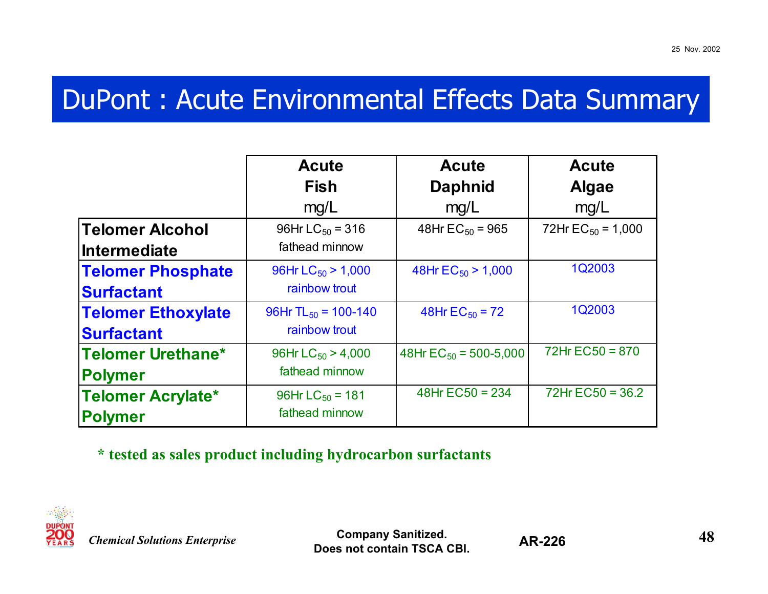# DuPont : Acute Environmental Effects Data Summary

| | Acute Fish mg/L | Acute Daphnid mg/L | Acute Algae mg/L |
|---|---|---|---|
| **Telomer Alcohol Intermediate** | 96Hr $LC_{50}$ = 316 fathead minnow | 48Hr $EC_{50}$ = 965 | 72Hr $EC_{50}$ = 1,000 |
| **Telomer Phosphate Surfactant** | 96Hr $LC_{50}$ > 1,000 rainbow trout | 48Hr $EC_{50}$ > 1,000 | 1Q2003 |
| **Telomer Ethoxylate Surfactant** | 96Hr $TL_{50}$ = 100-140 rainbow trout | 48Hr $EC_{50}$ = 72 | 1Q2003 |
| **Telomer Urethane* Polymer** | 96Hr $LC_{50}$ > 4,000 fathead minnow | 48Hr $EC_{50}$ = 500-5,000 | 72Hr EC50 = 870 |
| **Telomer Acrylate* Polymer** | 96Hr $LC_{50}$ = 181 fathead minnow | 48Hr EC50 = 234 | 72Hr EC50 = 36.2 |

**\* tested as sales product including hydrocarbon surfactants**

*Chemical Solutions Enterprise*

**Company Sanitized. Does not contain TSCA CBI.**

**AR-226**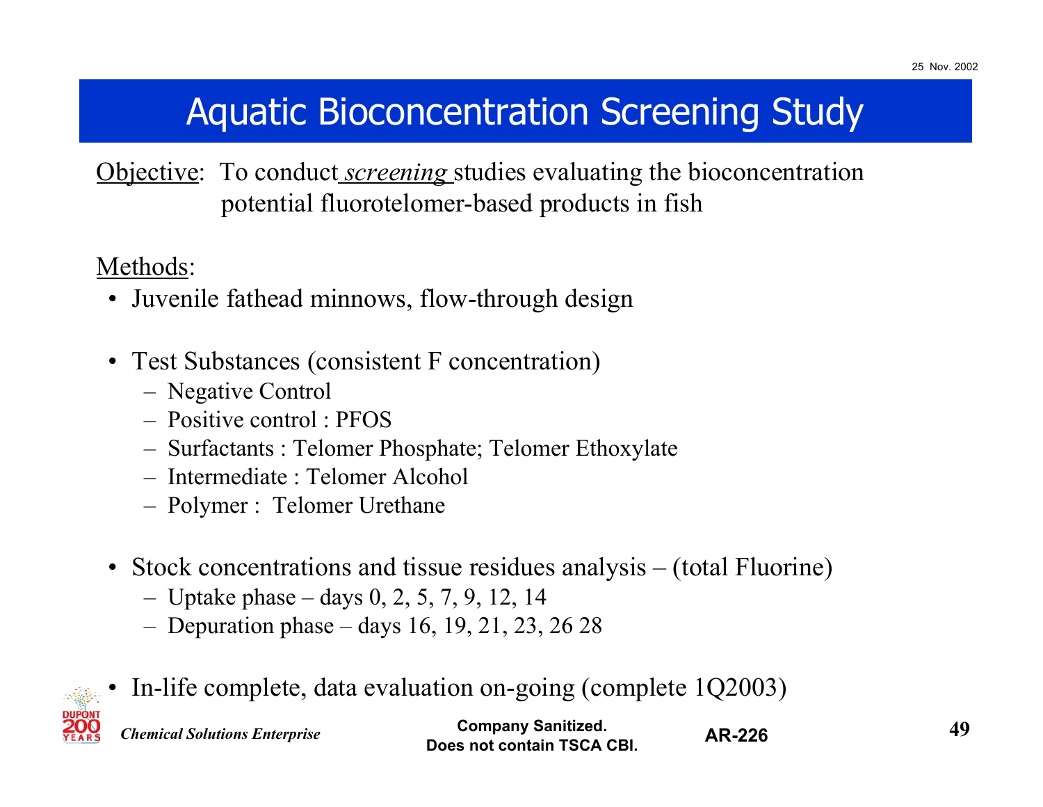# Aquatic Bioconcentration Screening Study

Objective: To conduct *screening* studies evaluating the bioconcentration potential fluorotelomer-based products in fish

Methods:

- Juvenile fathead minnows, flow-through design
- Test Substances (consistent F concentration)
  - Negative Control
  - Positive control : PFOS
  - Surfactants : Telomer Phosphate; Telomer Ethoxylate
  - Intermediate : Telomer Alcohol
  - Polymer : Telomer Urethane
- Stock concentrations and tissue residues analysis – (total Fluorine)
  - Uptake phase – days 0, 2, 5, 7, 9, 12, 14
  - Depuration phase – days 16, 19, 21, 23, 26 28
- In-life complete, data evaluation on-going (complete 1Q2003)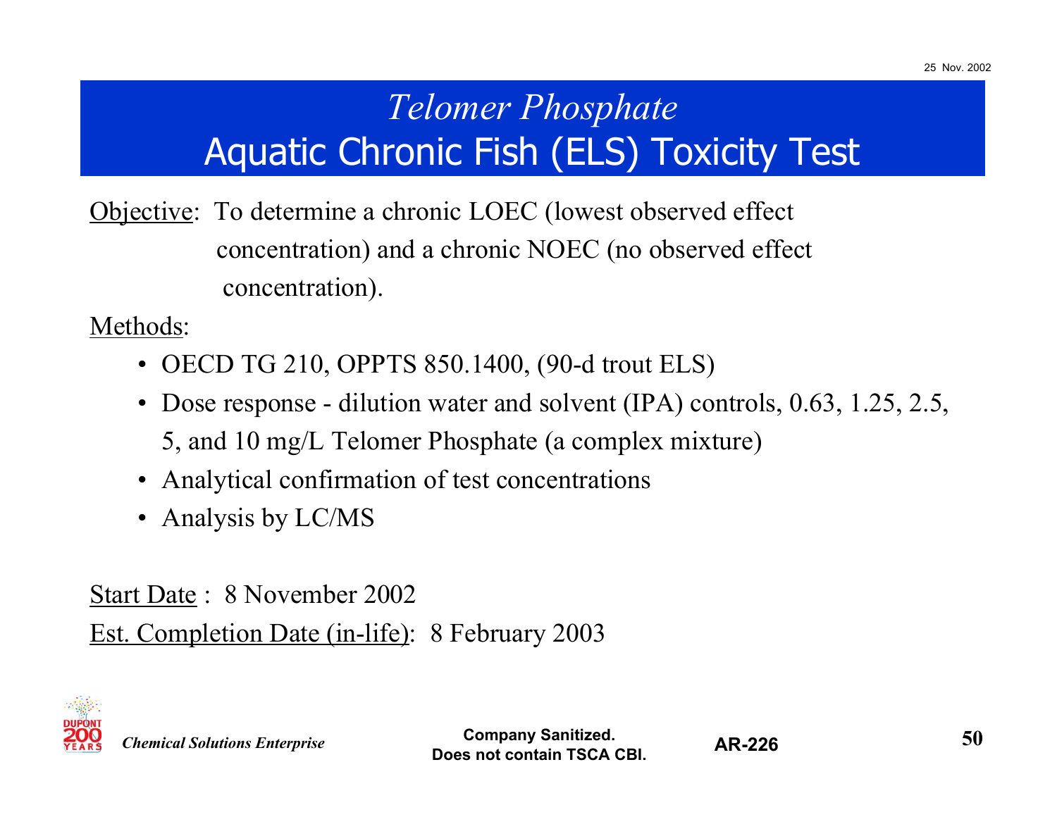# *Telomer Phosphate*

## Aquatic Chronic Fish (ELS) Toxicity Test

Objective: To determine a chronic LOEC (lowest observed effect concentration) and a chronic NOEC (no observed effect concentration).

Methods:

- OECD TG 210, OPPTS 850.1400, (90-d trout ELS)
- Dose response - dilution water and solvent (IPA) controls, 0.63, 1.25, 2.5, 5, and 10 mg/L Telomer Phosphate (a complex mixture)
- Analytical confirmation of test concentrations
- Analysis by LC/MS

Start Date : 8 November 2002

Est. Completion Date (in-life): 8 February 2003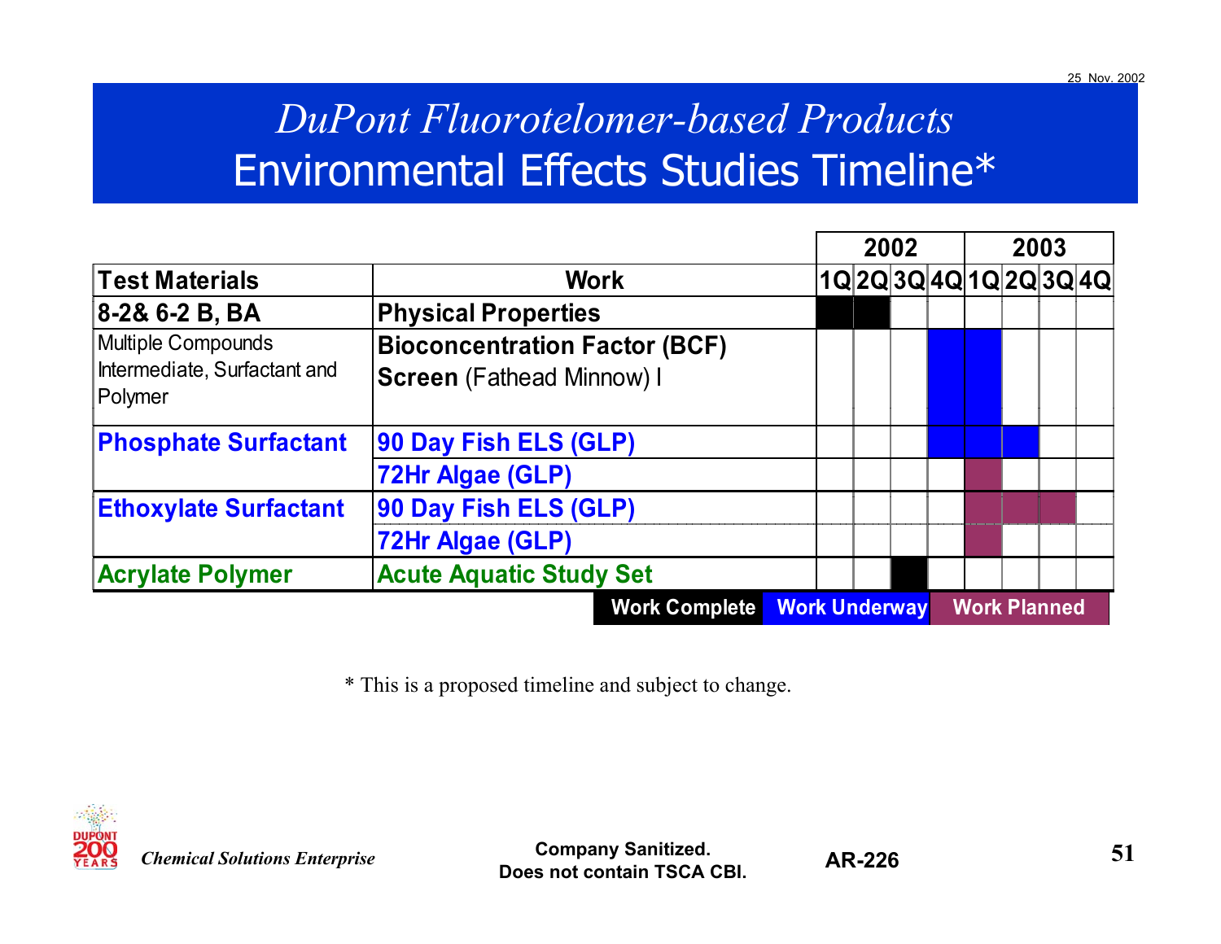# *DuPont Fluorotelomer-based Products*

## Environmental Effects Studies Timeline*

| Test Materials | Work | 2002 1Q | 2002 2Q | 2002 3Q | 2002 4Q | 2003 1Q | 2003 2Q | 2003 3Q | 2003 4Q |
|---|---|---|---|---|---|---|---|---|---|
| 8-2& 6-2 B, BA | Physical Properties | Work Complete | Work Complete | | | | | | |
| Multiple Compounds Intermediate, Surfactant and Polymer | Bioconcentration Factor (BCF) Screen (Fathead Minnow) I | | | | Work Underway | Work Underway | | | |
| Phosphate Surfactant | 90 Day Fish ELS (GLP) | | | | Work Underway | Work Underway | Work Underway | | |
| | 72Hr Algae (GLP) | | | | | Work Planned | | | |
| Ethoxylate Surfactant | 90 Day Fish ELS (GLP) | | | | | Work Planned | Work Planned | Work Planned | |
| | 72Hr Algae (GLP) | | | | | Work Planned | | | |
| Acrylate Polymer | Acute Aquatic Study Set | | | Work Complete | | | | | |

Legend: Work Complete | Work Underway | Work Planned

\* This is a proposed timeline and subject to change.

*Chemical Solutions Enterprise*

Company Sanitized.
Does not contain TSCA CBI.

AR-226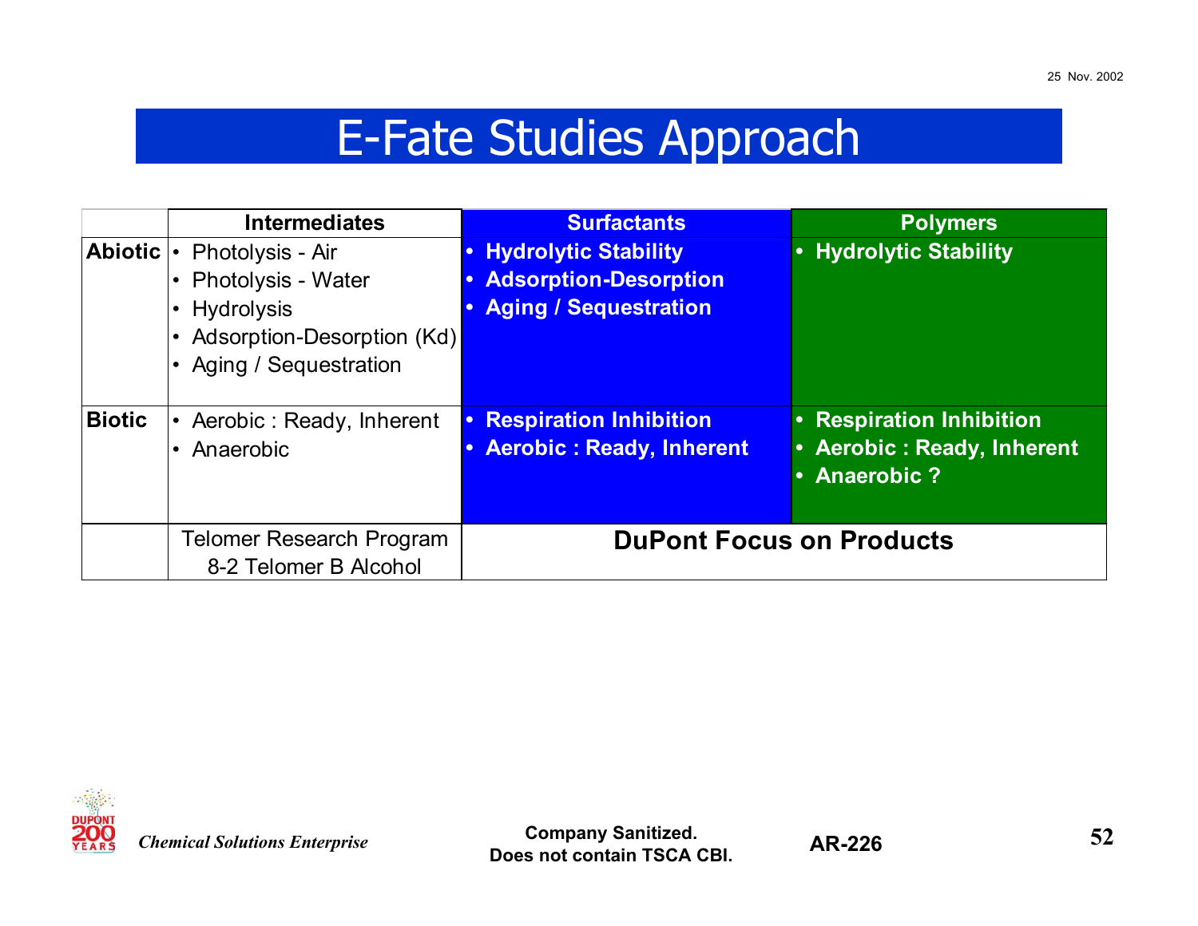# E-Fate Studies Approach

| | Intermediates | Surfactants | Polymers |
|---|---|---|---|
| **Abiotic** | • Photolysis - Air<br>• Photolysis - Water<br>• Hydrolysis<br>• Adsorption-Desorption (Kd)<br>• Aging / Sequestration | • **Hydrolytic Stability**<br>• **Adsorption-Desorption**<br>• **Aging / Sequestration** | • **Hydrolytic Stability** |
| **Biotic** | • Aerobic : Ready, Inherent<br>• Anaerobic | • **Respiration Inhibition**<br>• **Aerobic : Ready, Inherent** | • **Respiration Inhibition**<br>• **Aerobic : Ready, Inherent**<br>• **Anaerobic ?** |
| | Telomer Research Program<br>8-2 Telomer B Alcohol | **DuPont Focus on Products** | |

*Chemical Solutions Enterprise*

**Company Sanitized.**
**Does not contain TSCA CBI.**

**AR-226**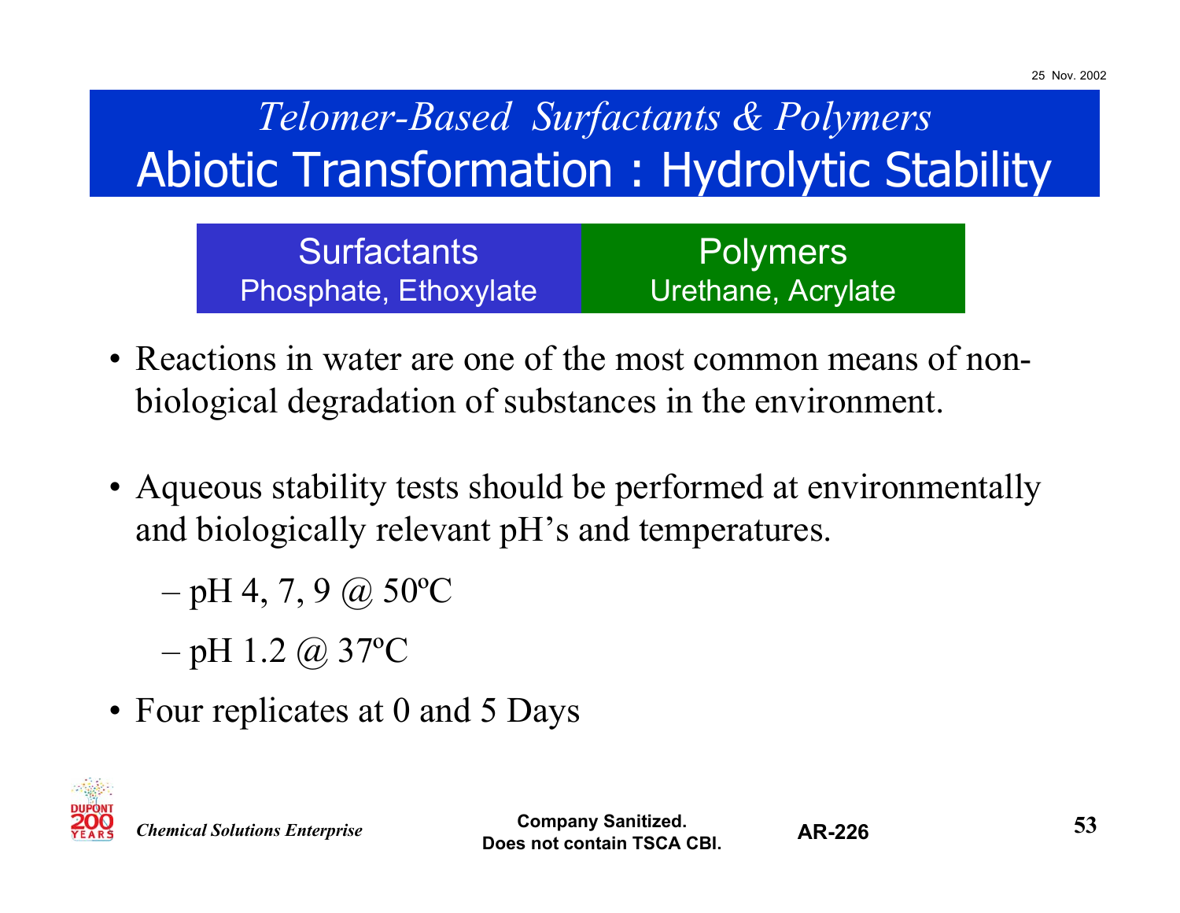*Telomer-Based Surfactants & Polymers*

# Abiotic Transformation : Hydrolytic Stability

| Surfactants<br>Phosphate, Ethoxylate | Polymers<br>Urethane, Acrylate |
|---|---|

- Reactions in water are one of the most common means of non-biological degradation of substances in the environment.
- Aqueous stability tests should be performed at environmentally and biologically relevant pH's and temperatures.
  - pH 4, 7, 9 @ 50ºC
  - pH 1.2 @ 37ºC
- Four replicates at 0 and 5 Days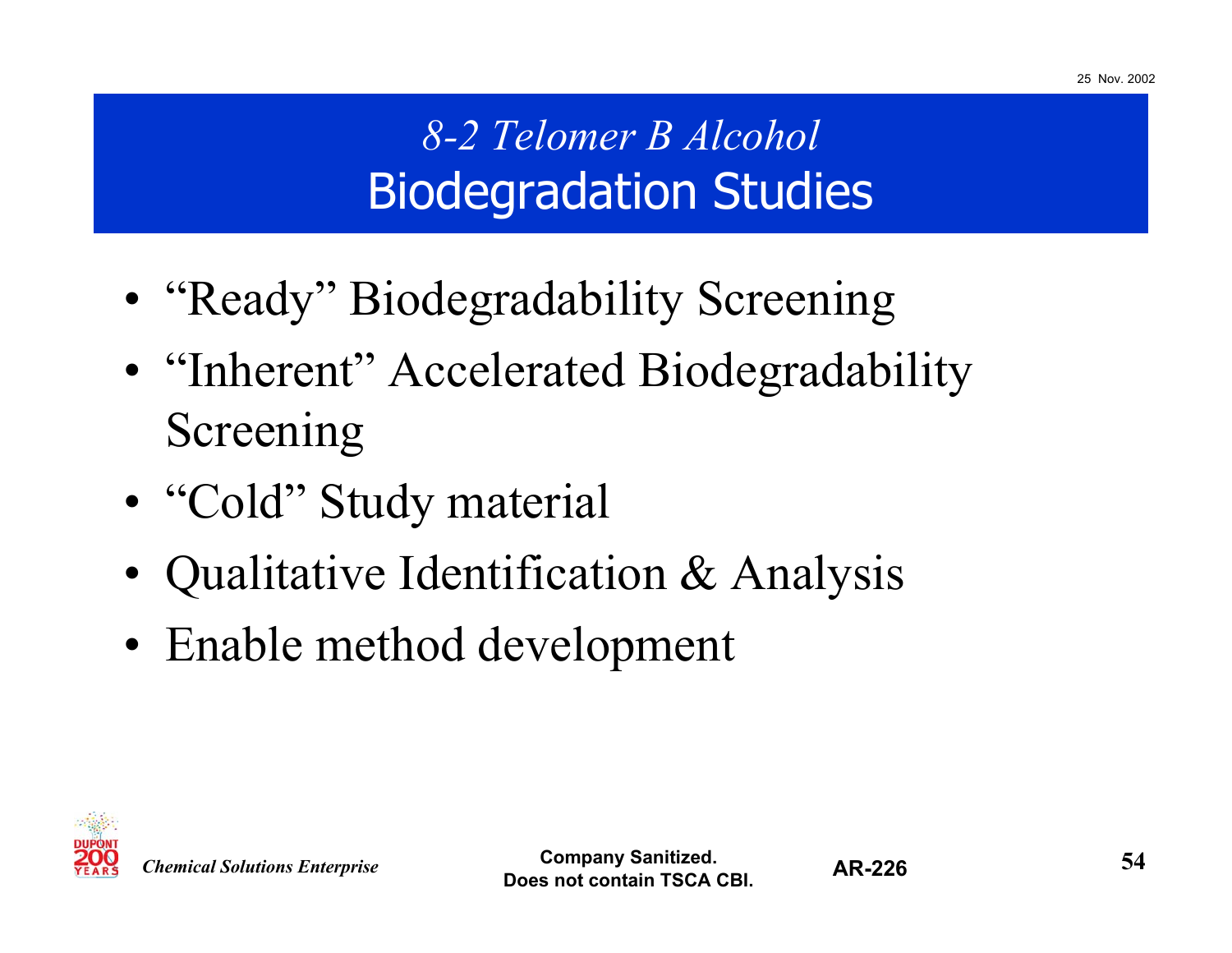# *8-2 Telomer B Alcohol*
# Biodegradation Studies

- "Ready" Biodegradability Screening
- "Inherent" Accelerated Biodegradability Screening
- "Cold" Study material
- Qualitative Identification & Analysis
- Enable method development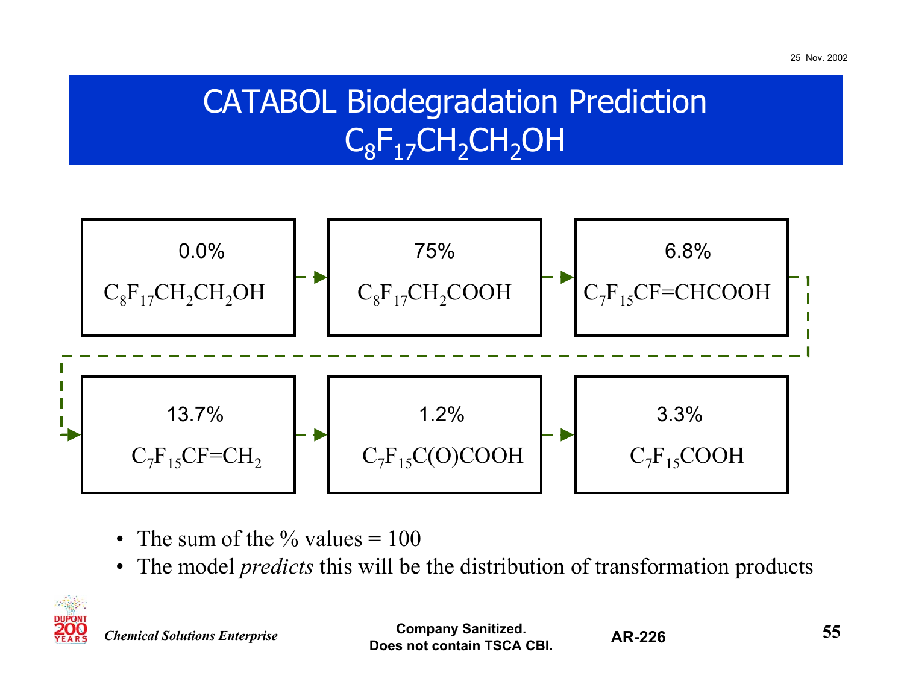# CATABOL Biodegradation Prediction $C_8F_{17}CH_2CH_2OH$

0.0% $C_8F_{17}CH_2CH_2OH$ → 75% $C_8F_{17}CH_2COOH$ → 6.8% $C_7F_{15}CF{=}CHCOOH$ → 13.7% $C_7F_{15}CF{=}CH_2$ → 1.2% $C_7F_{15}C(O)COOH$ → 3.3% $C_7F_{15}COOH$

- The sum of the % values = 100
- The model *predicts* this will be the distribution of transformation products

*Chemical Solutions Enterprise*

**Company Sanitized. Does not contain TSCA CBI.**

**AR-226**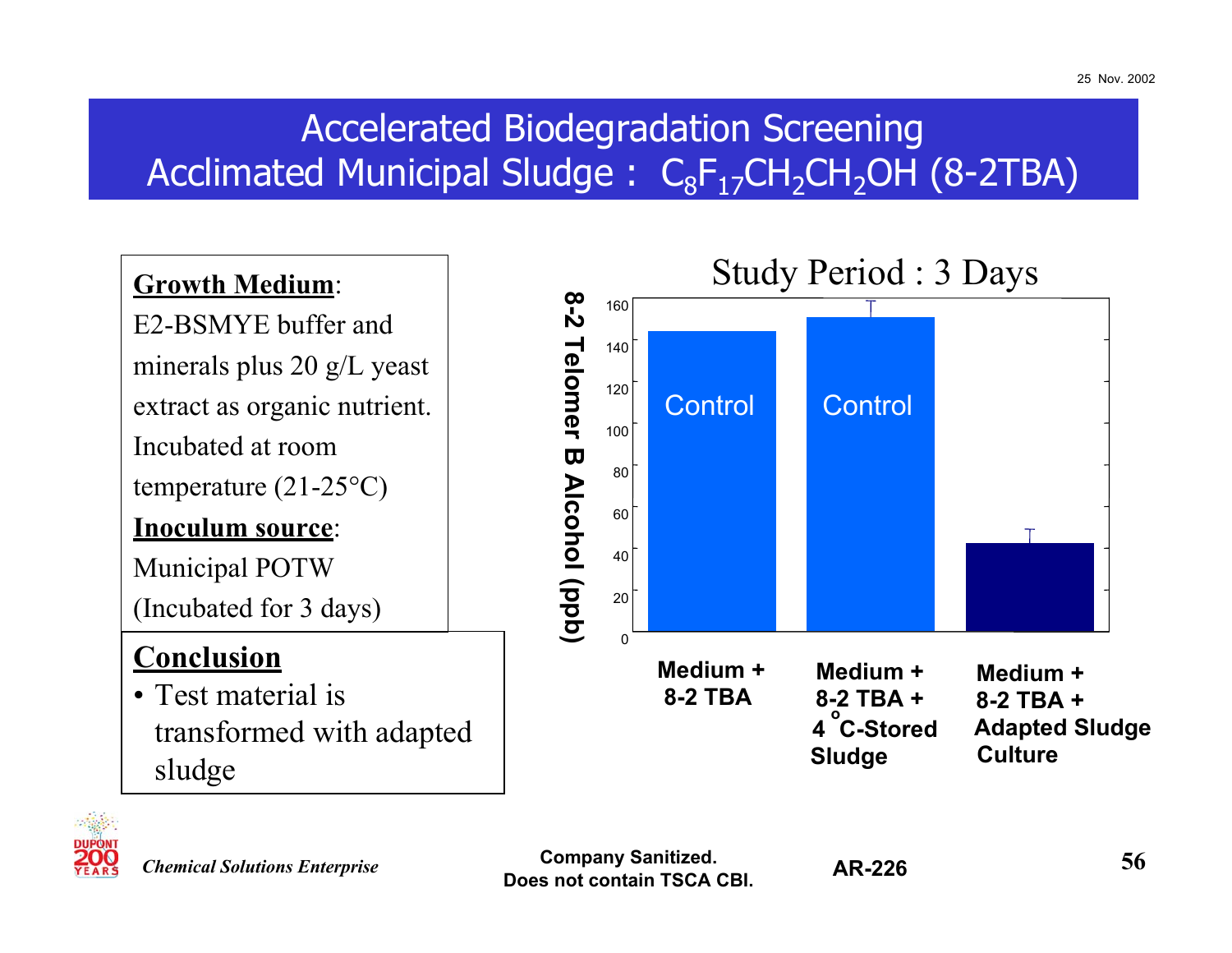# Accelerated Biodegradation Screening
# Acclimated Municipal Sludge : $C_8F_{17}CH_2CH_2OH$ (8-2TBA)

**Growth Medium**:
E2-BSMYE buffer and minerals plus 20 g/L yeast extract as organic nutrient. Incubated at room temperature (21-25°C)

**Inoculum source**:
Municipal POTW
(Incubated for 3 days)

## Conclusion

- Test material is transformed with adapted sludge

Study Period : 3 Days

8-2 Telomer B Alcohol (ppb)

| Treatment | 8-2 Telomer B Alcohol (ppb) (approx.) |
|---|---|
| Medium + 8-2 TBA (Control) | ~143 |
| Medium + 8-2 TBA + 4 °C-Stored Sludge (Control) | ~150 |
| Medium + 8-2 TBA + Adapted Sludge Culture | ~42 |

Company Sanitized.
Does not contain TSCA CBI.

AR-226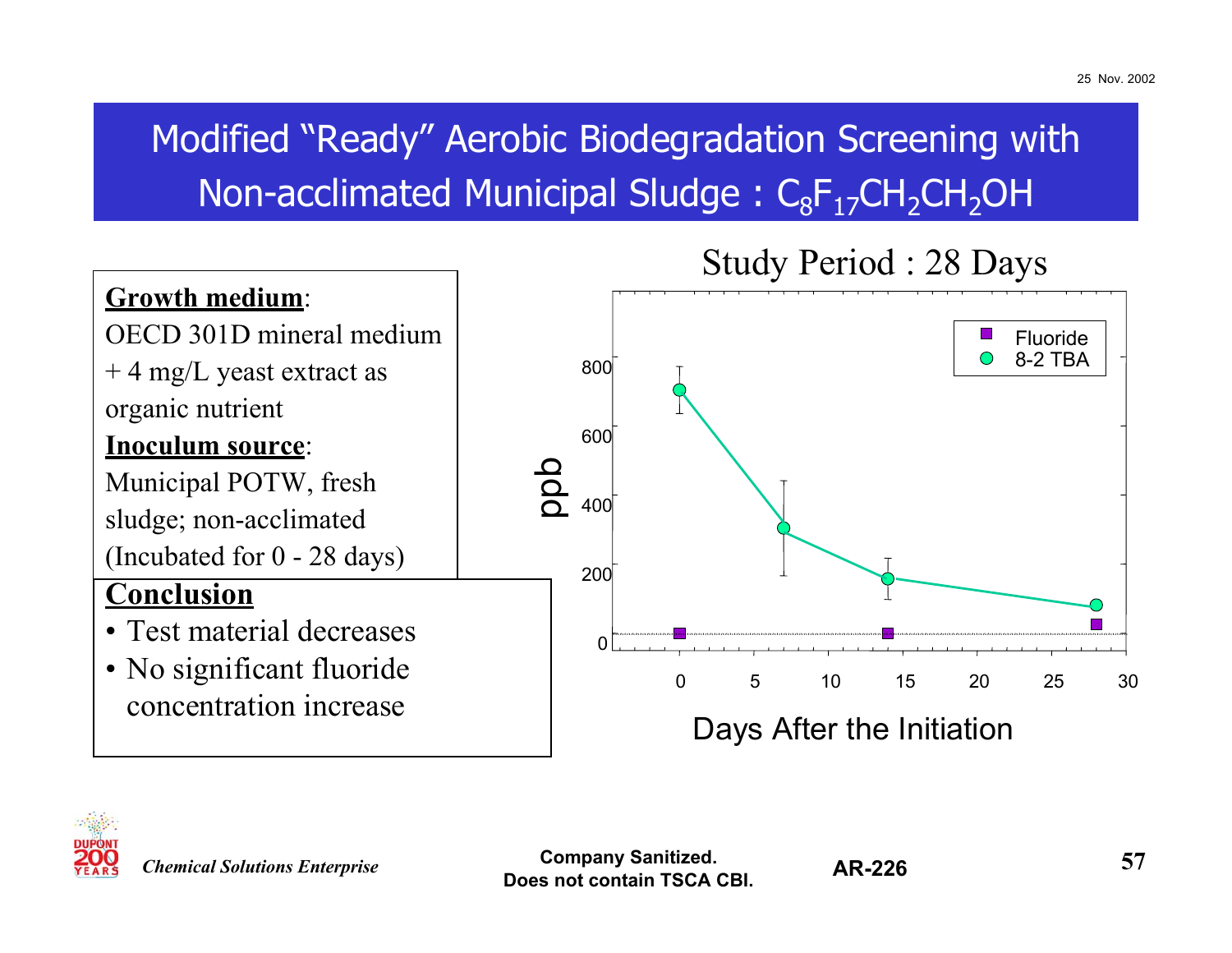# Modified "Ready" Aerobic Biodegradation Screening with Non-acclimated Municipal Sludge : $C_8F_{17}CH_2CH_2OH$

**Growth medium**:
OECD 301D mineral medium + 4 mg/L yeast extract as organic nutrient

**Inoculum source**:
Municipal POTW, fresh sludge; non-acclimated
(Incubated for 0 - 28 days)

**Conclusion**
- Test material decreases
- No significant fluoride concentration increase

Study Period : 28 Days

ppb

800
600
400
200
0

0 5 10 15 20 25 30

Days After the Initiation

Fluoride
8-2 TBA

*Chemical Solutions Enterprise*

**Company Sanitized.**
**Does not contain TSCA CBI.**

**AR-226**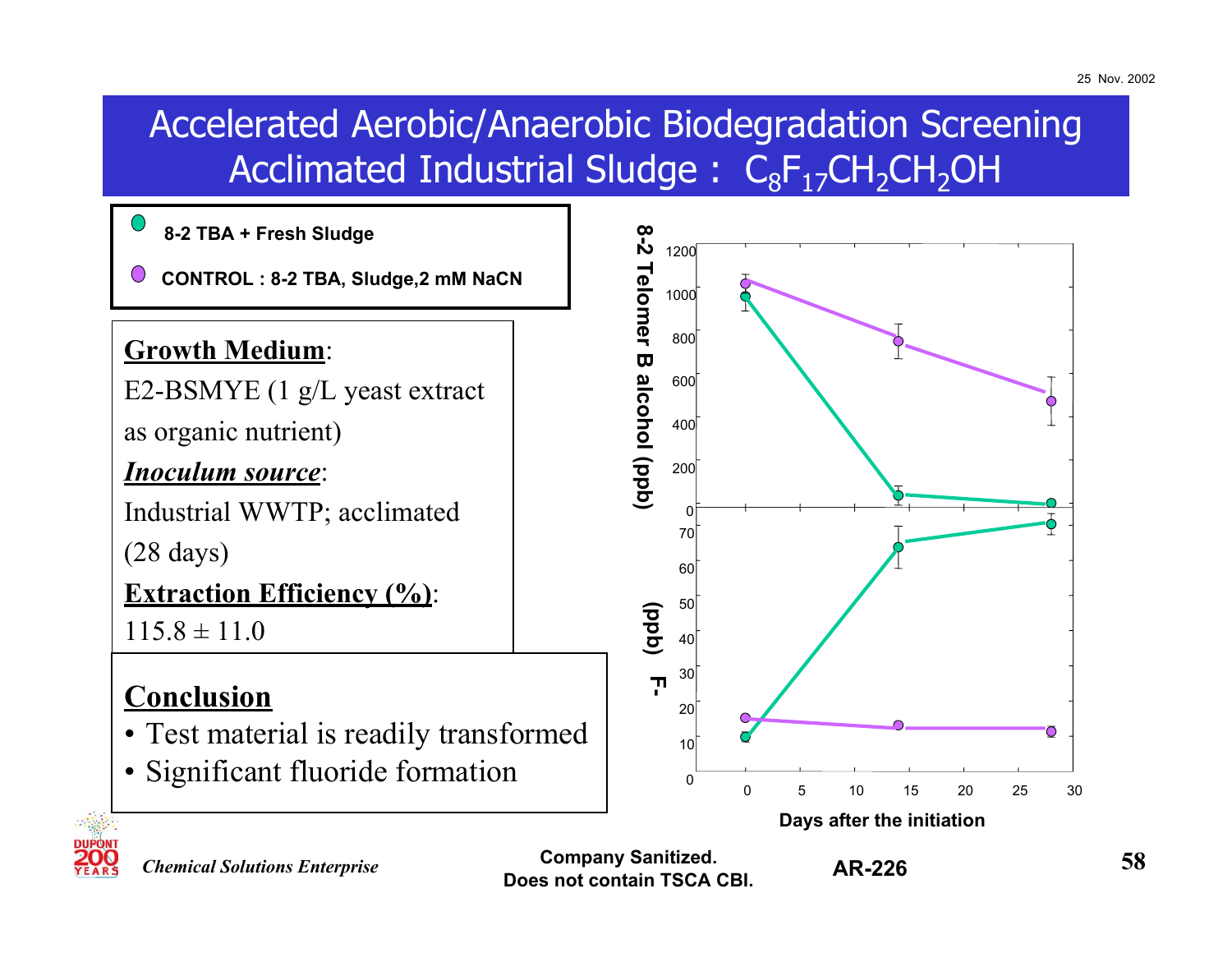# Accelerated Aerobic/Anaerobic Biodegradation Screening Acclimated Industrial Sludge : $C_8F_{17}CH_2CH_2OH$

- 8-2 TBA + Fresh Sludge
- CONTROL : 8-2 TBA, Sludge,2 mM NaCN

**Growth Medium**:
E2-BSMYE (1 g/L yeast extract as organic nutrient)

***Inoculum source***:
Industrial WWTP; acclimated (28 days)

**Extraction Efficiency (%)**:
115.8 ± 11.0

**Conclusion**

- Test material is readily transformed
- Significant fluoride formation

8-2 Telomer B alcohol (ppb)

$F^-$ (ppb)

Days after the initiation

Chemical Solutions Enterprise

Company Sanitized.
Does not contain TSCA CBI.

AR-226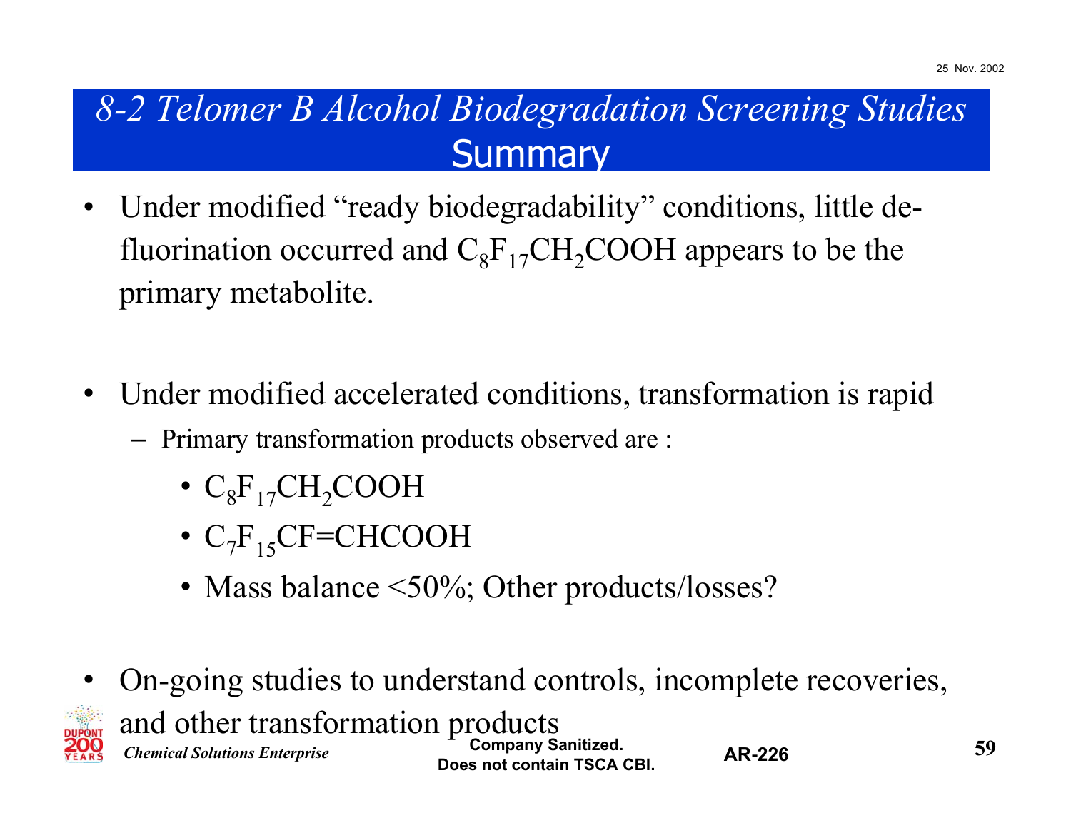# *8-2 Telomer B Alcohol Biodegradation Screening Studies* Summary

- Under modified "ready biodegradability" conditions, little de-fluorination occurred and $C_8F_{17}CH_2COOH$ appears to be the primary metabolite.

- Under modified accelerated conditions, transformation is rapid
  - Primary transformation products observed are :
    - $C_8F_{17}CH_2COOH$
    - $C_7F_{15}CF{=}CHCOOH$
    - Mass balance <50%; Other products/losses?

- On-going studies to understand controls, incomplete recoveries, and other transformation products

Company Sanitized.
Does not contain TSCA CBI.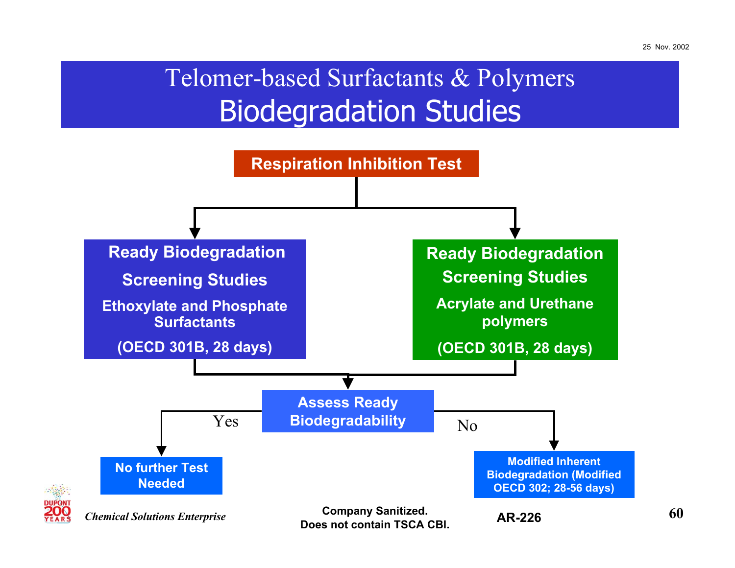# Telomer-based Surfactants & Polymers

## Biodegradation Studies

**Respiration Inhibition Test**

**Ready Biodegradation Screening Studies**
**Ethoxylate and Phosphate Surfactants**
**(OECD 301B, 28 days)**

**Ready Biodegradation Screening Studies**
**Acrylate and Urethane polymers**
**(OECD 301B, 28 days)**

**Assess Ready Biodegradability**

Yes → **No further Test Needed**

No → **Modified Inherent Biodegradation (Modified OECD 302; 28-56 days)**

*Chemical Solutions Enterprise*

**Company Sanitized. Does not contain TSCA CBI.**

**AR-226**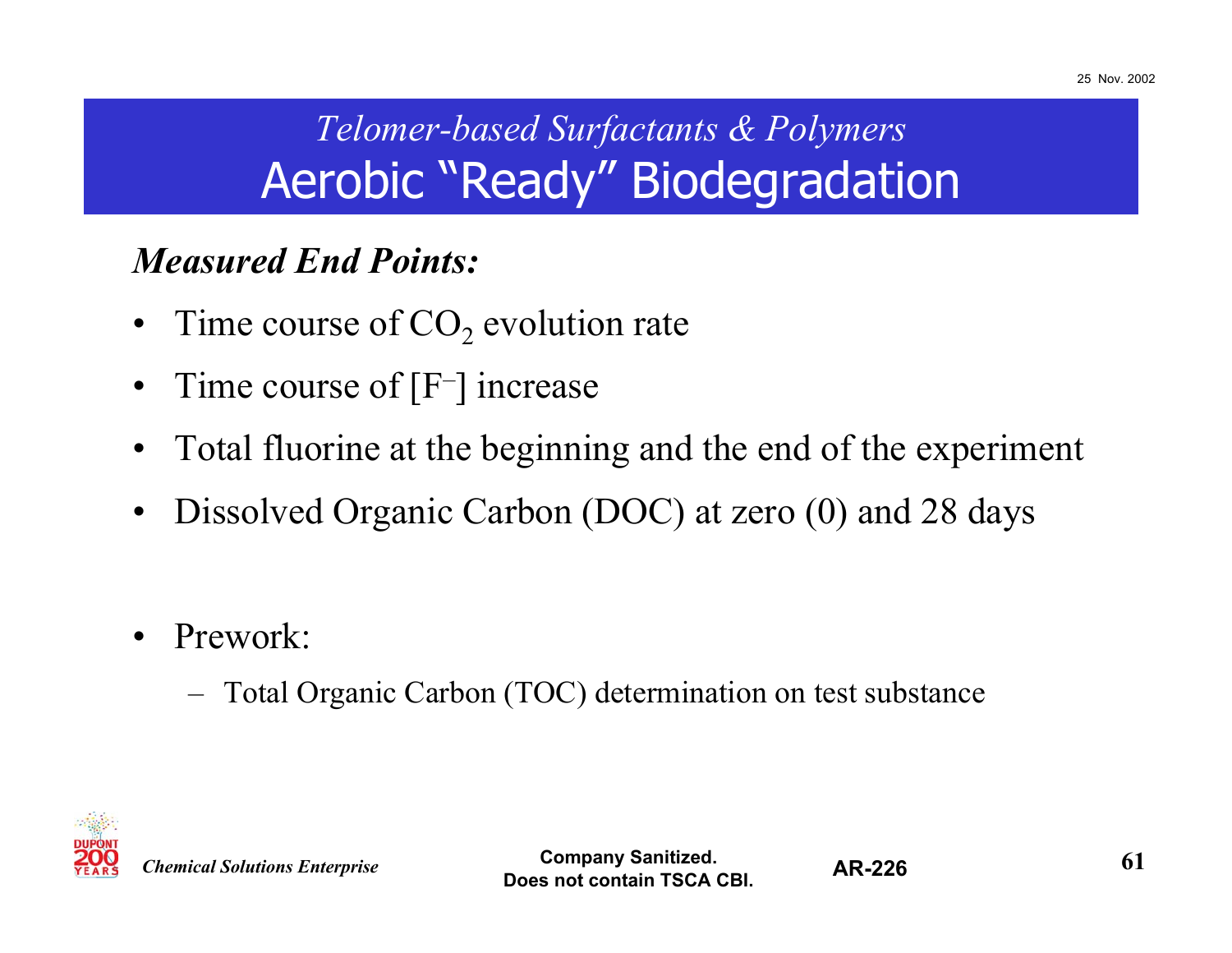# *Telomer-based Surfactants & Polymers*
# Aerobic "Ready" Biodegradation

***Measured End Points:***

- Time course of $CO_2$ evolution rate
- Time course of $[F^-]$ increase
- Total fluorine at the beginning and the end of the experiment
- Dissolved Organic Carbon (DOC) at zero (0) and 28 days

- Prework:
  - Total Organic Carbon (TOC) determination on test substance

*Chemical Solutions Enterprise*

**Company Sanitized.**
**Does not contain TSCA CBI.**

**AR-226**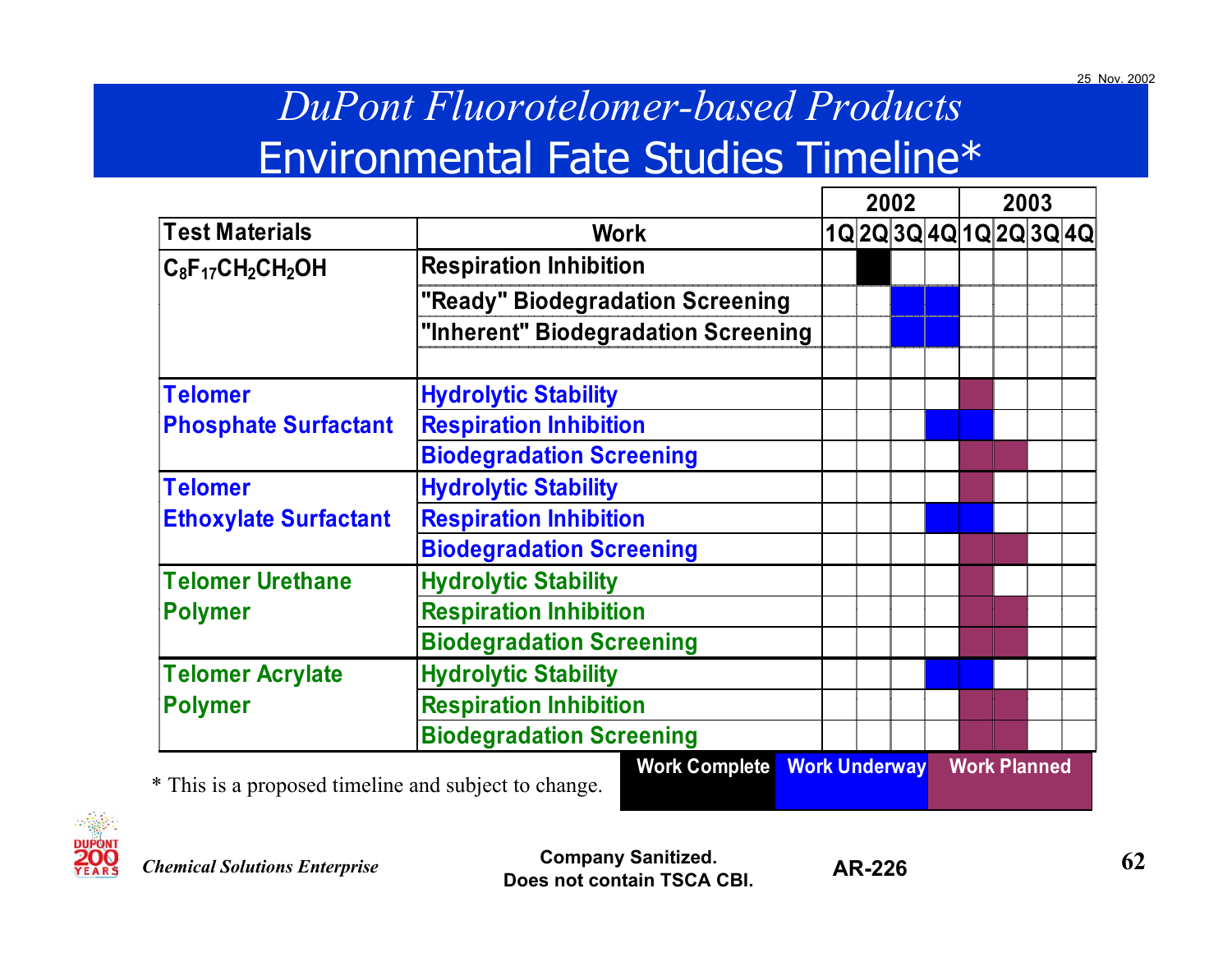# *DuPont Fluorotelomer-based Products*
# Environmental Fate Studies Timeline*

| Test Materials | Work | 2002 1Q | 2002 2Q | 2002 3Q | 2002 4Q | 2003 1Q | 2003 2Q | 2003 3Q | 2003 4Q |
|---|---|---|---|---|---|---|---|---|---|
| $C_8F_{17}CH_2CH_2OH$ | Respiration Inhibition | | Work Complete | | | | | | |
| | "Ready" Biodegradation Screening | | | Work Underway | Work Underway | | | | |
| | "Inherent" Biodegradation Screening | | | Work Underway | Work Underway | | | | |
| | | | | | | | | | |
| Telomer Phosphate Surfactant | Hydrolytic Stability | | | | | Work Planned | | | |
| | Respiration Inhibition | | | | Work Underway | Work Underway | | | |
| | Biodegradation Screening | | | | | Work Planned | Work Planned | | |
| Telomer Ethoxylate Surfactant | Hydrolytic Stability | | | | | Work Planned | | | |
| | Respiration Inhibition | | | | Work Underway | Work Underway | | | |
| | Biodegradation Screening | | | | | Work Planned | Work Planned | | |
| Telomer Urethane Polymer | Hydrolytic Stability | | | | | Work Planned | | | |
| | Respiration Inhibition | | | | | Work Planned | Work Planned | | |
| | Biodegradation Screening | | | | | Work Planned | Work Planned | | |
| Telomer Acrylate Polymer | Hydrolytic Stability | | | | Work Underway | Work Underway | | | |
| | Respiration Inhibition | | | | | Work Planned | Work Planned | | |
| | Biodegradation Screening | | | | | Work Planned | Work Planned | | |

Legend: Work Complete | Work Underway | Work Planned

\* This is a proposed timeline and subject to change.

25 Nov. 2002

*Chemical Solutions Enterprise*

**Company Sanitized. Does not contain TSCA CBI.**

**AR-226**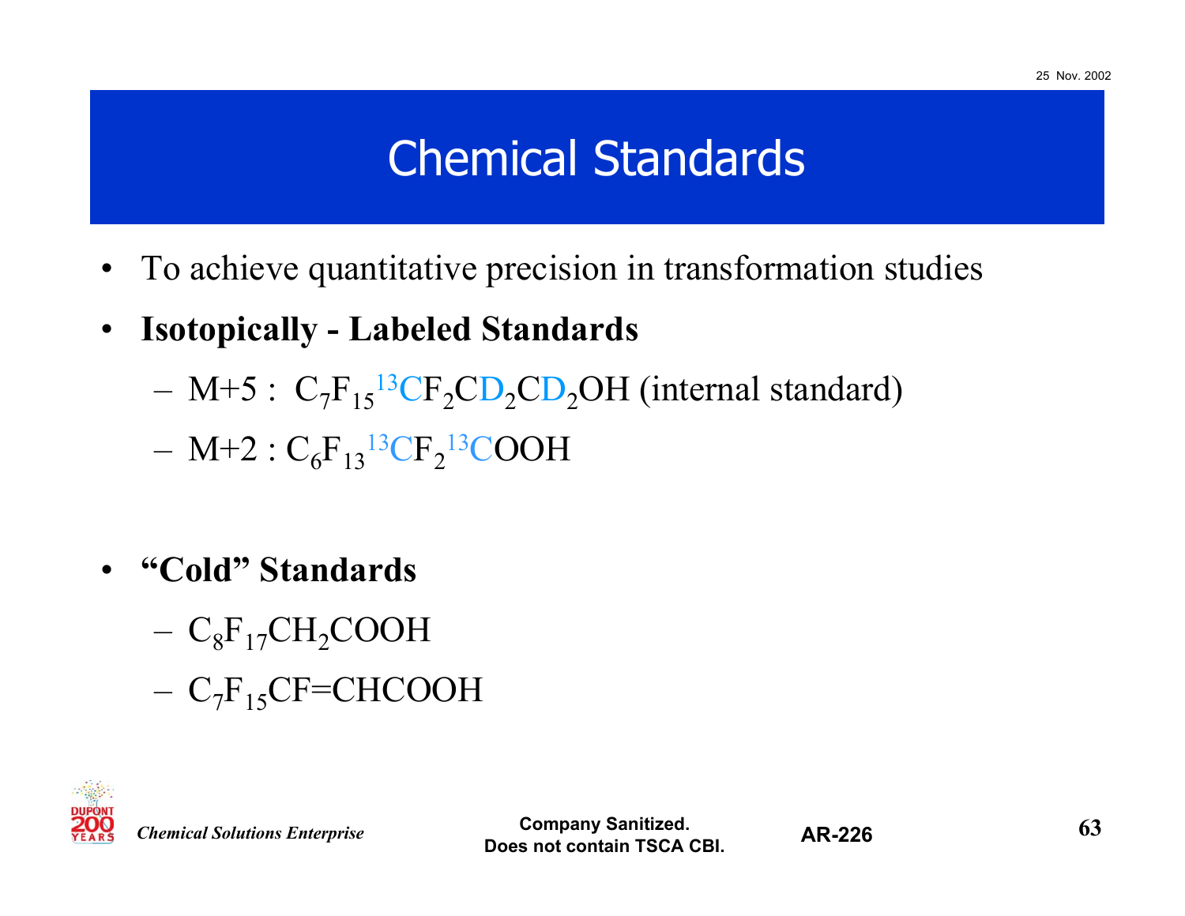# Chemical Standards

- To achieve quantitative precision in transformation studies
- **Isotopically - Labeled Standards**
  - M+5 : $C_7F_{15}{}^{13}CF_2CD_2CD_2OH$ (internal standard)
  - M+2 : $C_6F_{13}{}^{13}CF_2{}^{13}COOH$
- **"Cold" Standards**
  - $C_8F_{17}CH_2COOH$
  - $C_7F_{15}CF{=}CHCOOH$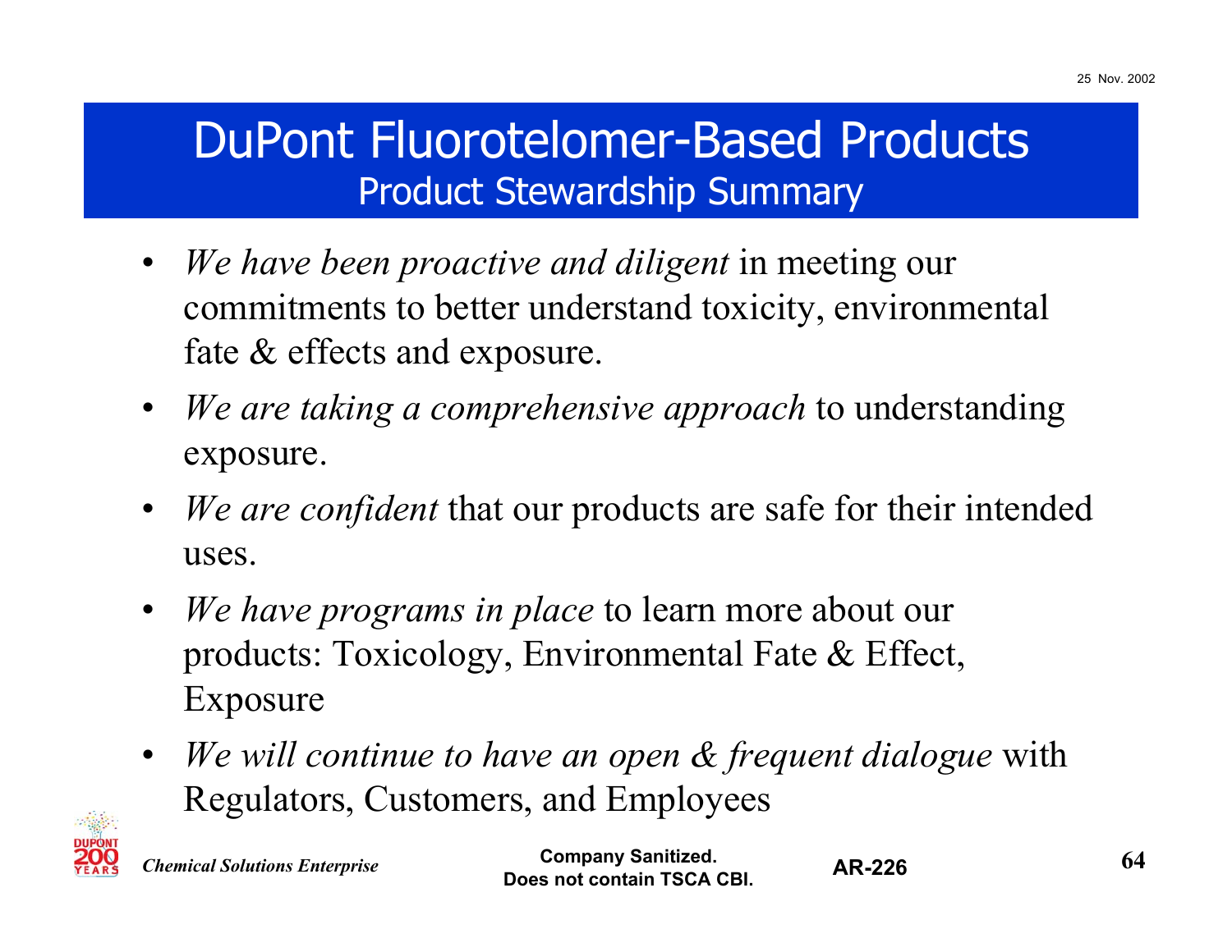# DuPont Fluorotelomer-Based Products

## Product Stewardship Summary

- *We have been proactive and diligent* in meeting our commitments to better understand toxicity, environmental fate & effects and exposure.
- *We are taking a comprehensive approach* to understanding exposure.
- *We are confident* that our products are safe for their intended uses.
- *We have programs in place* to learn more about our products: Toxicology, Environmental Fate & Effect, Exposure
- *We will continue to have an open & frequent dialogue* with Regulators, Customers, and Employees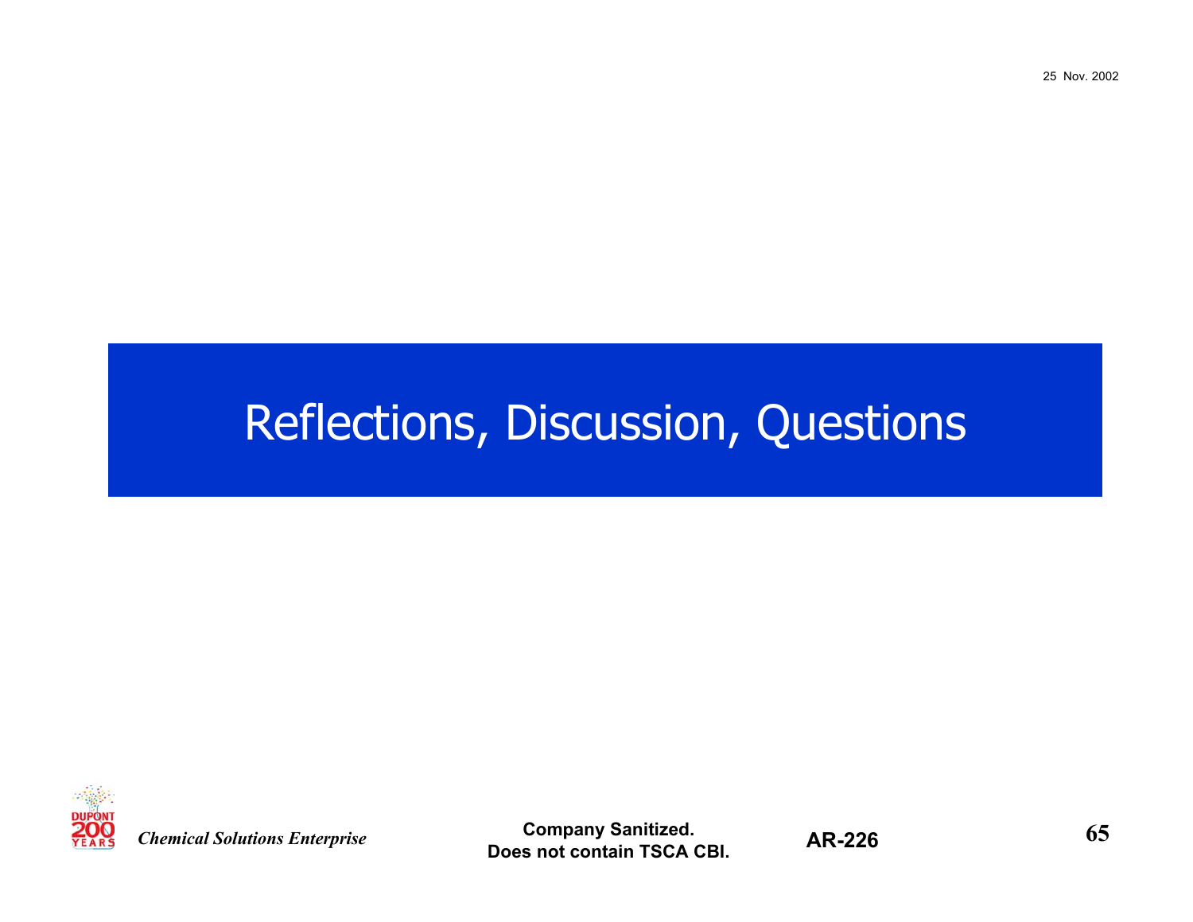# Reflections, Discussion, Questions